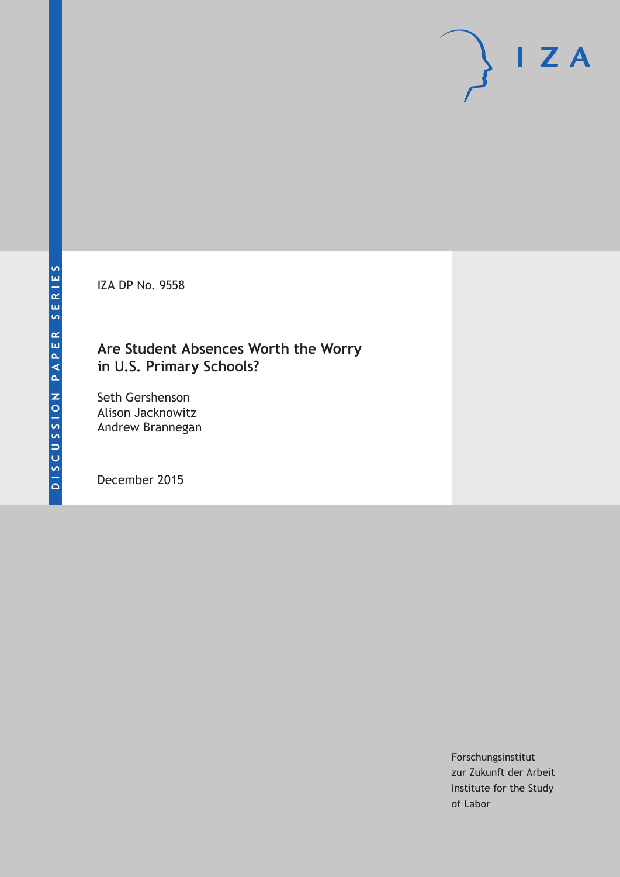DISCUSSION PAPER SERIES

IZA DP No. 9558

# Are Student Absences Worth the Worry in U.S. Primary Schools?

Seth Gershenson
Alison Jacknowitz
Andrew Brannegan

December 2015

Forschungsinstitut
zur Zukunft der Arbeit
Institute for the Study
of Labor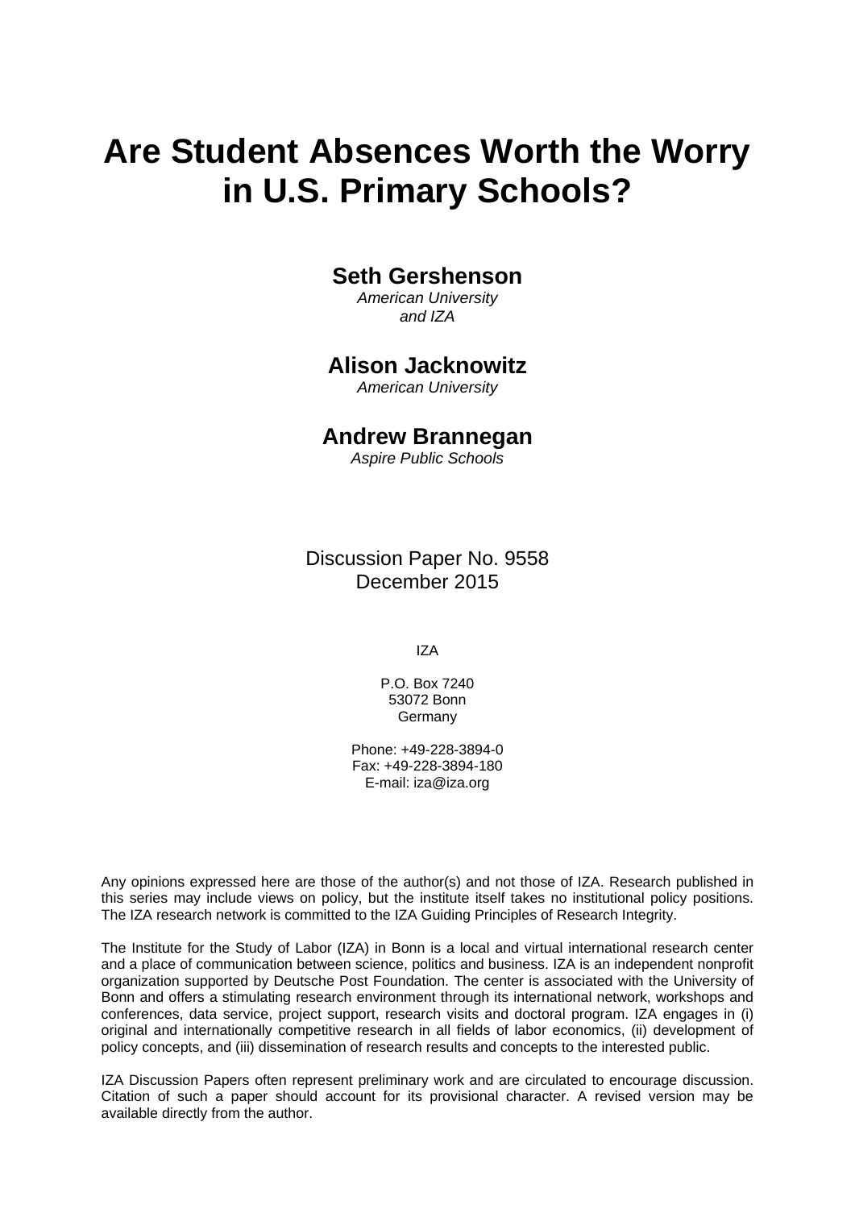# Are Student Absences Worth the Worry in U.S. Primary Schools?

**Seth Gershenson**
*American University*
*and IZA*

**Alison Jacknowitz**
*American University*

**Andrew Brannegan**
*Aspire Public Schools*

Discussion Paper No. 9558
December 2015

IZA

P.O. Box 7240
53072 Bonn
Germany

Phone: +49-228-3894-0
Fax: +49-228-3894-180
E-mail: iza@iza.org

Any opinions expressed here are those of the author(s) and not those of IZA. Research published in this series may include views on policy, but the institute itself takes no institutional policy positions. The IZA research network is committed to the IZA Guiding Principles of Research Integrity.

The Institute for the Study of Labor (IZA) in Bonn is a local and virtual international research center and a place of communication between science, politics and business. IZA is an independent nonprofit organization supported by Deutsche Post Foundation. The center is associated with the University of Bonn and offers a stimulating research environment through its international network, workshops and conferences, data service, project support, research visits and doctoral program. IZA engages in (i) original and internationally competitive research in all fields of labor economics, (ii) development of policy concepts, and (iii) dissemination of research results and concepts to the interested public.

IZA Discussion Papers often represent preliminary work and are circulated to encourage discussion. Citation of such a paper should account for its provisional character. A revised version may be available directly from the author.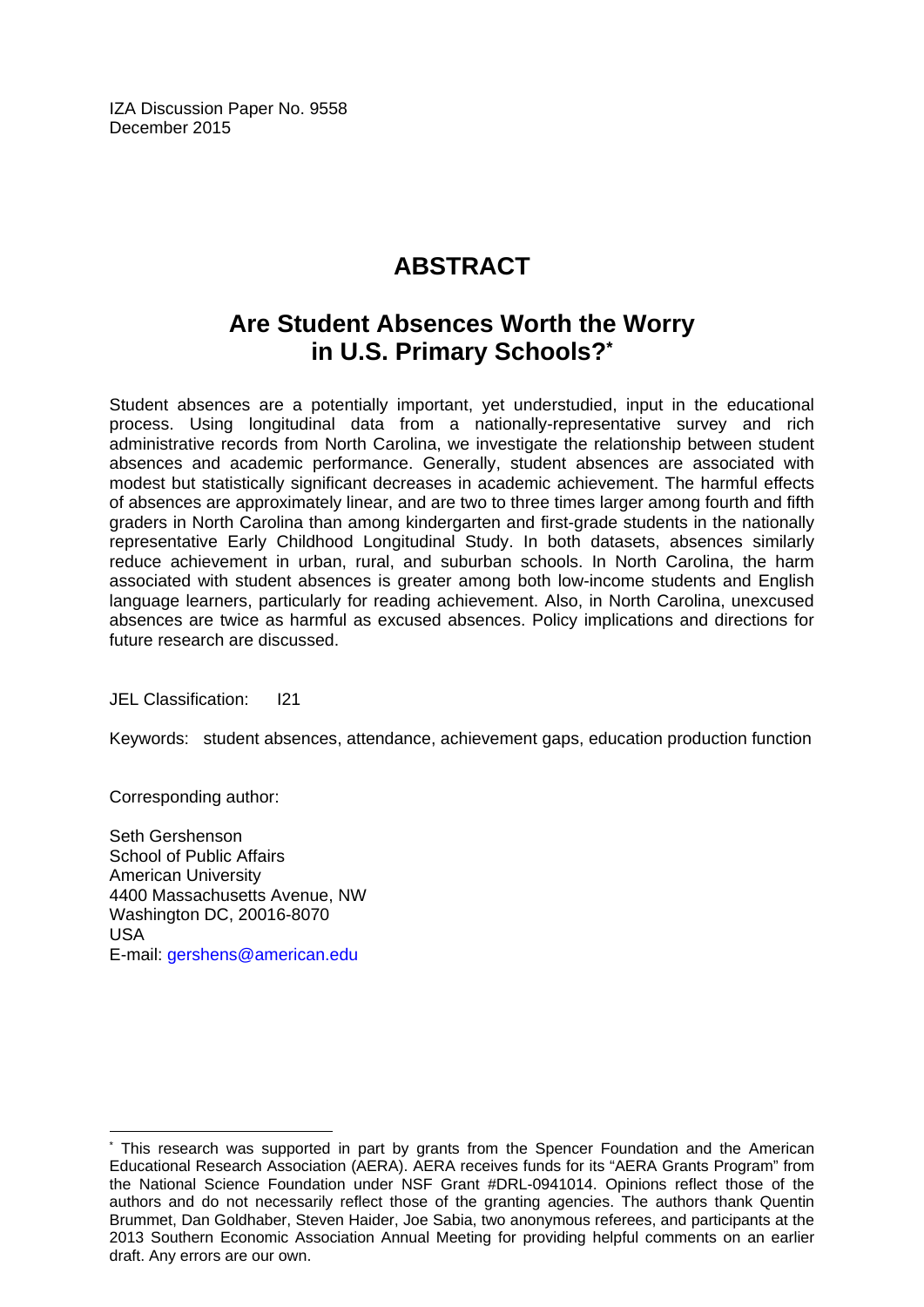IZA Discussion Paper No. 9558
December 2015

# ABSTRACT

## Are Student Absences Worth the Worry in U.S. Primary Schools?*

Student absences are a potentially important, yet understudied, input in the educational process. Using longitudinal data from a nationally-representative survey and rich administrative records from North Carolina, we investigate the relationship between student absences and academic performance. Generally, student absences are associated with modest but statistically significant decreases in academic achievement. The harmful effects of absences are approximately linear, and are two to three times larger among fourth and fifth graders in North Carolina than among kindergarten and first-grade students in the nationally representative Early Childhood Longitudinal Study. In both datasets, absences similarly reduce achievement in urban, rural, and suburban schools. In North Carolina, the harm associated with student absences is greater among both low-income students and English language learners, particularly for reading achievement. Also, in North Carolina, unexcused absences are twice as harmful as excused absences. Policy implications and directions for future research are discussed.

JEL Classification: I21

Keywords: student absences, attendance, achievement gaps, education production function

Corresponding author:

Seth Gershenson
School of Public Affairs
American University
4400 Massachusetts Avenue, NW
Washington DC, 20016-8070
USA
E-mail: gershens@american.edu

---

* This research was supported in part by grants from the Spencer Foundation and the American Educational Research Association (AERA). AERA receives funds for its "AERA Grants Program" from the National Science Foundation under NSF Grant #DRL-0941014. Opinions reflect those of the authors and do not necessarily reflect those of the granting agencies. The authors thank Quentin Brummet, Dan Goldhaber, Steven Haider, Joe Sabia, two anonymous referees, and participants at the 2013 Southern Economic Association Annual Meeting for providing helpful comments on an earlier draft. Any errors are our own.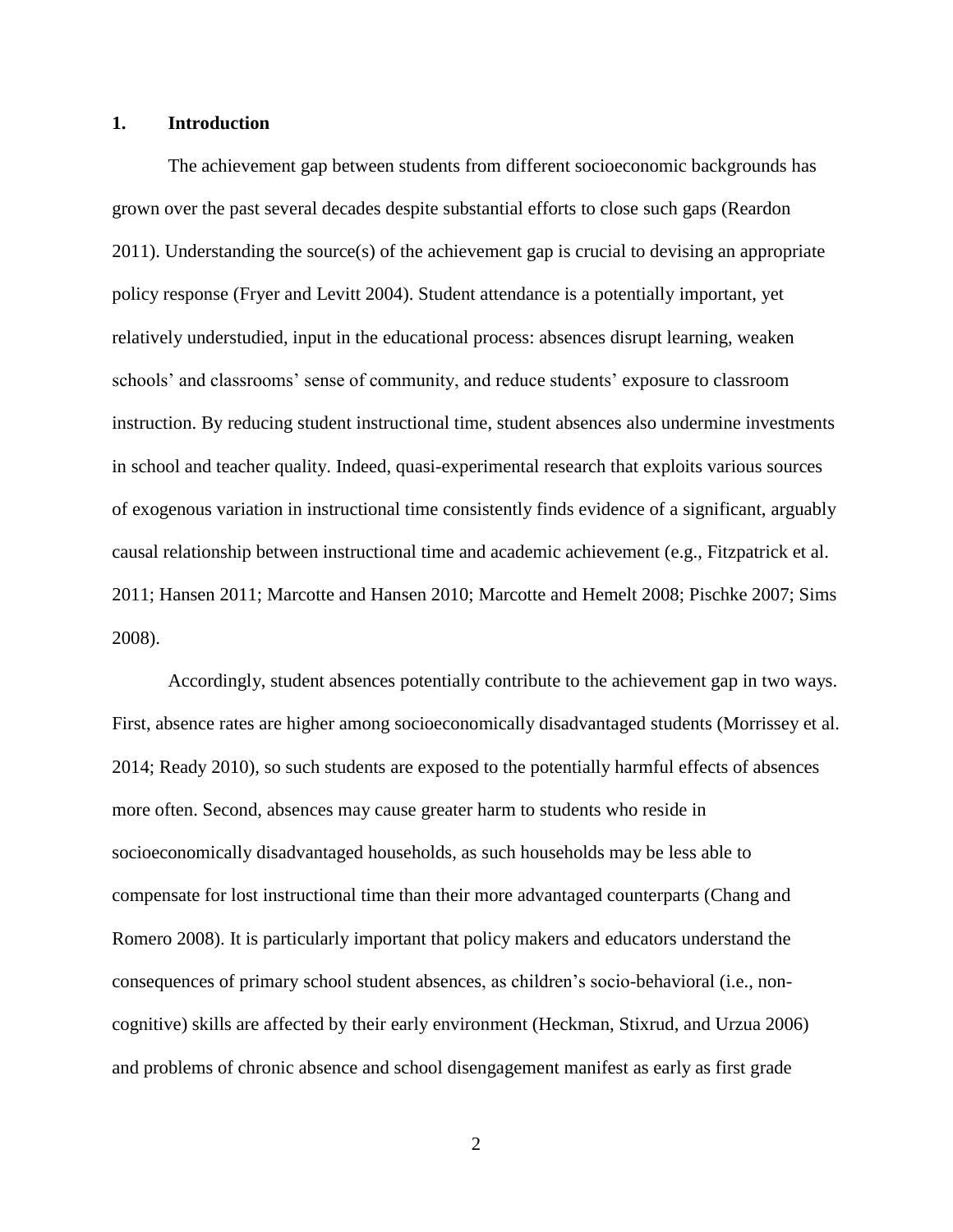## 1. Introduction

The achievement gap between students from different socioeconomic backgrounds has grown over the past several decades despite substantial efforts to close such gaps (Reardon 2011). Understanding the source(s) of the achievement gap is crucial to devising an appropriate policy response (Fryer and Levitt 2004). Student attendance is a potentially important, yet relatively understudied, input in the educational process: absences disrupt learning, weaken schools' and classrooms' sense of community, and reduce students' exposure to classroom instruction. By reducing student instructional time, student absences also undermine investments in school and teacher quality. Indeed, quasi-experimental research that exploits various sources of exogenous variation in instructional time consistently finds evidence of a significant, arguably causal relationship between instructional time and academic achievement (e.g., Fitzpatrick et al. 2011; Hansen 2011; Marcotte and Hansen 2010; Marcotte and Hemelt 2008; Pischke 2007; Sims 2008).

Accordingly, student absences potentially contribute to the achievement gap in two ways. First, absence rates are higher among socioeconomically disadvantaged students (Morrissey et al. 2014; Ready 2010), so such students are exposed to the potentially harmful effects of absences more often. Second, absences may cause greater harm to students who reside in socioeconomically disadvantaged households, as such households may be less able to compensate for lost instructional time than their more advantaged counterparts (Chang and Romero 2008). It is particularly important that policy makers and educators understand the consequences of primary school student absences, as children's socio-behavioral (i.e., non-cognitive) skills are affected by their early environment (Heckman, Stixrud, and Urzua 2006) and problems of chronic absence and school disengagement manifest as early as first grade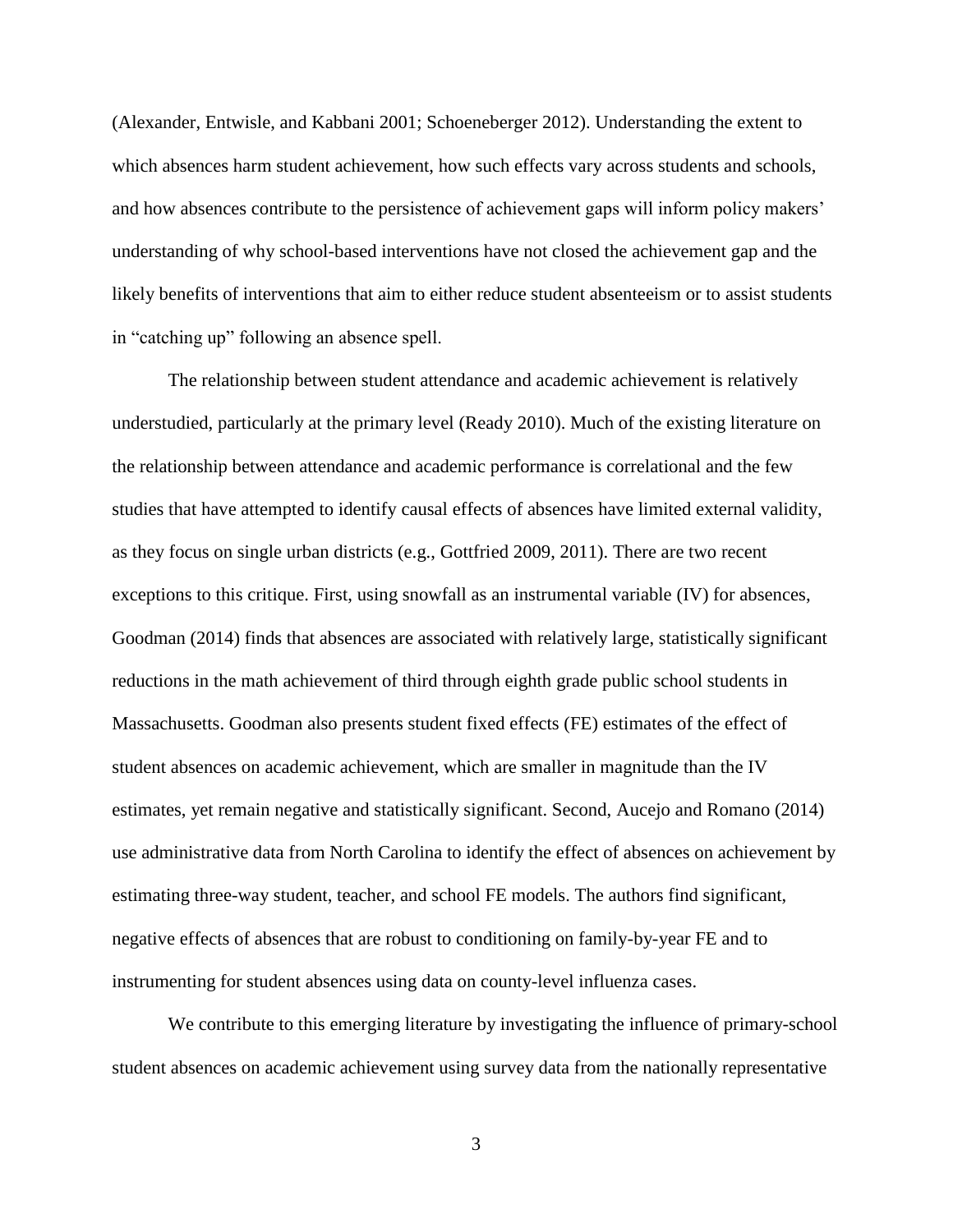(Alexander, Entwisle, and Kabbani 2001; Schoeneberger 2012). Understanding the extent to which absences harm student achievement, how such effects vary across students and schools, and how absences contribute to the persistence of achievement gaps will inform policy makers' understanding of why school-based interventions have not closed the achievement gap and the likely benefits of interventions that aim to either reduce student absenteeism or to assist students in "catching up" following an absence spell.

The relationship between student attendance and academic achievement is relatively understudied, particularly at the primary level (Ready 2010). Much of the existing literature on the relationship between attendance and academic performance is correlational and the few studies that have attempted to identify causal effects of absences have limited external validity, as they focus on single urban districts (e.g., Gottfried 2009, 2011). There are two recent exceptions to this critique. First, using snowfall as an instrumental variable (IV) for absences, Goodman (2014) finds that absences are associated with relatively large, statistically significant reductions in the math achievement of third through eighth grade public school students in Massachusetts. Goodman also presents student fixed effects (FE) estimates of the effect of student absences on academic achievement, which are smaller in magnitude than the IV estimates, yet remain negative and statistically significant. Second, Aucejo and Romano (2014) use administrative data from North Carolina to identify the effect of absences on achievement by estimating three-way student, teacher, and school FE models. The authors find significant, negative effects of absences that are robust to conditioning on family-by-year FE and to instrumenting for student absences using data on county-level influenza cases.

We contribute to this emerging literature by investigating the influence of primary-school student absences on academic achievement using survey data from the nationally representative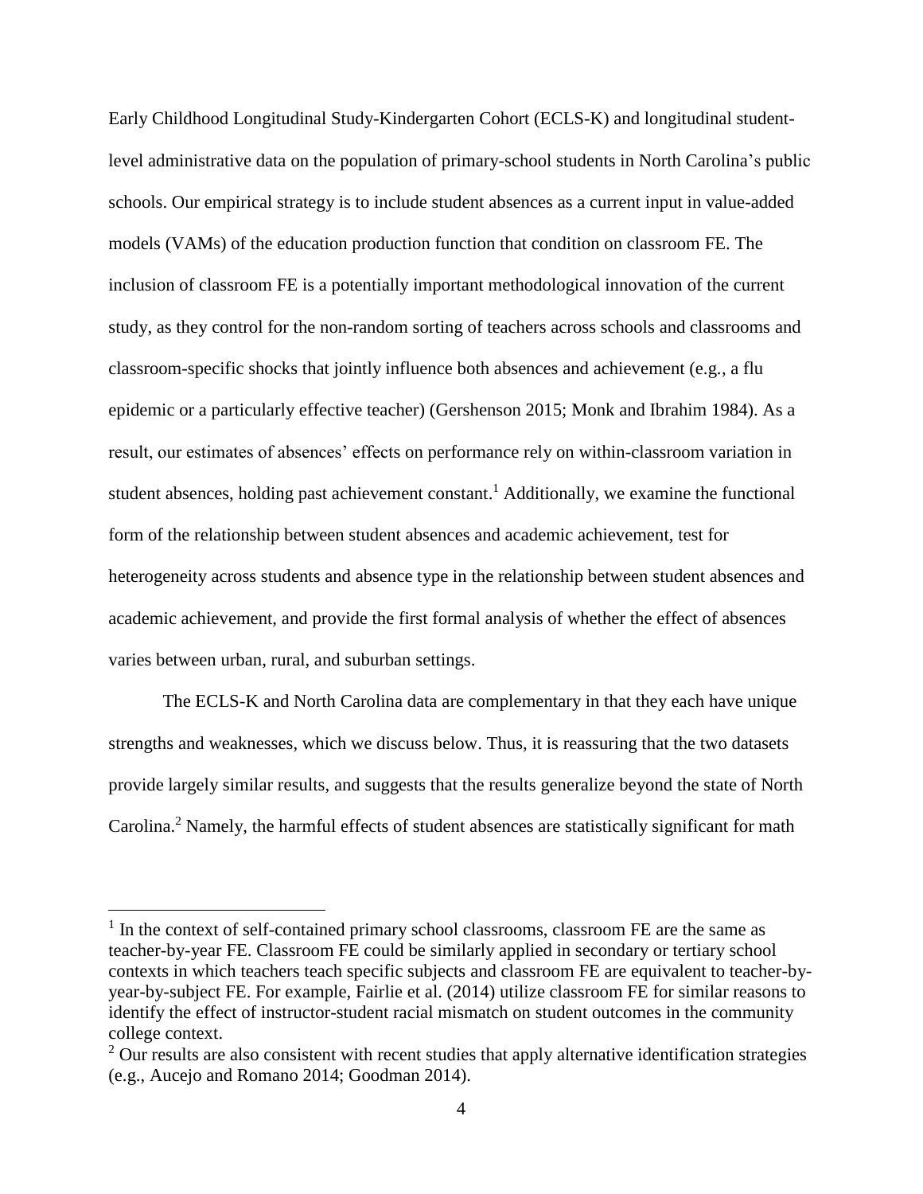Early Childhood Longitudinal Study-Kindergarten Cohort (ECLS-K) and longitudinal student-level administrative data on the population of primary-school students in North Carolina's public schools. Our empirical strategy is to include student absences as a current input in value-added models (VAMs) of the education production function that condition on classroom FE. The inclusion of classroom FE is a potentially important methodological innovation of the current study, as they control for the non-random sorting of teachers across schools and classrooms and classroom-specific shocks that jointly influence both absences and achievement (e.g., a flu epidemic or a particularly effective teacher) (Gershenson 2015; Monk and Ibrahim 1984). As a result, our estimates of absences' effects on performance rely on within-classroom variation in student absences, holding past achievement constant.[1] Additionally, we examine the functional form of the relationship between student absences and academic achievement, test for heterogeneity across students and absence type in the relationship between student absences and academic achievement, and provide the first formal analysis of whether the effect of absences varies between urban, rural, and suburban settings.

The ECLS-K and North Carolina data are complementary in that they each have unique strengths and weaknesses, which we discuss below. Thus, it is reassuring that the two datasets provide largely similar results, and suggests that the results generalize beyond the state of North Carolina.[2] Namely, the harmful effects of student absences are statistically significant for math

---

[1] In the context of self-contained primary school classrooms, classroom FE are the same as teacher-by-year FE. Classroom FE could be similarly applied in secondary or tertiary school contexts in which teachers teach specific subjects and classroom FE are equivalent to teacher-by-year-by-subject FE. For example, Fairlie et al. (2014) utilize classroom FE for similar reasons to identify the effect of instructor-student racial mismatch on student outcomes in the community college context.

[2] Our results are also consistent with recent studies that apply alternative identification strategies (e.g., Aucejo and Romano 2014; Goodman 2014).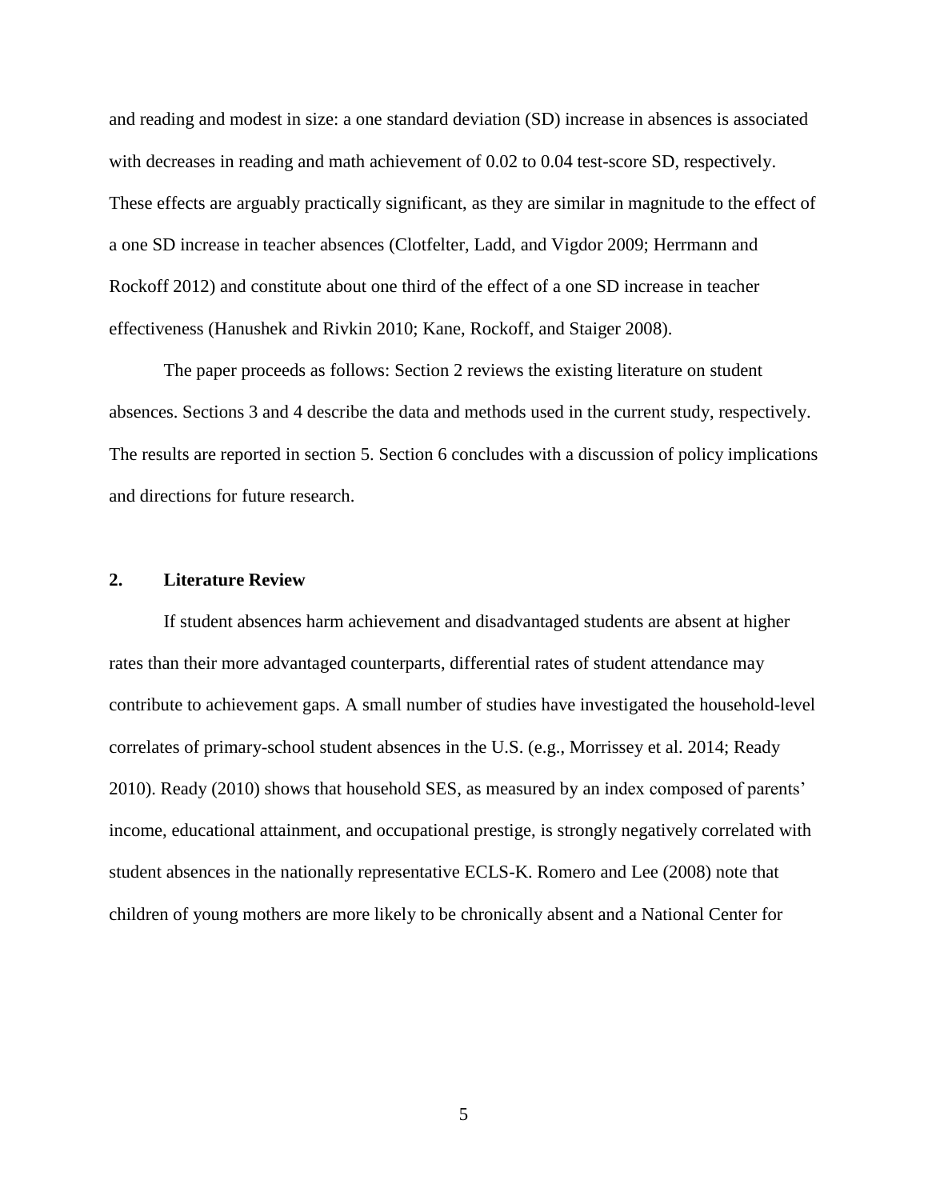and reading and modest in size: a one standard deviation (SD) increase in absences is associated with decreases in reading and math achievement of 0.02 to 0.04 test-score SD, respectively. These effects are arguably practically significant, as they are similar in magnitude to the effect of a one SD increase in teacher absences (Clotfelter, Ladd, and Vigdor 2009; Herrmann and Rockoff 2012) and constitute about one third of the effect of a one SD increase in teacher effectiveness (Hanushek and Rivkin 2010; Kane, Rockoff, and Staiger 2008).

The paper proceeds as follows: Section 2 reviews the existing literature on student absences. Sections 3 and 4 describe the data and methods used in the current study, respectively. The results are reported in section 5. Section 6 concludes with a discussion of policy implications and directions for future research.

## 2. Literature Review

If student absences harm achievement and disadvantaged students are absent at higher rates than their more advantaged counterparts, differential rates of student attendance may contribute to achievement gaps. A small number of studies have investigated the household-level correlates of primary-school student absences in the U.S. (e.g., Morrissey et al. 2014; Ready 2010). Ready (2010) shows that household SES, as measured by an index composed of parents' income, educational attainment, and occupational prestige, is strongly negatively correlated with student absences in the nationally representative ECLS-K. Romero and Lee (2008) note that children of young mothers are more likely to be chronically absent and a National Center for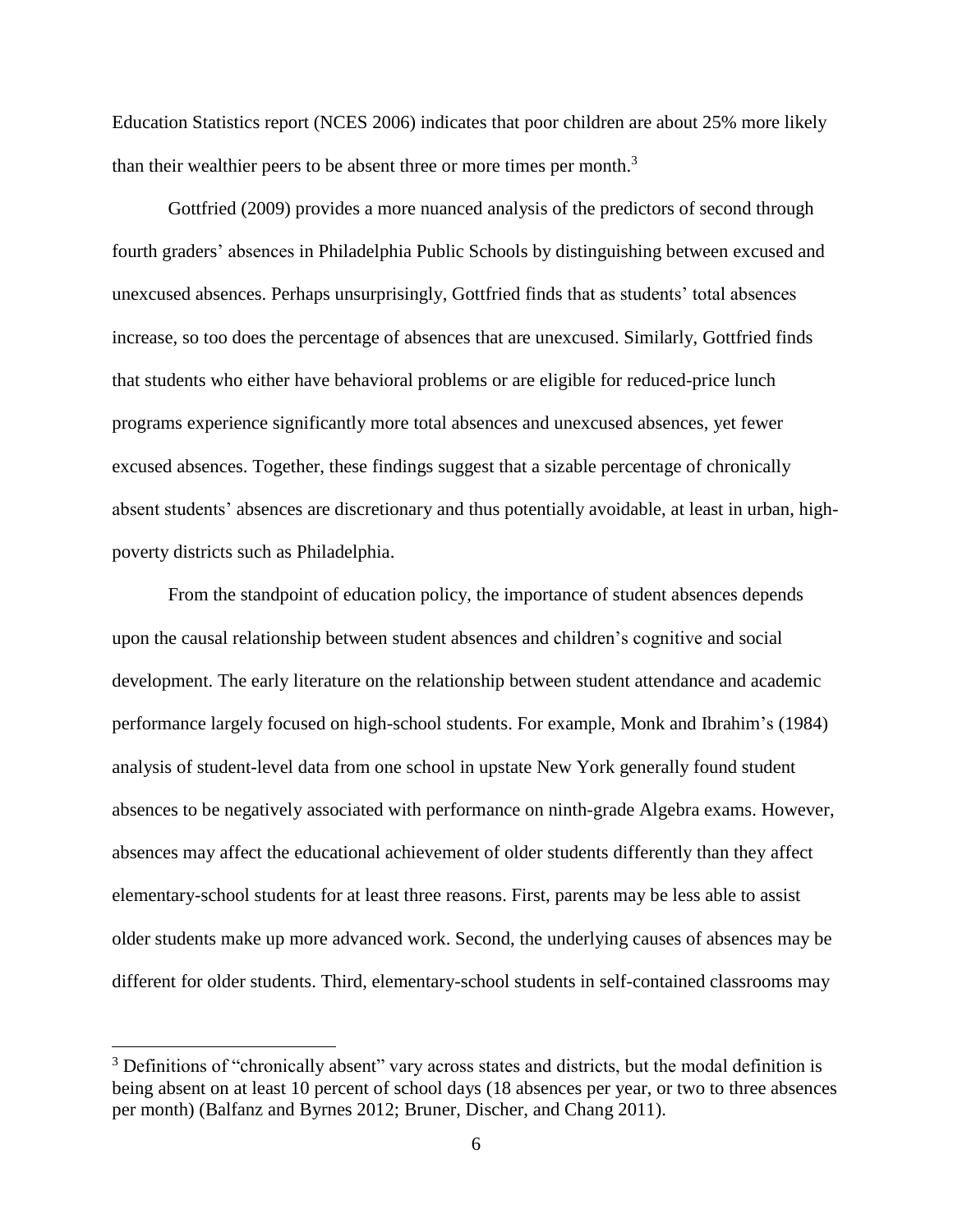Education Statistics report (NCES 2006) indicates that poor children are about 25% more likely than their wealthier peers to be absent three or more times per month.[3]

Gottfried (2009) provides a more nuanced analysis of the predictors of second through fourth graders' absences in Philadelphia Public Schools by distinguishing between excused and unexcused absences. Perhaps unsurprisingly, Gottfried finds that as students' total absences increase, so too does the percentage of absences that are unexcused. Similarly, Gottfried finds that students who either have behavioral problems or are eligible for reduced-price lunch programs experience significantly more total absences and unexcused absences, yet fewer excused absences. Together, these findings suggest that a sizable percentage of chronically absent students' absences are discretionary and thus potentially avoidable, at least in urban, high-poverty districts such as Philadelphia.

From the standpoint of education policy, the importance of student absences depends upon the causal relationship between student absences and children's cognitive and social development. The early literature on the relationship between student attendance and academic performance largely focused on high-school students. For example, Monk and Ibrahim's (1984) analysis of student-level data from one school in upstate New York generally found student absences to be negatively associated with performance on ninth-grade Algebra exams. However, absences may affect the educational achievement of older students differently than they affect elementary-school students for at least three reasons. First, parents may be less able to assist older students make up more advanced work. Second, the underlying causes of absences may be different for older students. Third, elementary-school students in self-contained classrooms may

[3] Definitions of "chronically absent" vary across states and districts, but the modal definition is being absent on at least 10 percent of school days (18 absences per year, or two to three absences per month) (Balfanz and Byrnes 2012; Bruner, Discher, and Chang 2011).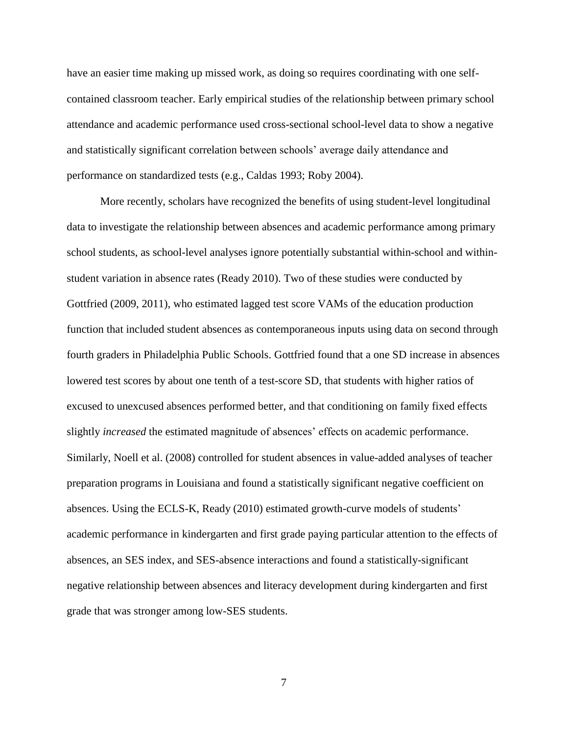have an easier time making up missed work, as doing so requires coordinating with one self-contained classroom teacher. Early empirical studies of the relationship between primary school attendance and academic performance used cross-sectional school-level data to show a negative and statistically significant correlation between schools' average daily attendance and performance on standardized tests (e.g., Caldas 1993; Roby 2004).

More recently, scholars have recognized the benefits of using student-level longitudinal data to investigate the relationship between absences and academic performance among primary school students, as school-level analyses ignore potentially substantial within-school and within-student variation in absence rates (Ready 2010). Two of these studies were conducted by Gottfried (2009, 2011), who estimated lagged test score VAMs of the education production function that included student absences as contemporaneous inputs using data on second through fourth graders in Philadelphia Public Schools. Gottfried found that a one SD increase in absences lowered test scores by about one tenth of a test-score SD, that students with higher ratios of excused to unexcused absences performed better, and that conditioning on family fixed effects slightly *increased* the estimated magnitude of absences' effects on academic performance. Similarly, Noell et al. (2008) controlled for student absences in value-added analyses of teacher preparation programs in Louisiana and found a statistically significant negative coefficient on absences. Using the ECLS-K, Ready (2010) estimated growth-curve models of students' academic performance in kindergarten and first grade paying particular attention to the effects of absences, an SES index, and SES-absence interactions and found a statistically-significant negative relationship between absences and literacy development during kindergarten and first grade that was stronger among low-SES students.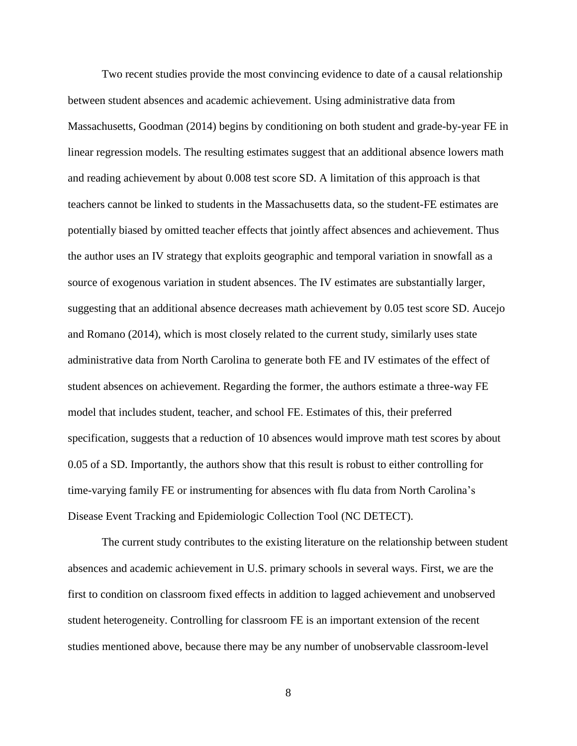Two recent studies provide the most convincing evidence to date of a causal relationship between student absences and academic achievement. Using administrative data from Massachusetts, Goodman (2014) begins by conditioning on both student and grade-by-year FE in linear regression models. The resulting estimates suggest that an additional absence lowers math and reading achievement by about 0.008 test score SD. A limitation of this approach is that teachers cannot be linked to students in the Massachusetts data, so the student-FE estimates are potentially biased by omitted teacher effects that jointly affect absences and achievement. Thus the author uses an IV strategy that exploits geographic and temporal variation in snowfall as a source of exogenous variation in student absences. The IV estimates are substantially larger, suggesting that an additional absence decreases math achievement by 0.05 test score SD. Aucejo and Romano (2014), which is most closely related to the current study, similarly uses state administrative data from North Carolina to generate both FE and IV estimates of the effect of student absences on achievement. Regarding the former, the authors estimate a three-way FE model that includes student, teacher, and school FE. Estimates of this, their preferred specification, suggests that a reduction of 10 absences would improve math test scores by about 0.05 of a SD. Importantly, the authors show that this result is robust to either controlling for time-varying family FE or instrumenting for absences with flu data from North Carolina's Disease Event Tracking and Epidemiologic Collection Tool (NC DETECT).

The current study contributes to the existing literature on the relationship between student absences and academic achievement in U.S. primary schools in several ways. First, we are the first to condition on classroom fixed effects in addition to lagged achievement and unobserved student heterogeneity. Controlling for classroom FE is an important extension of the recent studies mentioned above, because there may be any number of unobservable classroom-level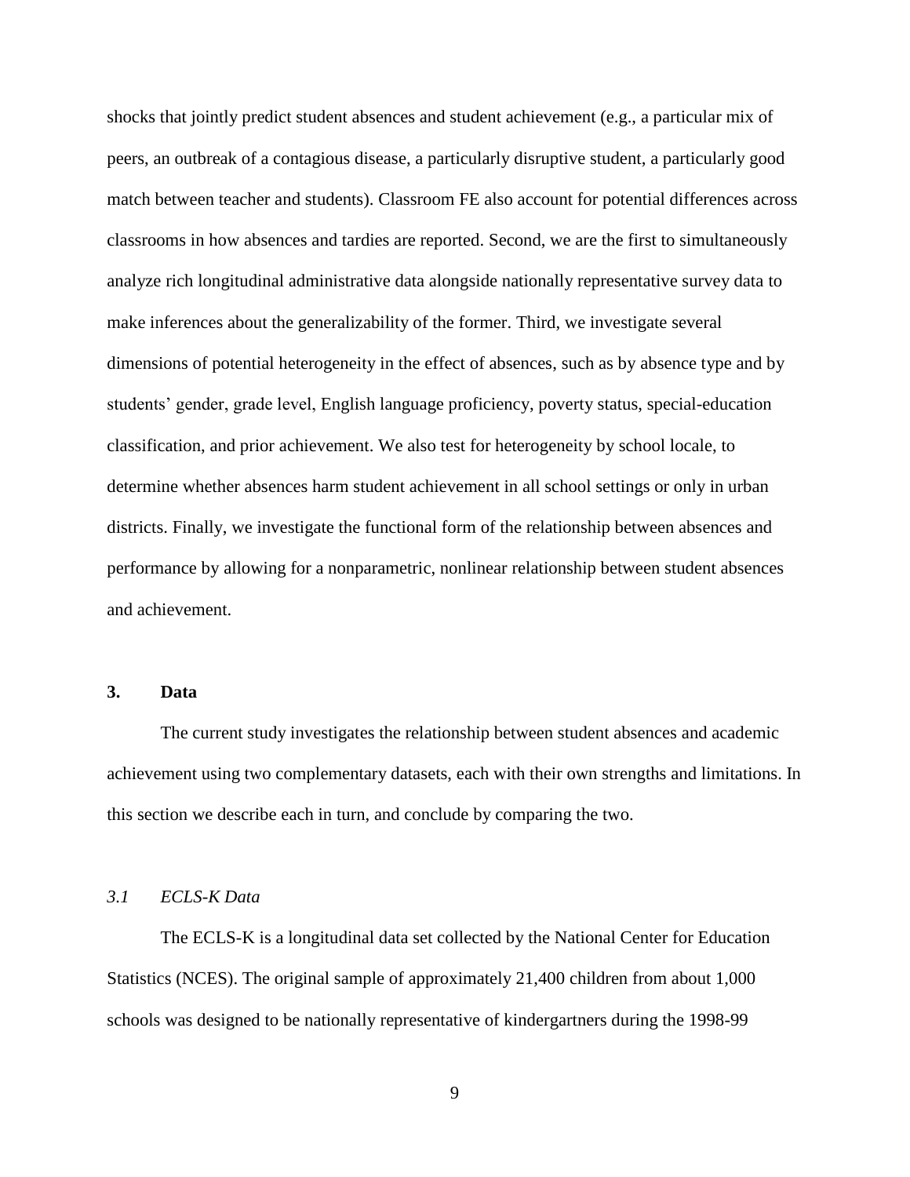shocks that jointly predict student absences and student achievement (e.g., a particular mix of peers, an outbreak of a contagious disease, a particularly disruptive student, a particularly good match between teacher and students). Classroom FE also account for potential differences across classrooms in how absences and tardies are reported. Second, we are the first to simultaneously analyze rich longitudinal administrative data alongside nationally representative survey data to make inferences about the generalizability of the former. Third, we investigate several dimensions of potential heterogeneity in the effect of absences, such as by absence type and by students' gender, grade level, English language proficiency, poverty status, special-education classification, and prior achievement. We also test for heterogeneity by school locale, to determine whether absences harm student achievement in all school settings or only in urban districts. Finally, we investigate the functional form of the relationship between absences and performance by allowing for a nonparametric, nonlinear relationship between student absences and achievement.

## 3. Data

The current study investigates the relationship between student absences and academic achievement using two complementary datasets, each with their own strengths and limitations. In this section we describe each in turn, and conclude by comparing the two.

### *3.1 ECLS-K Data*

The ECLS-K is a longitudinal data set collected by the National Center for Education Statistics (NCES). The original sample of approximately 21,400 children from about 1,000 schools was designed to be nationally representative of kindergartners during the 1998-99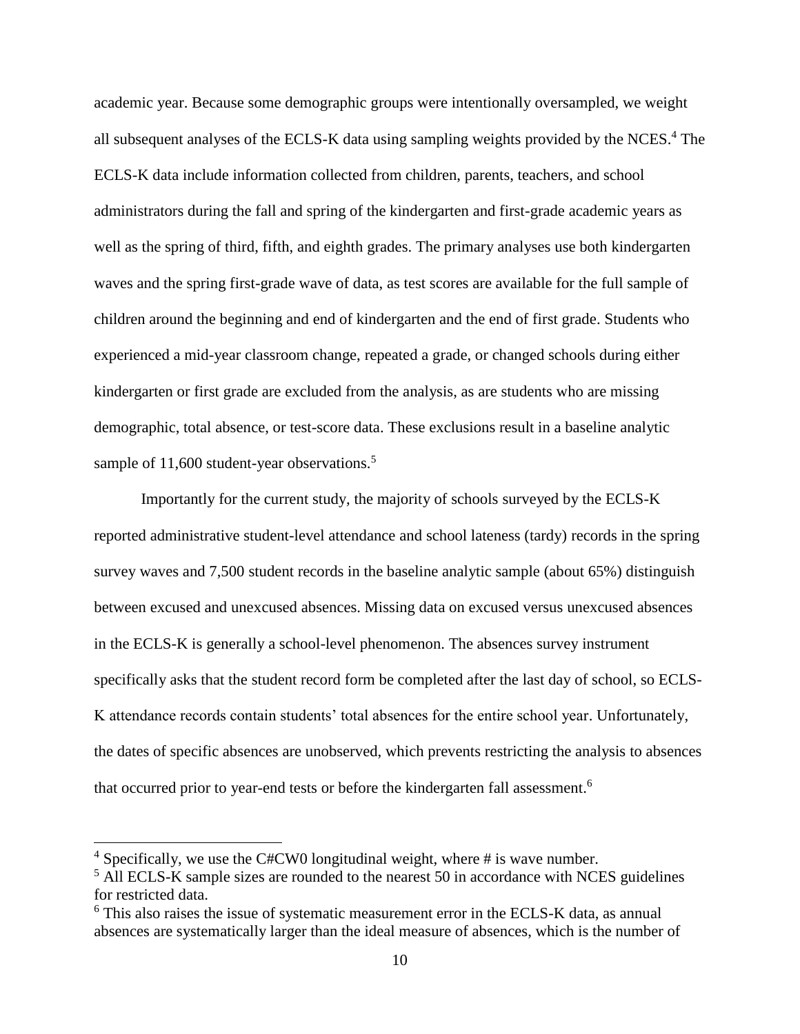academic year. Because some demographic groups were intentionally oversampled, we weight all subsequent analyses of the ECLS-K data using sampling weights provided by the NCES.[4] The ECLS-K data include information collected from children, parents, teachers, and school administrators during the fall and spring of the kindergarten and first-grade academic years as well as the spring of third, fifth, and eighth grades. The primary analyses use both kindergarten waves and the spring first-grade wave of data, as test scores are available for the full sample of children around the beginning and end of kindergarten and the end of first grade. Students who experienced a mid-year classroom change, repeated a grade, or changed schools during either kindergarten or first grade are excluded from the analysis, as are students who are missing demographic, total absence, or test-score data. These exclusions result in a baseline analytic sample of 11,600 student-year observations.[5]

Importantly for the current study, the majority of schools surveyed by the ECLS-K reported administrative student-level attendance and school lateness (tardy) records in the spring survey waves and 7,500 student records in the baseline analytic sample (about 65%) distinguish between excused and unexcused absences. Missing data on excused versus unexcused absences in the ECLS-K is generally a school-level phenomenon. The absences survey instrument specifically asks that the student record form be completed after the last day of school, so ECLS-K attendance records contain students' total absences for the entire school year. Unfortunately, the dates of specific absences are unobserved, which prevents restricting the analysis to absences that occurred prior to year-end tests or before the kindergarten fall assessment.[6]

---

[4] Specifically, we use the C#CW0 longitudinal weight, where # is wave number.

[5] All ECLS-K sample sizes are rounded to the nearest 50 in accordance with NCES guidelines for restricted data.

[6] This also raises the issue of systematic measurement error in the ECLS-K data, as annual absences are systematically larger than the ideal measure of absences, which is the number of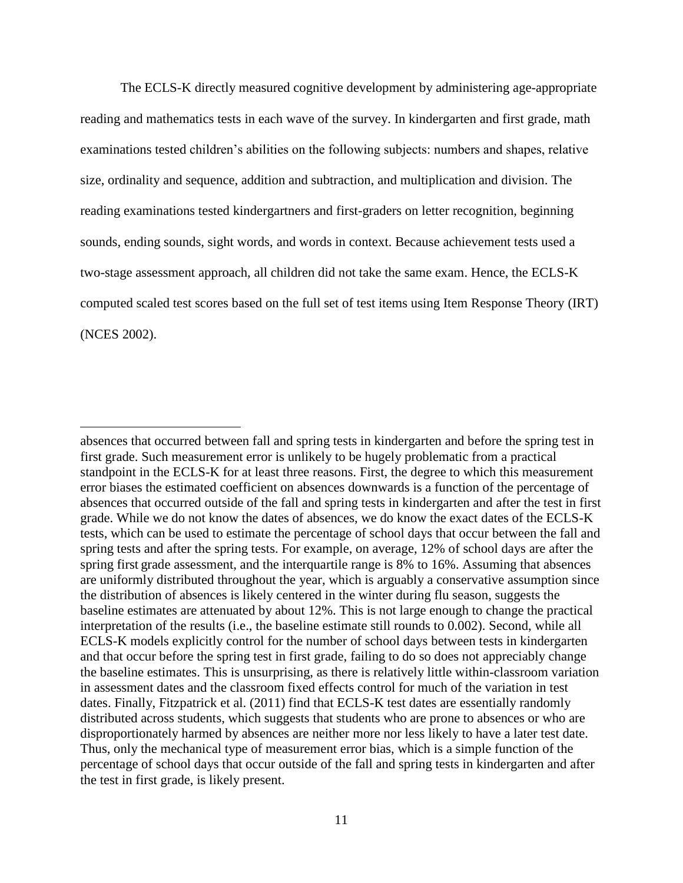The ECLS-K directly measured cognitive development by administering age-appropriate reading and mathematics tests in each wave of the survey. In kindergarten and first grade, math examinations tested children's abilities on the following subjects: numbers and shapes, relative size, ordinality and sequence, addition and subtraction, and multiplication and division. The reading examinations tested kindergartners and first-graders on letter recognition, beginning sounds, ending sounds, sight words, and words in context. Because achievement tests used a two-stage assessment approach, all children did not take the same exam. Hence, the ECLS-K computed scaled test scores based on the full set of test items using Item Response Theory (IRT) (NCES 2002).

---

absences that occurred between fall and spring tests in kindergarten and before the spring test in first grade. Such measurement error is unlikely to be hugely problematic from a practical standpoint in the ECLS-K for at least three reasons. First, the degree to which this measurement error biases the estimated coefficient on absences downwards is a function of the percentage of absences that occurred outside of the fall and spring tests in kindergarten and after the test in first grade. While we do not know the dates of absences, we do know the exact dates of the ECLS-K tests, which can be used to estimate the percentage of school days that occur between the fall and spring tests and after the spring tests. For example, on average, 12% of school days are after the spring first grade assessment, and the interquartile range is 8% to 16%. Assuming that absences are uniformly distributed throughout the year, which is arguably a conservative assumption since the distribution of absences is likely centered in the winter during flu season, suggests the baseline estimates are attenuated by about 12%. This is not large enough to change the practical interpretation of the results (i.e., the baseline estimate still rounds to 0.002). Second, while all ECLS-K models explicitly control for the number of school days between tests in kindergarten and that occur before the spring test in first grade, failing to do so does not appreciably change the baseline estimates. This is unsurprising, as there is relatively little within-classroom variation in assessment dates and the classroom fixed effects control for much of the variation in test dates. Finally, Fitzpatrick et al. (2011) find that ECLS-K test dates are essentially randomly distributed across students, which suggests that students who are prone to absences or who are disproportionately harmed by absences are neither more nor less likely to have a later test date. Thus, only the mechanical type of measurement error bias, which is a simple function of the percentage of school days that occur outside of the fall and spring tests in kindergarten and after the test in first grade, is likely present.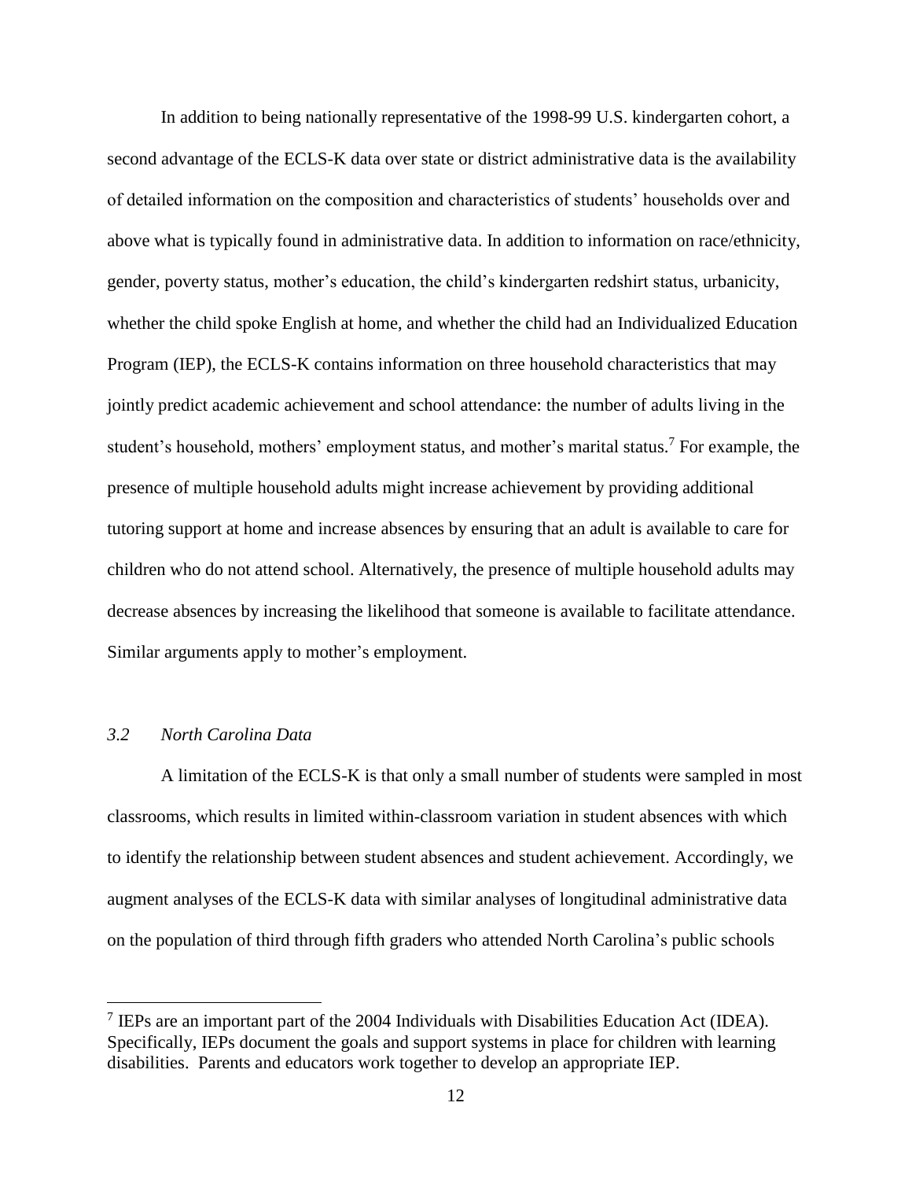In addition to being nationally representative of the 1998-99 U.S. kindergarten cohort, a second advantage of the ECLS-K data over state or district administrative data is the availability of detailed information on the composition and characteristics of students' households over and above what is typically found in administrative data. In addition to information on race/ethnicity, gender, poverty status, mother's education, the child's kindergarten redshirt status, urbanicity, whether the child spoke English at home, and whether the child had an Individualized Education Program (IEP), the ECLS-K contains information on three household characteristics that may jointly predict academic achievement and school attendance: the number of adults living in the student's household, mothers' employment status, and mother's marital status.[7] For example, the presence of multiple household adults might increase achievement by providing additional tutoring support at home and increase absences by ensuring that an adult is available to care for children who do not attend school. Alternatively, the presence of multiple household adults may decrease absences by increasing the likelihood that someone is available to facilitate attendance. Similar arguments apply to mother's employment.

### *3.2 North Carolina Data*

A limitation of the ECLS-K is that only a small number of students were sampled in most classrooms, which results in limited within-classroom variation in student absences with which to identify the relationship between student absences and student achievement. Accordingly, we augment analyses of the ECLS-K data with similar analyses of longitudinal administrative data on the population of third through fifth graders who attended North Carolina's public schools

---

[7] IEPs are an important part of the 2004 Individuals with Disabilities Education Act (IDEA). Specifically, IEPs document the goals and support systems in place for children with learning disabilities. Parents and educators work together to develop an appropriate IEP.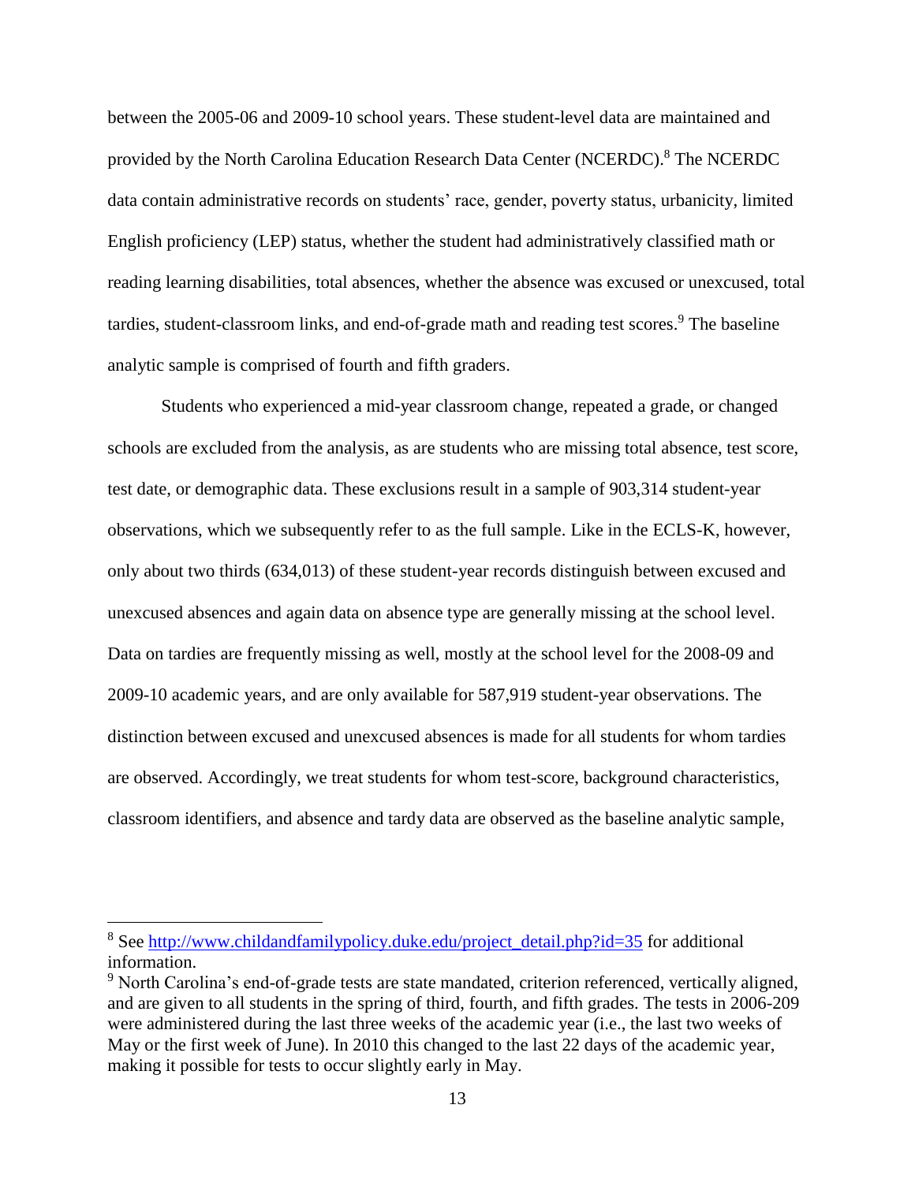between the 2005-06 and 2009-10 school years. These student-level data are maintained and provided by the North Carolina Education Research Data Center (NCERDC).[8] The NCERDC data contain administrative records on students' race, gender, poverty status, urbanicity, limited English proficiency (LEP) status, whether the student had administratively classified math or reading learning disabilities, total absences, whether the absence was excused or unexcused, total tardies, student-classroom links, and end-of-grade math and reading test scores.[9] The baseline analytic sample is comprised of fourth and fifth graders.

Students who experienced a mid-year classroom change, repeated a grade, or changed schools are excluded from the analysis, as are students who are missing total absence, test score, test date, or demographic data. These exclusions result in a sample of 903,314 student-year observations, which we subsequently refer to as the full sample. Like in the ECLS-K, however, only about two thirds (634,013) of these student-year records distinguish between excused and unexcused absences and again data on absence type are generally missing at the school level. Data on tardies are frequently missing as well, mostly at the school level for the 2008-09 and 2009-10 academic years, and are only available for 587,919 student-year observations. The distinction between excused and unexcused absences is made for all students for whom tardies are observed. Accordingly, we treat students for whom test-score, background characteristics, classroom identifiers, and absence and tardy data are observed as the baseline analytic sample,

---

[8] See http://www.childandfamilypolicy.duke.edu/project_detail.php?id=35 for additional information.

[9] North Carolina's end-of-grade tests are state mandated, criterion referenced, vertically aligned, and are given to all students in the spring of third, fourth, and fifth grades. The tests in 2006-209 were administered during the last three weeks of the academic year (i.e., the last two weeks of May or the first week of June). In 2010 this changed to the last 22 days of the academic year, making it possible for tests to occur slightly early in May.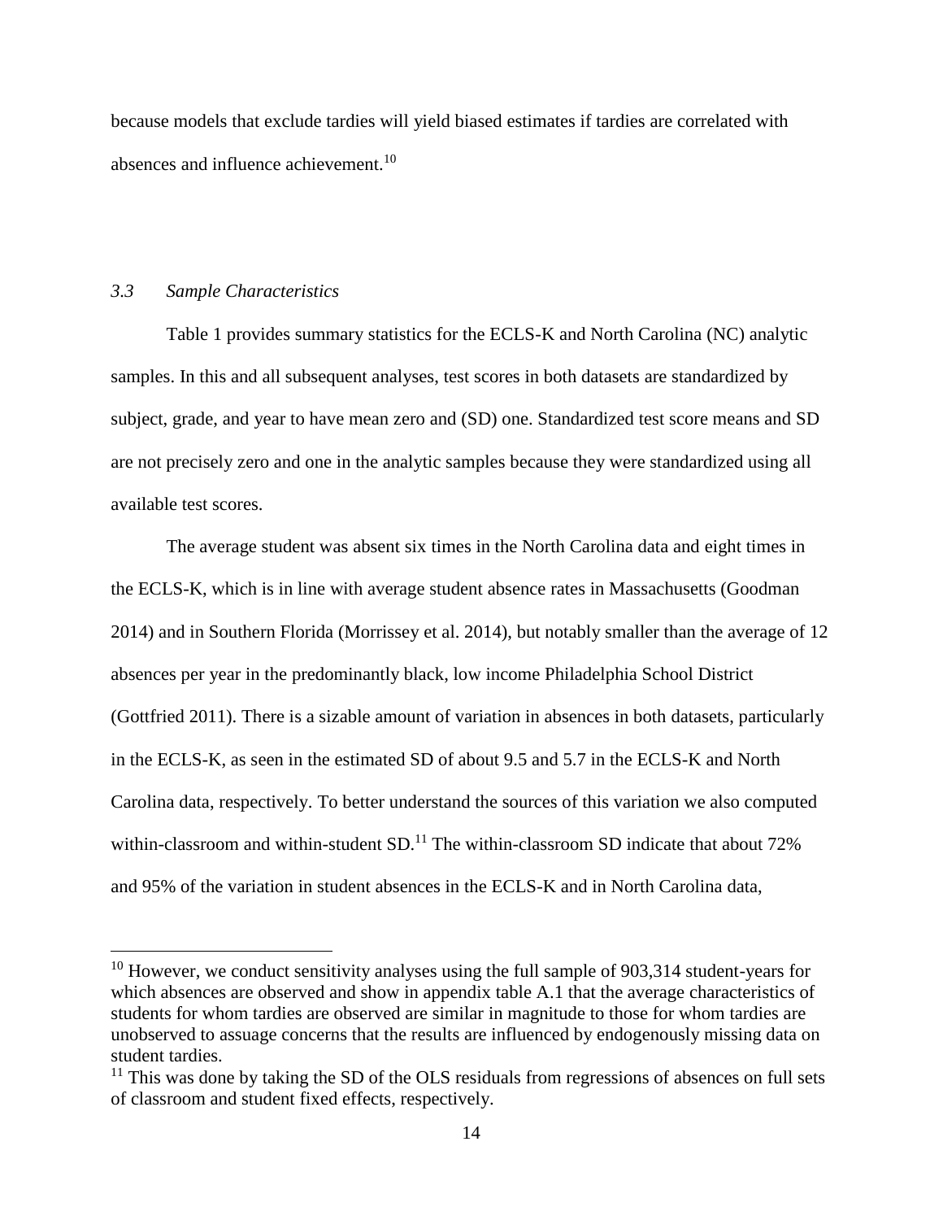because models that exclude tardies will yield biased estimates if tardies are correlated with absences and influence achievement.[10]

### *3.3 Sample Characteristics*

Table 1 provides summary statistics for the ECLS-K and North Carolina (NC) analytic samples. In this and all subsequent analyses, test scores in both datasets are standardized by subject, grade, and year to have mean zero and (SD) one. Standardized test score means and SD are not precisely zero and one in the analytic samples because they were standardized using all available test scores.

The average student was absent six times in the North Carolina data and eight times in the ECLS-K, which is in line with average student absence rates in Massachusetts (Goodman 2014) and in Southern Florida (Morrissey et al. 2014), but notably smaller than the average of 12 absences per year in the predominantly black, low income Philadelphia School District (Gottfried 2011). There is a sizable amount of variation in absences in both datasets, particularly in the ECLS-K, as seen in the estimated SD of about 9.5 and 5.7 in the ECLS-K and North Carolina data, respectively. To better understand the sources of this variation we also computed within-classroom and within-student SD.[11] The within-classroom SD indicate that about 72% and 95% of the variation in student absences in the ECLS-K and in North Carolina data,

---

[10] However, we conduct sensitivity analyses using the full sample of 903,314 student-years for which absences are observed and show in appendix table A.1 that the average characteristics of students for whom tardies are observed are similar in magnitude to those for whom tardies are unobserved to assuage concerns that the results are influenced by endogenously missing data on student tardies.

[11] This was done by taking the SD of the OLS residuals from regressions of absences on full sets of classroom and student fixed effects, respectively.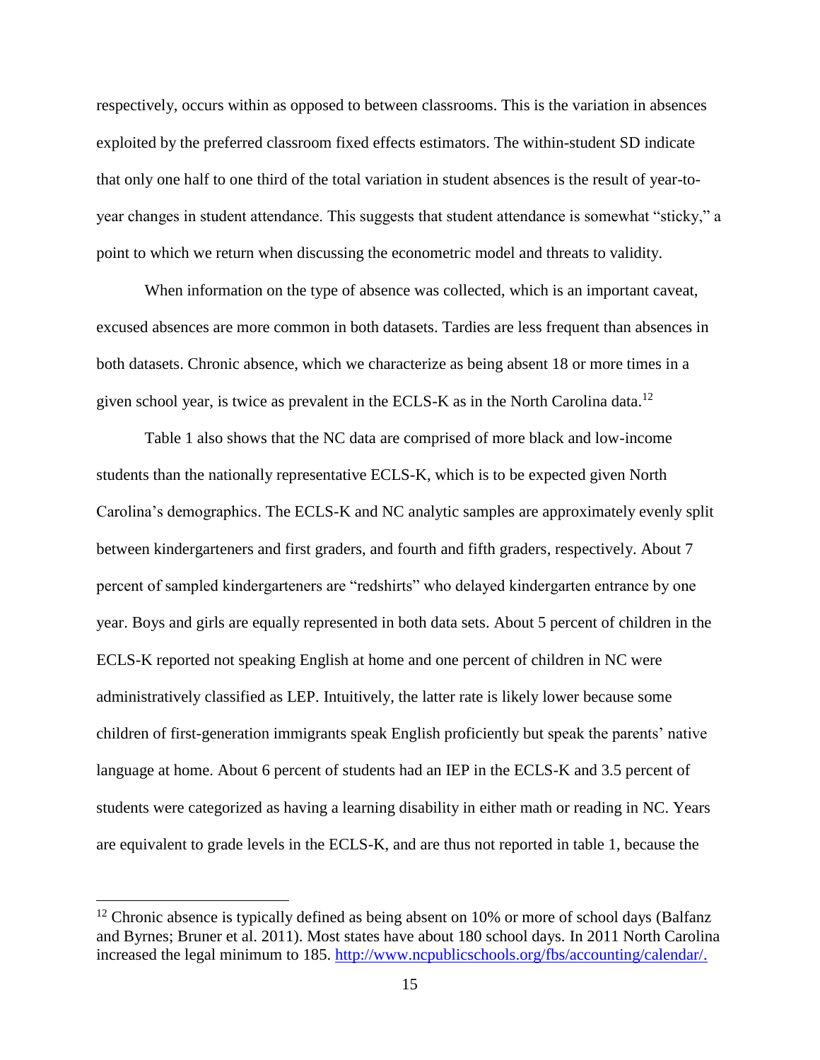respectively, occurs within as opposed to between classrooms. This is the variation in absences exploited by the preferred classroom fixed effects estimators. The within-student SD indicate that only one half to one third of the total variation in student absences is the result of year-to-year changes in student attendance. This suggests that student attendance is somewhat "sticky," a point to which we return when discussing the econometric model and threats to validity.

When information on the type of absence was collected, which is an important caveat, excused absences are more common in both datasets. Tardies are less frequent than absences in both datasets. Chronic absence, which we characterize as being absent 18 or more times in a given school year, is twice as prevalent in the ECLS-K as in the North Carolina data.[12]

Table 1 also shows that the NC data are comprised of more black and low-income students than the nationally representative ECLS-K, which is to be expected given North Carolina's demographics. The ECLS-K and NC analytic samples are approximately evenly split between kindergarteners and first graders, and fourth and fifth graders, respectively. About 7 percent of sampled kindergarteners are "redshirts" who delayed kindergarten entrance by one year. Boys and girls are equally represented in both data sets. About 5 percent of children in the ECLS-K reported not speaking English at home and one percent of children in NC were administratively classified as LEP. Intuitively, the latter rate is likely lower because some children of first-generation immigrants speak English proficiently but speak the parents' native language at home. About 6 percent of students had an IEP in the ECLS-K and 3.5 percent of students were categorized as having a learning disability in either math or reading in NC. Years are equivalent to grade levels in the ECLS-K, and are thus not reported in table 1, because the

[12] Chronic absence is typically defined as being absent on 10% or more of school days (Balfanz and Byrnes; Bruner et al. 2011). Most states have about 180 school days. In 2011 North Carolina increased the legal minimum to 185. http://www.ncpublicschools.org/fbs/accounting/calendar/.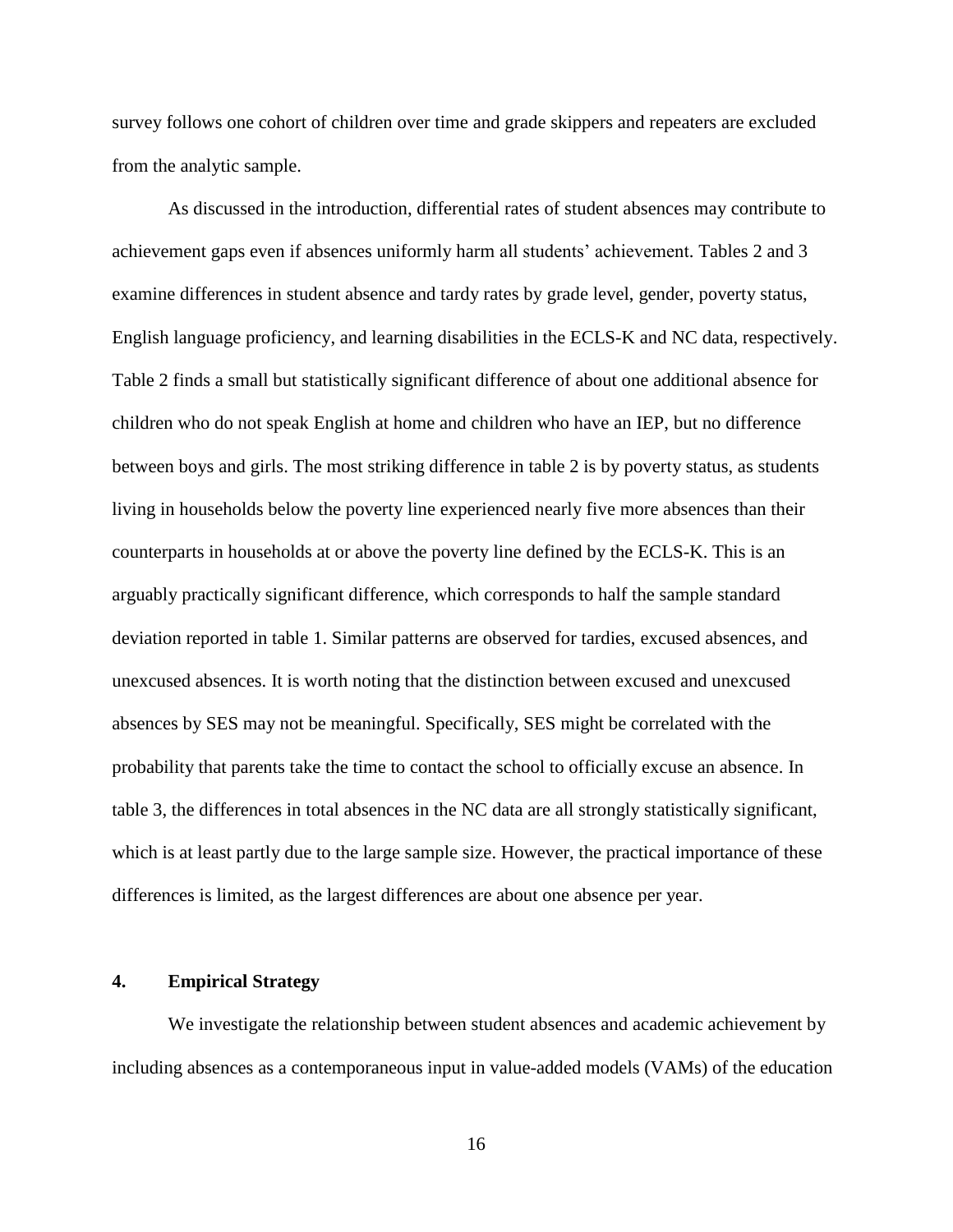survey follows one cohort of children over time and grade skippers and repeaters are excluded from the analytic sample.

As discussed in the introduction, differential rates of student absences may contribute to achievement gaps even if absences uniformly harm all students' achievement. Tables 2 and 3 examine differences in student absence and tardy rates by grade level, gender, poverty status, English language proficiency, and learning disabilities in the ECLS-K and NC data, respectively. Table 2 finds a small but statistically significant difference of about one additional absence for children who do not speak English at home and children who have an IEP, but no difference between boys and girls. The most striking difference in table 2 is by poverty status, as students living in households below the poverty line experienced nearly five more absences than their counterparts in households at or above the poverty line defined by the ECLS-K. This is an arguably practically significant difference, which corresponds to half the sample standard deviation reported in table 1. Similar patterns are observed for tardies, excused absences, and unexcused absences. It is worth noting that the distinction between excused and unexcused absences by SES may not be meaningful. Specifically, SES might be correlated with the probability that parents take the time to contact the school to officially excuse an absence. In table 3, the differences in total absences in the NC data are all strongly statistically significant, which is at least partly due to the large sample size. However, the practical importance of these differences is limited, as the largest differences are about one absence per year.

## 4. Empirical Strategy

We investigate the relationship between student absences and academic achievement by including absences as a contemporaneous input in value-added models (VAMs) of the education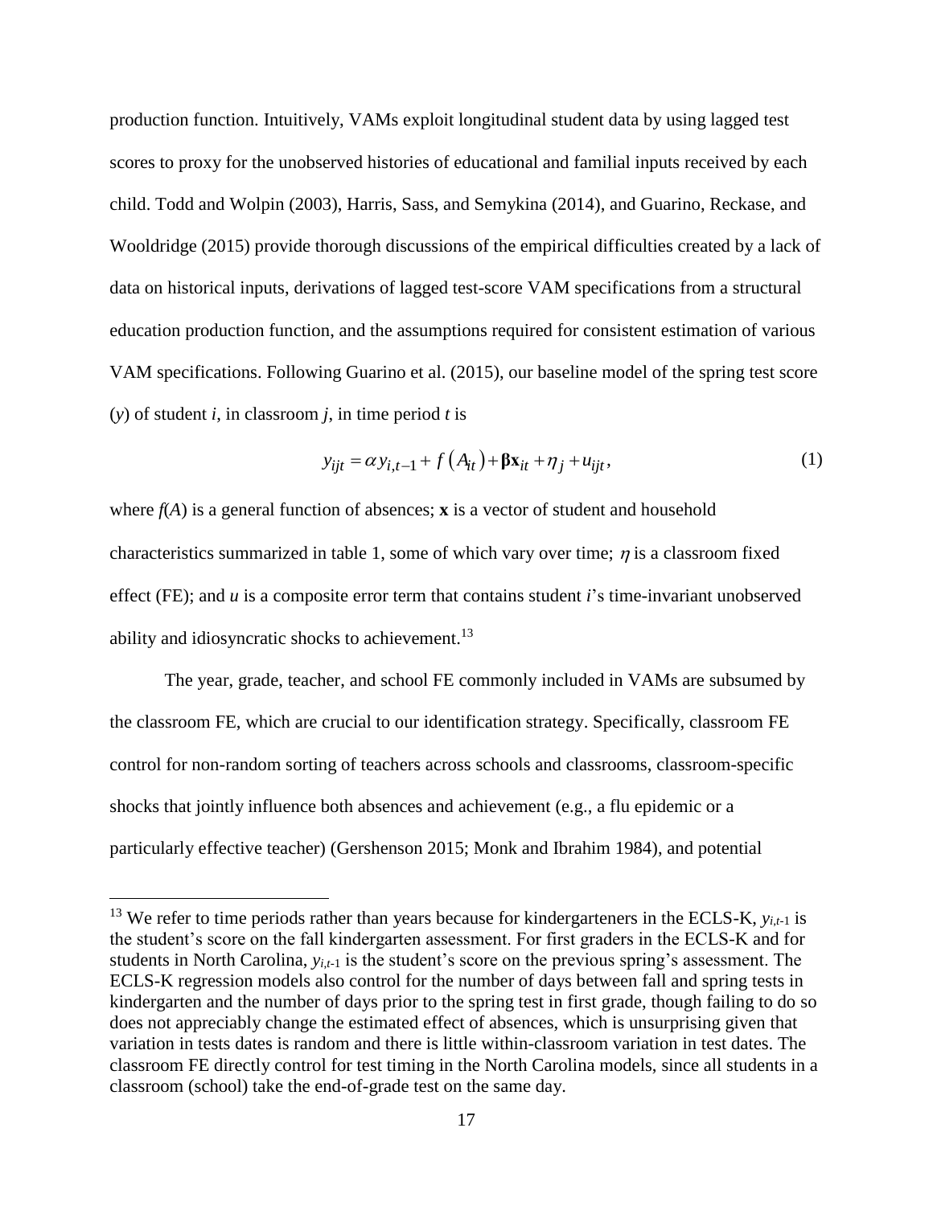production function. Intuitively, VAMs exploit longitudinal student data by using lagged test scores to proxy for the unobserved histories of educational and familial inputs received by each child. Todd and Wolpin (2003), Harris, Sass, and Semykina (2014), and Guarino, Reckase, and Wooldridge (2015) provide thorough discussions of the empirical difficulties created by a lack of data on historical inputs, derivations of lagged test-score VAM specifications from a structural education production function, and the assumptions required for consistent estimation of various VAM specifications. Following Guarino et al. (2015), our baseline model of the spring test score ($y$) of student $i$, in classroom $j$, in time period $t$ is

$$y_{ijt} = \alpha y_{i,t-1} + f\left(A_{it}\right) + \boldsymbol{\beta}\mathbf{x}_{it} + \eta_j + u_{ijt}, \tag{1}$$

where $f(A)$ is a general function of absences; $\mathbf{x}$ is a vector of student and household characteristics summarized in table 1, some of which vary over time; $\eta$ is a classroom fixed effect (FE); and $u$ is a composite error term that contains student $i$'s time-invariant unobserved ability and idiosyncratic shocks to achievement.[13]

The year, grade, teacher, and school FE commonly included in VAMs are subsumed by the classroom FE, which are crucial to our identification strategy. Specifically, classroom FE control for non-random sorting of teachers across schools and classrooms, classroom-specific shocks that jointly influence both absences and achievement (e.g., a flu epidemic or a particularly effective teacher) (Gershenson 2015; Monk and Ibrahim 1984), and potential

[13] We refer to time periods rather than years because for kindergarteners in the ECLS-K, $y_{i,t\text{-}1}$ is the student's score on the fall kindergarten assessment. For first graders in the ECLS-K and for students in North Carolina, $y_{i,t\text{-}1}$ is the student's score on the previous spring's assessment. The ECLS-K regression models also control for the number of days between fall and spring tests in kindergarten and the number of days prior to the spring test in first grade, though failing to do so does not appreciably change the estimated effect of absences, which is unsurprising given that variation in tests dates is random and there is little within-classroom variation in test dates. The classroom FE directly control for test timing in the North Carolina models, since all students in a classroom (school) take the end-of-grade test on the same day.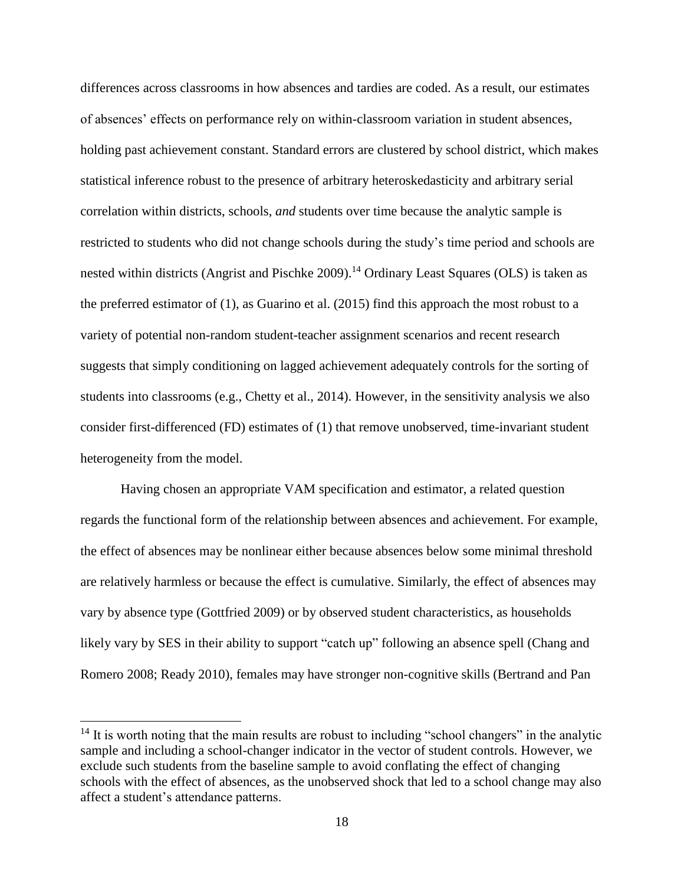differences across classrooms in how absences and tardies are coded. As a result, our estimates of absences' effects on performance rely on within-classroom variation in student absences, holding past achievement constant. Standard errors are clustered by school district, which makes statistical inference robust to the presence of arbitrary heteroskedasticity and arbitrary serial correlation within districts, schools, *and* students over time because the analytic sample is restricted to students who did not change schools during the study's time period and schools are nested within districts (Angrist and Pischke 2009).[14] Ordinary Least Squares (OLS) is taken as the preferred estimator of (1), as Guarino et al. (2015) find this approach the most robust to a variety of potential non-random student-teacher assignment scenarios and recent research suggests that simply conditioning on lagged achievement adequately controls for the sorting of students into classrooms (e.g., Chetty et al., 2014). However, in the sensitivity analysis we also consider first-differenced (FD) estimates of (1) that remove unobserved, time-invariant student heterogeneity from the model.

Having chosen an appropriate VAM specification and estimator, a related question regards the functional form of the relationship between absences and achievement. For example, the effect of absences may be nonlinear either because absences below some minimal threshold are relatively harmless or because the effect is cumulative. Similarly, the effect of absences may vary by absence type (Gottfried 2009) or by observed student characteristics, as households likely vary by SES in their ability to support "catch up" following an absence spell (Chang and Romero 2008; Ready 2010), females may have stronger non-cognitive skills (Bertrand and Pan

[14] It is worth noting that the main results are robust to including "school changers" in the analytic sample and including a school-changer indicator in the vector of student controls. However, we exclude such students from the baseline sample to avoid conflating the effect of changing schools with the effect of absences, as the unobserved shock that led to a school change may also affect a student's attendance patterns.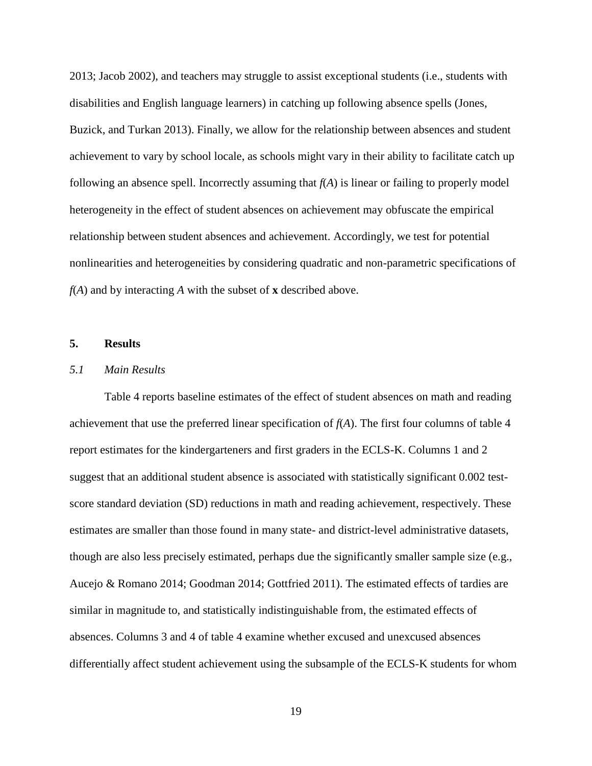2013; Jacob 2002), and teachers may struggle to assist exceptional students (i.e., students with disabilities and English language learners) in catching up following absence spells (Jones, Buzick, and Turkan 2013). Finally, we allow for the relationship between absences and student achievement to vary by school locale, as schools might vary in their ability to facilitate catch up following an absence spell. Incorrectly assuming that $f(A)$ is linear or failing to properly model heterogeneity in the effect of student absences on achievement may obfuscate the empirical relationship between student absences and achievement. Accordingly, we test for potential nonlinearities and heterogeneities by considering quadratic and non-parametric specifications of $f(A)$ and by interacting $A$ with the subset of $\mathbf{x}$ described above.

## 5. Results

### *5.1 Main Results*

Table 4 reports baseline estimates of the effect of student absences on math and reading achievement that use the preferred linear specification of $f(A)$. The first four columns of table 4 report estimates for the kindergarteners and first graders in the ECLS-K. Columns 1 and 2 suggest that an additional student absence is associated with statistically significant 0.002 test-score standard deviation (SD) reductions in math and reading achievement, respectively. These estimates are smaller than those found in many state- and district-level administrative datasets, though are also less precisely estimated, perhaps due the significantly smaller sample size (e.g., Aucejo & Romano 2014; Goodman 2014; Gottfried 2011). The estimated effects of tardies are similar in magnitude to, and statistically indistinguishable from, the estimated effects of absences. Columns 3 and 4 of table 4 examine whether excused and unexcused absences differentially affect student achievement using the subsample of the ECLS-K students for whom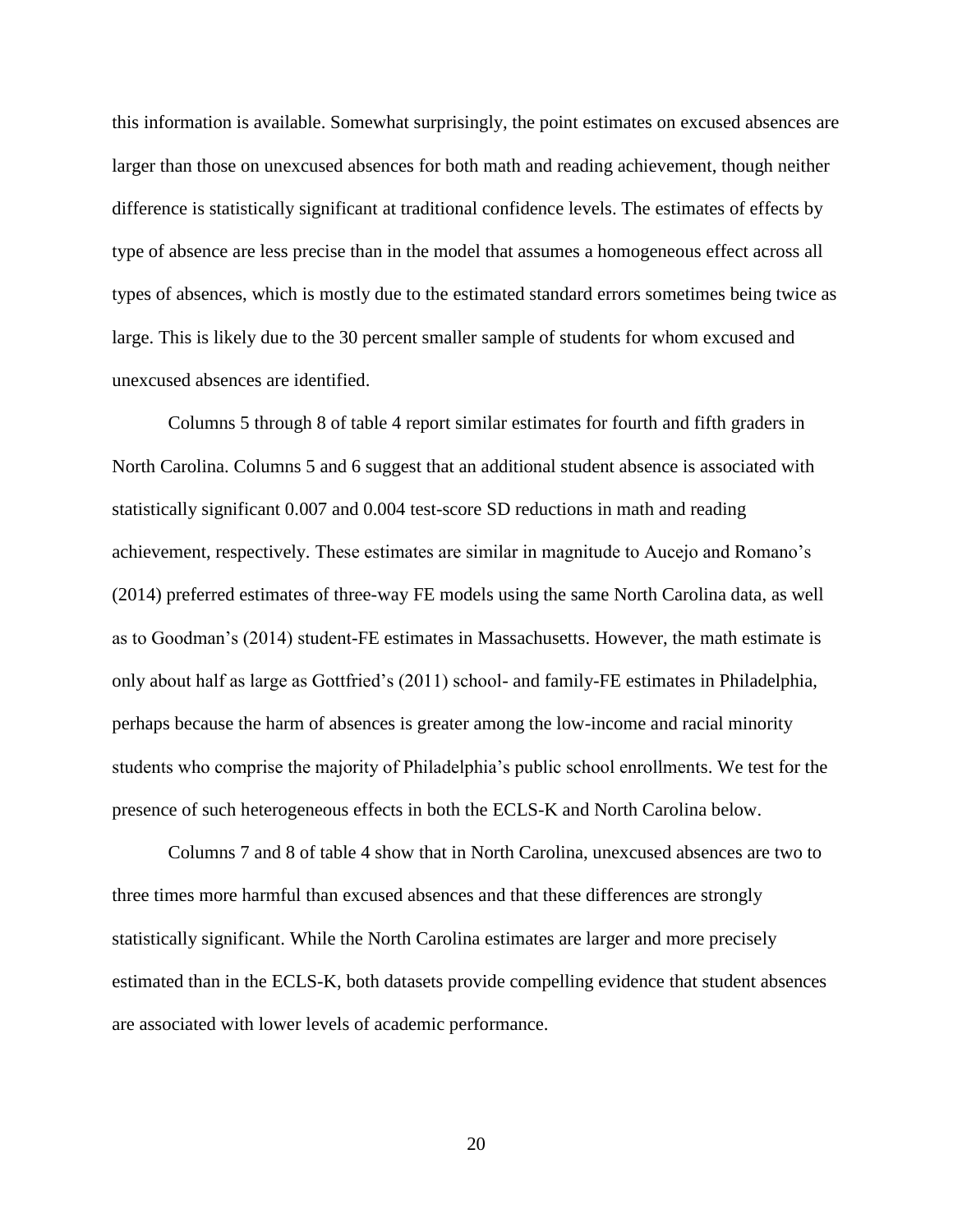this information is available. Somewhat surprisingly, the point estimates on excused absences are larger than those on unexcused absences for both math and reading achievement, though neither difference is statistically significant at traditional confidence levels. The estimates of effects by type of absence are less precise than in the model that assumes a homogeneous effect across all types of absences, which is mostly due to the estimated standard errors sometimes being twice as large. This is likely due to the 30 percent smaller sample of students for whom excused and unexcused absences are identified.

Columns 5 through 8 of table 4 report similar estimates for fourth and fifth graders in North Carolina. Columns 5 and 6 suggest that an additional student absence is associated with statistically significant 0.007 and 0.004 test-score SD reductions in math and reading achievement, respectively. These estimates are similar in magnitude to Aucejo and Romano's (2014) preferred estimates of three-way FE models using the same North Carolina data, as well as to Goodman's (2014) student-FE estimates in Massachusetts. However, the math estimate is only about half as large as Gottfried's (2011) school- and family-FE estimates in Philadelphia, perhaps because the harm of absences is greater among the low-income and racial minority students who comprise the majority of Philadelphia's public school enrollments. We test for the presence of such heterogeneous effects in both the ECLS-K and North Carolina below.

Columns 7 and 8 of table 4 show that in North Carolina, unexcused absences are two to three times more harmful than excused absences and that these differences are strongly statistically significant. While the North Carolina estimates are larger and more precisely estimated than in the ECLS-K, both datasets provide compelling evidence that student absences are associated with lower levels of academic performance.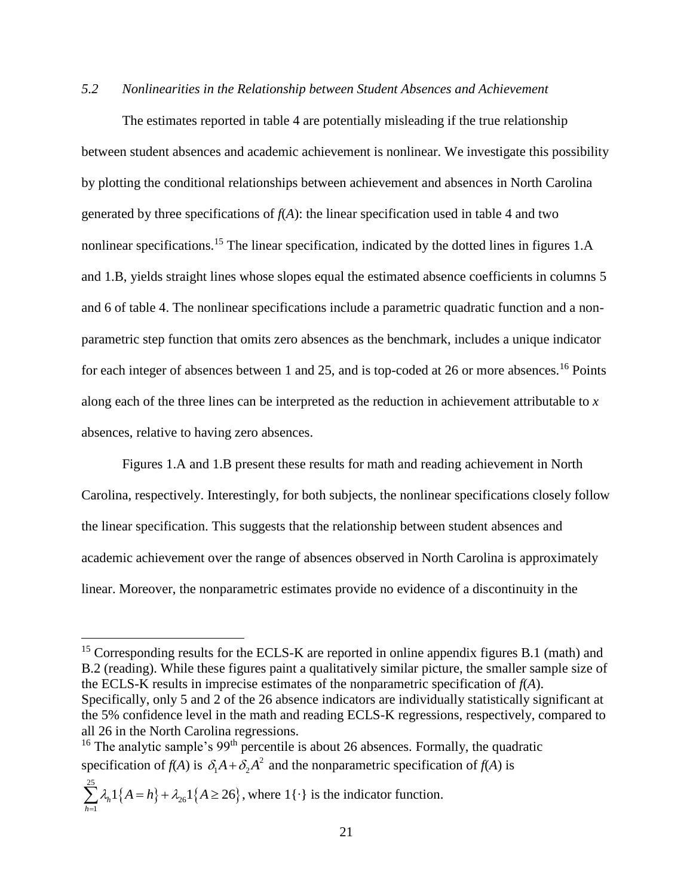### 5.2 *Nonlinearities in the Relationship between Student Absences and Achievement*

The estimates reported in table 4 are potentially misleading if the true relationship between student absences and academic achievement is nonlinear. We investigate this possibility by plotting the conditional relationships between achievement and absences in North Carolina generated by three specifications of $f(A)$: the linear specification used in table 4 and two nonlinear specifications.[15] The linear specification, indicated by the dotted lines in figures 1.A and 1.B, yields straight lines whose slopes equal the estimated absence coefficients in columns 5 and 6 of table 4. The nonlinear specifications include a parametric quadratic function and a non-parametric step function that omits zero absences as the benchmark, includes a unique indicator for each integer of absences between 1 and 25, and is top-coded at 26 or more absences.[16] Points along each of the three lines can be interpreted as the reduction in achievement attributable to $x$ absences, relative to having zero absences.

Figures 1.A and 1.B present these results for math and reading achievement in North Carolina, respectively. Interestingly, for both subjects, the nonlinear specifications closely follow the linear specification. This suggests that the relationship between student absences and academic achievement over the range of absences observed in North Carolina is approximately linear. Moreover, the nonparametric estimates provide no evidence of a discontinuity in the

---

[15] Corresponding results for the ECLS-K are reported in online appendix figures B.1 (math) and B.2 (reading). While these figures paint a qualitatively similar picture, the smaller sample size of the ECLS-K results in imprecise estimates of the nonparametric specification of $f(A)$. Specifically, only 5 and 2 of the 26 absence indicators are individually statistically significant at the 5% confidence level in the math and reading ECLS-K regressions, respectively, compared to all 26 in the North Carolina regressions.

[16] The analytic sample's 99th percentile is about 26 absences. Formally, the quadratic specification of $f(A)$ is $\delta_1 A + \delta_2 A^2$ and the nonparametric specification of $f(A)$ is $\sum_{h=1}^{25} \lambda_h 1\{A = h\} + \lambda_{26} 1\{A \geq 26\}$, where $1\{\cdot\}$ is the indicator function.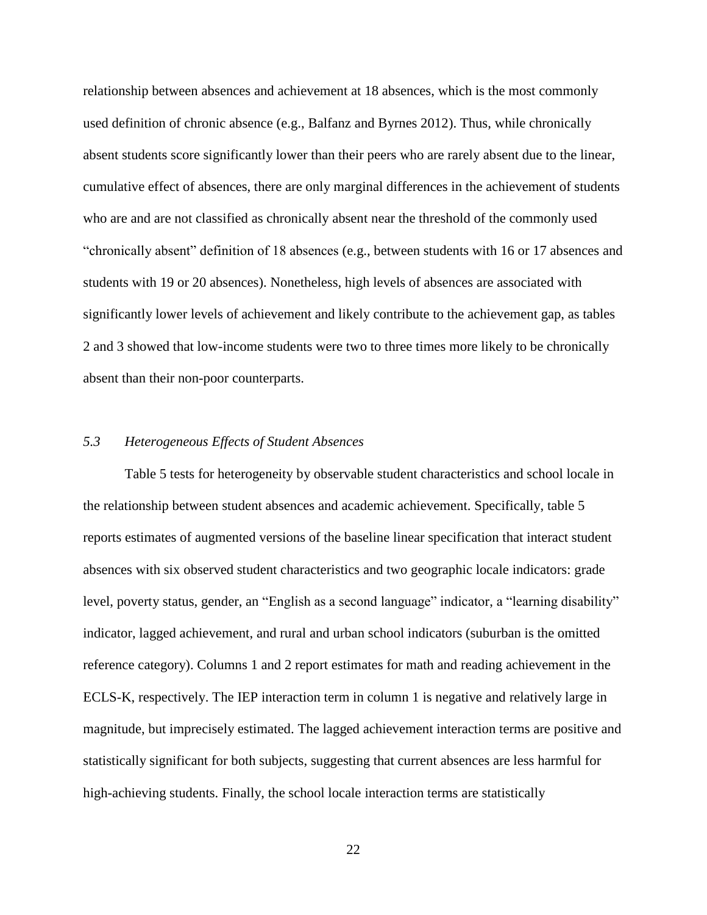relationship between absences and achievement at 18 absences, which is the most commonly used definition of chronic absence (e.g., Balfanz and Byrnes 2012). Thus, while chronically absent students score significantly lower than their peers who are rarely absent due to the linear, cumulative effect of absences, there are only marginal differences in the achievement of students who are and are not classified as chronically absent near the threshold of the commonly used "chronically absent" definition of 18 absences (e.g., between students with 16 or 17 absences and students with 19 or 20 absences). Nonetheless, high levels of absences are associated with significantly lower levels of achievement and likely contribute to the achievement gap, as tables 2 and 3 showed that low-income students were two to three times more likely to be chronically absent than their non-poor counterparts.

### *5.3 Heterogeneous Effects of Student Absences*

Table 5 tests for heterogeneity by observable student characteristics and school locale in the relationship between student absences and academic achievement. Specifically, table 5 reports estimates of augmented versions of the baseline linear specification that interact student absences with six observed student characteristics and two geographic locale indicators: grade level, poverty status, gender, an "English as a second language" indicator, a "learning disability" indicator, lagged achievement, and rural and urban school indicators (suburban is the omitted reference category). Columns 1 and 2 report estimates for math and reading achievement in the ECLS-K, respectively. The IEP interaction term in column 1 is negative and relatively large in magnitude, but imprecisely estimated. The lagged achievement interaction terms are positive and statistically significant for both subjects, suggesting that current absences are less harmful for high-achieving students. Finally, the school locale interaction terms are statistically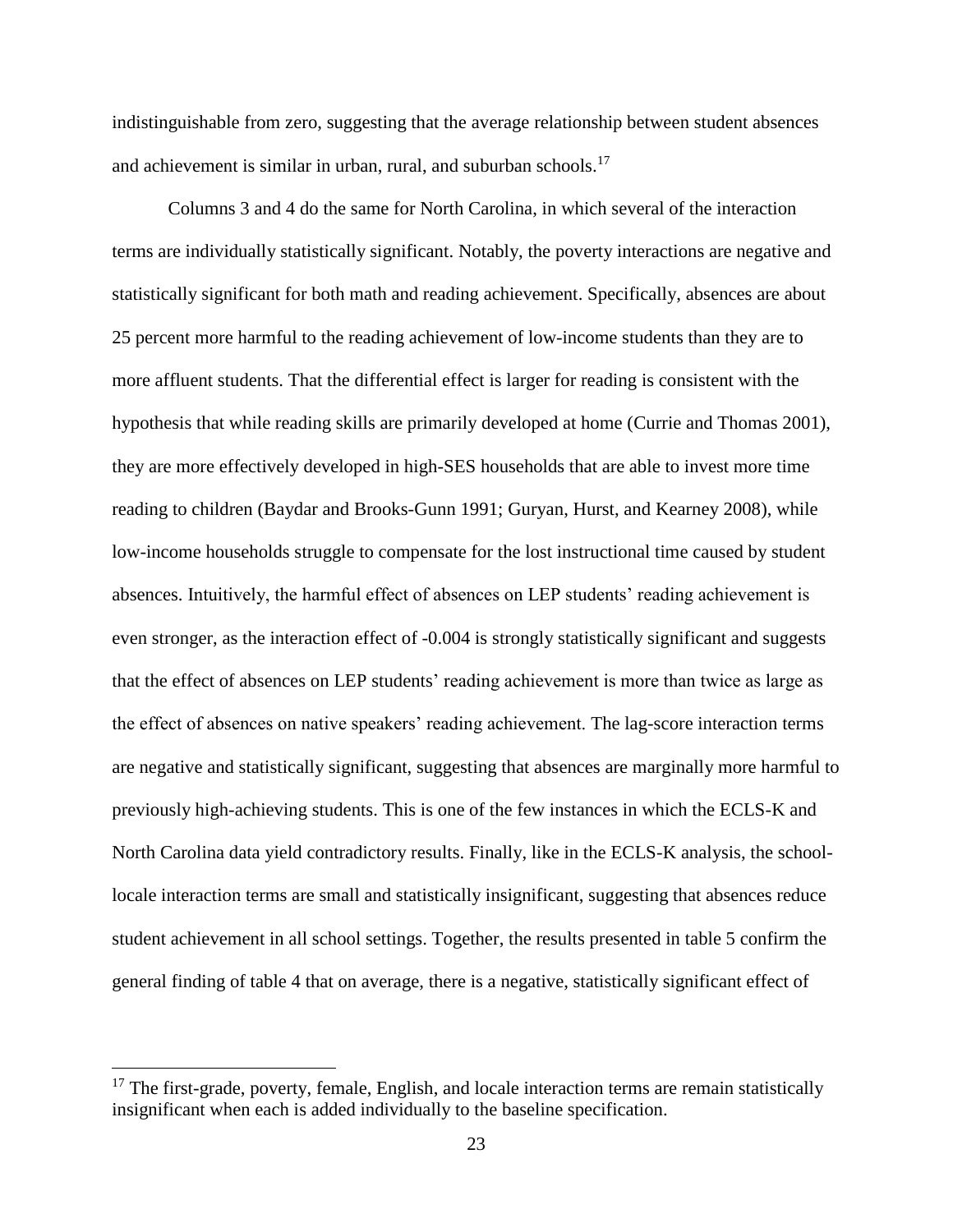indistinguishable from zero, suggesting that the average relationship between student absences and achievement is similar in urban, rural, and suburban schools.[17]

Columns 3 and 4 do the same for North Carolina, in which several of the interaction terms are individually statistically significant. Notably, the poverty interactions are negative and statistically significant for both math and reading achievement. Specifically, absences are about 25 percent more harmful to the reading achievement of low-income students than they are to more affluent students. That the differential effect is larger for reading is consistent with the hypothesis that while reading skills are primarily developed at home (Currie and Thomas 2001), they are more effectively developed in high-SES households that are able to invest more time reading to children (Baydar and Brooks-Gunn 1991; Guryan, Hurst, and Kearney 2008), while low-income households struggle to compensate for the lost instructional time caused by student absences. Intuitively, the harmful effect of absences on LEP students' reading achievement is even stronger, as the interaction effect of -0.004 is strongly statistically significant and suggests that the effect of absences on LEP students' reading achievement is more than twice as large as the effect of absences on native speakers' reading achievement. The lag-score interaction terms are negative and statistically significant, suggesting that absences are marginally more harmful to previously high-achieving students. This is one of the few instances in which the ECLS-K and North Carolina data yield contradictory results. Finally, like in the ECLS-K analysis, the school-locale interaction terms are small and statistically insignificant, suggesting that absences reduce student achievement in all school settings. Together, the results presented in table 5 confirm the general finding of table 4 that on average, there is a negative, statistically significant effect of

[17] The first-grade, poverty, female, English, and locale interaction terms are remain statistically insignificant when each is added individually to the baseline specification.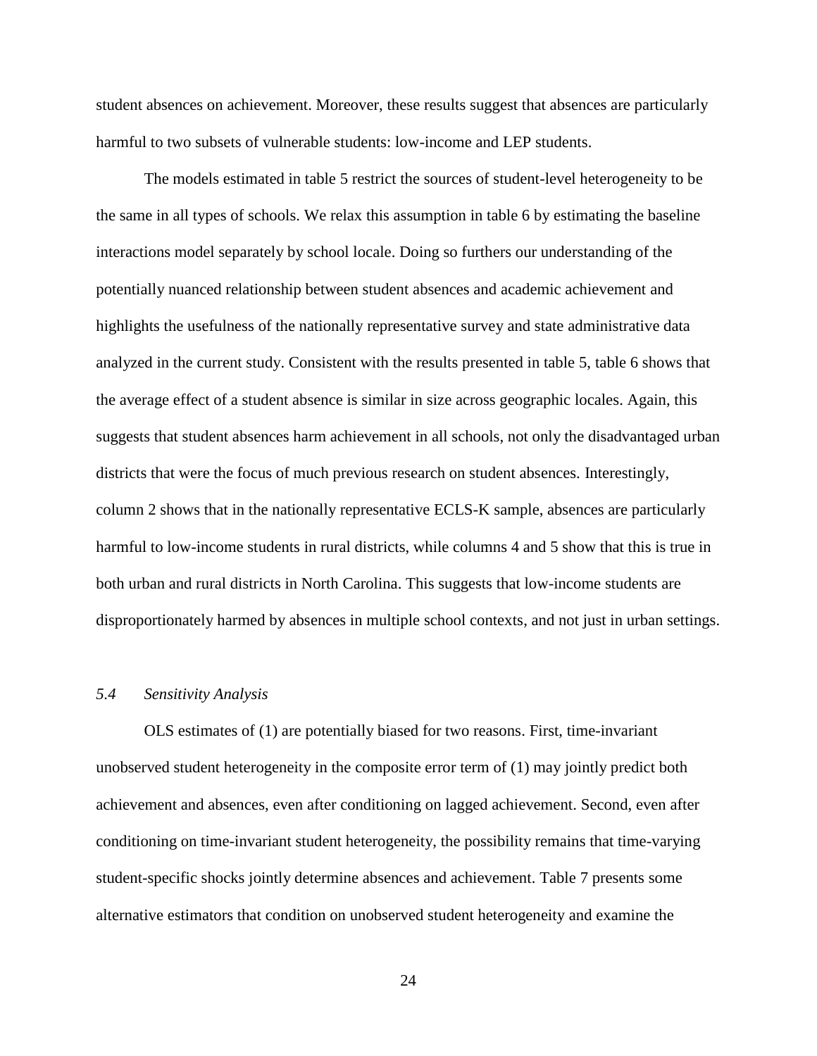student absences on achievement. Moreover, these results suggest that absences are particularly harmful to two subsets of vulnerable students: low-income and LEP students.

The models estimated in table 5 restrict the sources of student-level heterogeneity to be the same in all types of schools. We relax this assumption in table 6 by estimating the baseline interactions model separately by school locale. Doing so furthers our understanding of the potentially nuanced relationship between student absences and academic achievement and highlights the usefulness of the nationally representative survey and state administrative data analyzed in the current study. Consistent with the results presented in table 5, table 6 shows that the average effect of a student absence is similar in size across geographic locales. Again, this suggests that student absences harm achievement in all schools, not only the disadvantaged urban districts that were the focus of much previous research on student absences. Interestingly, column 2 shows that in the nationally representative ECLS-K sample, absences are particularly harmful to low-income students in rural districts, while columns 4 and 5 show that this is true in both urban and rural districts in North Carolina. This suggests that low-income students are disproportionately harmed by absences in multiple school contexts, and not just in urban settings.

### *5.4 Sensitivity Analysis*

OLS estimates of (1) are potentially biased for two reasons. First, time-invariant unobserved student heterogeneity in the composite error term of (1) may jointly predict both achievement and absences, even after conditioning on lagged achievement. Second, even after conditioning on time-invariant student heterogeneity, the possibility remains that time-varying student-specific shocks jointly determine absences and achievement. Table 7 presents some alternative estimators that condition on unobserved student heterogeneity and examine the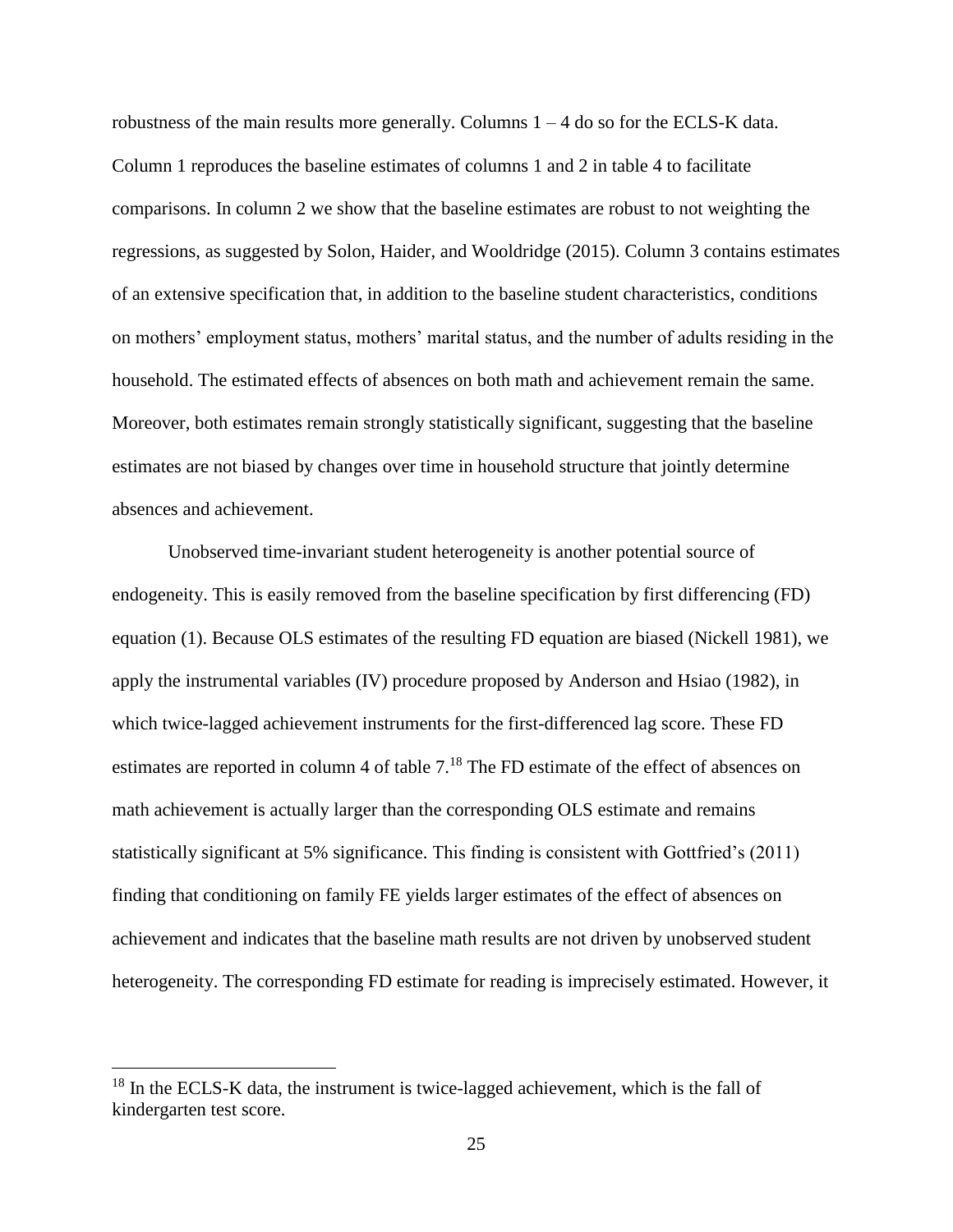robustness of the main results more generally. Columns 1 – 4 do so for the ECLS-K data. Column 1 reproduces the baseline estimates of columns 1 and 2 in table 4 to facilitate comparisons. In column 2 we show that the baseline estimates are robust to not weighting the regressions, as suggested by Solon, Haider, and Wooldridge (2015). Column 3 contains estimates of an extensive specification that, in addition to the baseline student characteristics, conditions on mothers' employment status, mothers' marital status, and the number of adults residing in the household. The estimated effects of absences on both math and achievement remain the same. Moreover, both estimates remain strongly statistically significant, suggesting that the baseline estimates are not biased by changes over time in household structure that jointly determine absences and achievement.

Unobserved time-invariant student heterogeneity is another potential source of endogeneity. This is easily removed from the baseline specification by first differencing (FD) equation (1). Because OLS estimates of the resulting FD equation are biased (Nickell 1981), we apply the instrumental variables (IV) procedure proposed by Anderson and Hsiao (1982), in which twice-lagged achievement instruments for the first-differenced lag score. These FD estimates are reported in column 4 of table 7.[18] The FD estimate of the effect of absences on math achievement is actually larger than the corresponding OLS estimate and remains statistically significant at 5% significance. This finding is consistent with Gottfried's (2011) finding that conditioning on family FE yields larger estimates of the effect of absences on achievement and indicates that the baseline math results are not driven by unobserved student heterogeneity. The corresponding FD estimate for reading is imprecisely estimated. However, it

[18] In the ECLS-K data, the instrument is twice-lagged achievement, which is the fall of kindergarten test score.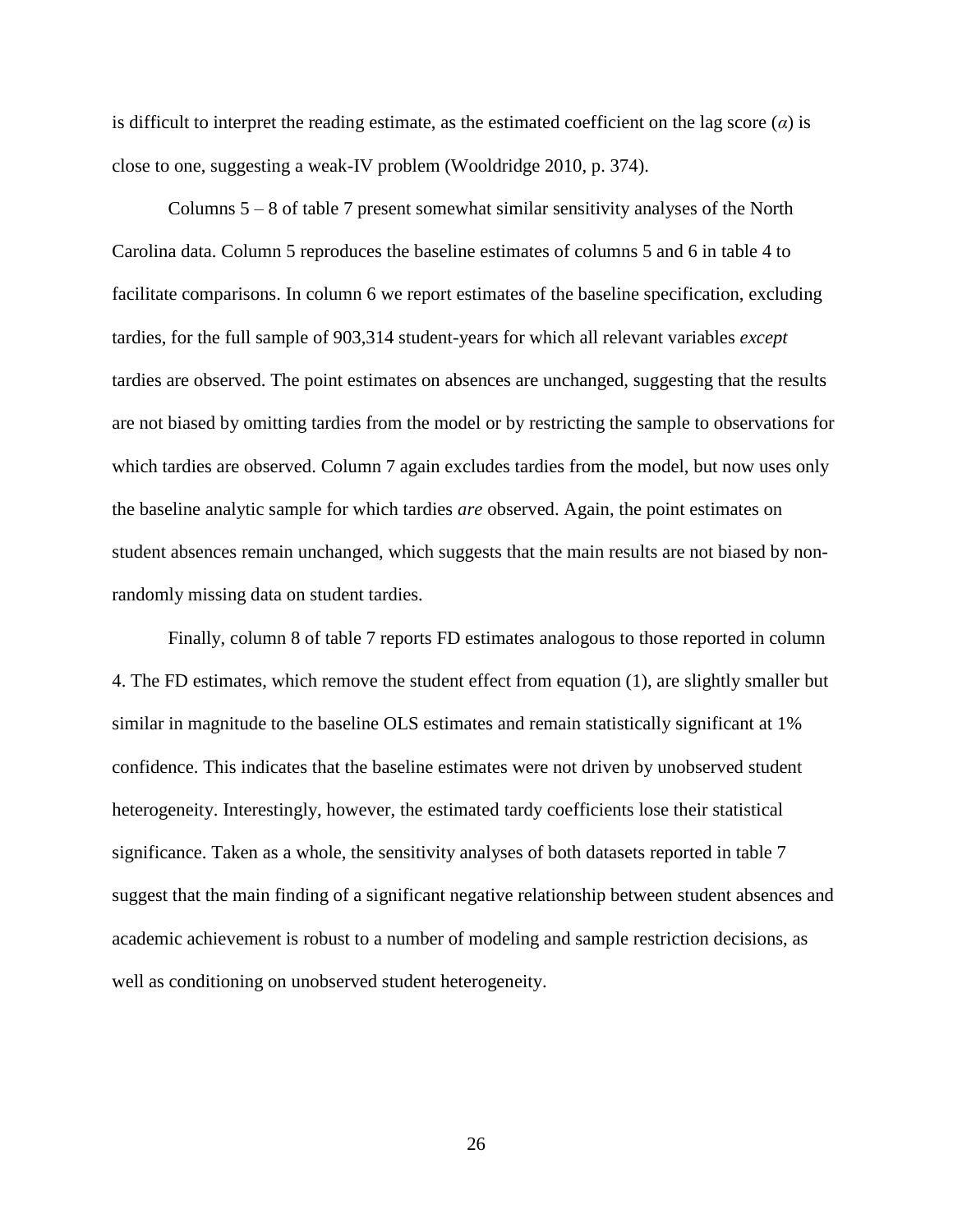is difficult to interpret the reading estimate, as the estimated coefficient on the lag score ($\alpha$) is close to one, suggesting a weak-IV problem (Wooldridge 2010, p. 374).

Columns 5 – 8 of table 7 present somewhat similar sensitivity analyses of the North Carolina data. Column 5 reproduces the baseline estimates of columns 5 and 6 in table 4 to facilitate comparisons. In column 6 we report estimates of the baseline specification, excluding tardies, for the full sample of 903,314 student-years for which all relevant variables *except* tardies are observed. The point estimates on absences are unchanged, suggesting that the results are not biased by omitting tardies from the model or by restricting the sample to observations for which tardies are observed. Column 7 again excludes tardies from the model, but now uses only the baseline analytic sample for which tardies *are* observed. Again, the point estimates on student absences remain unchanged, which suggests that the main results are not biased by non-randomly missing data on student tardies.

Finally, column 8 of table 7 reports FD estimates analogous to those reported in column 4. The FD estimates, which remove the student effect from equation (1), are slightly smaller but similar in magnitude to the baseline OLS estimates and remain statistically significant at 1% confidence. This indicates that the baseline estimates were not driven by unobserved student heterogeneity. Interestingly, however, the estimated tardy coefficients lose their statistical significance. Taken as a whole, the sensitivity analyses of both datasets reported in table 7 suggest that the main finding of a significant negative relationship between student absences and academic achievement is robust to a number of modeling and sample restriction decisions, as well as conditioning on unobserved student heterogeneity.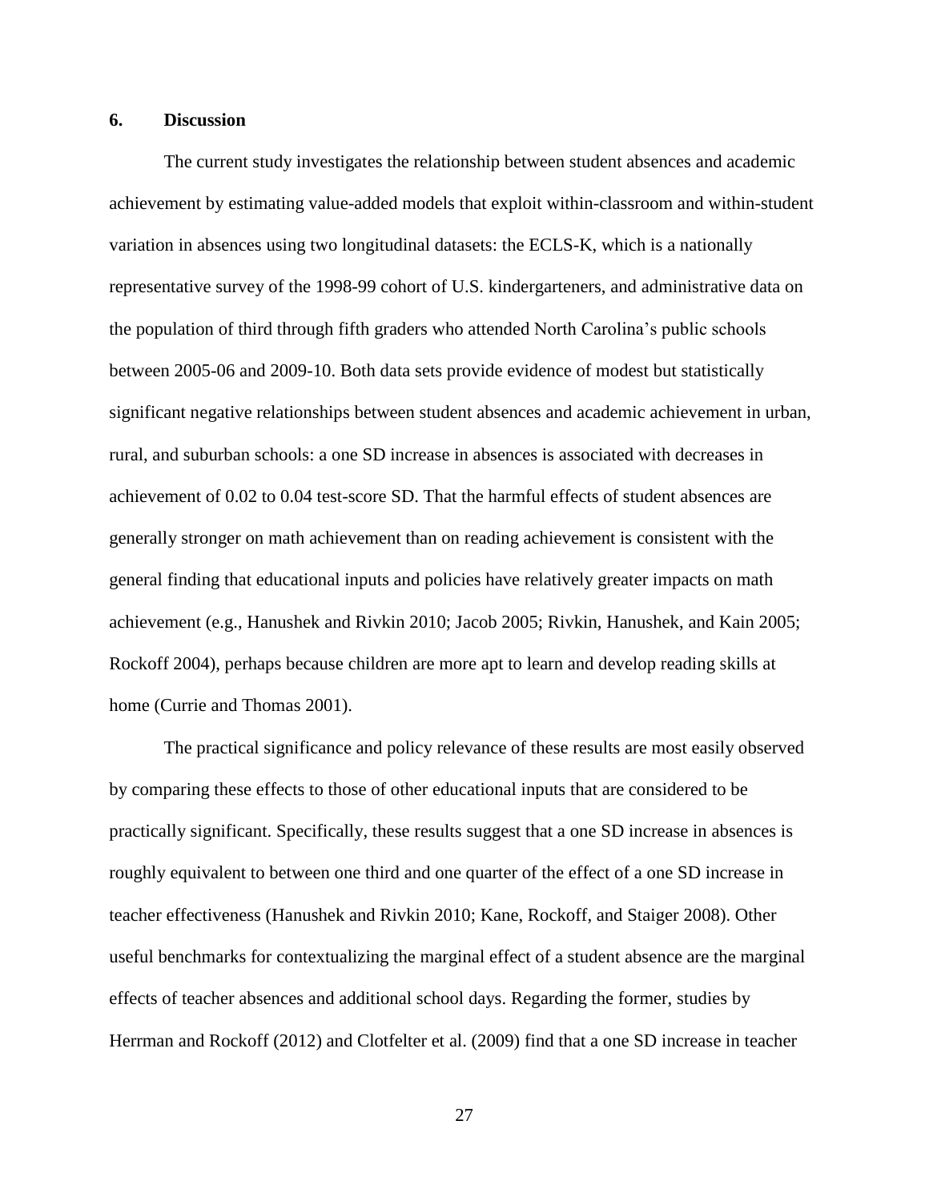## 6. Discussion

The current study investigates the relationship between student absences and academic achievement by estimating value-added models that exploit within-classroom and within-student variation in absences using two longitudinal datasets: the ECLS-K, which is a nationally representative survey of the 1998-99 cohort of U.S. kindergarteners, and administrative data on the population of third through fifth graders who attended North Carolina's public schools between 2005-06 and 2009-10. Both data sets provide evidence of modest but statistically significant negative relationships between student absences and academic achievement in urban, rural, and suburban schools: a one SD increase in absences is associated with decreases in achievement of 0.02 to 0.04 test-score SD. That the harmful effects of student absences are generally stronger on math achievement than on reading achievement is consistent with the general finding that educational inputs and policies have relatively greater impacts on math achievement (e.g., Hanushek and Rivkin 2010; Jacob 2005; Rivkin, Hanushek, and Kain 2005; Rockoff 2004), perhaps because children are more apt to learn and develop reading skills at home (Currie and Thomas 2001).

The practical significance and policy relevance of these results are most easily observed by comparing these effects to those of other educational inputs that are considered to be practically significant. Specifically, these results suggest that a one SD increase in absences is roughly equivalent to between one third and one quarter of the effect of a one SD increase in teacher effectiveness (Hanushek and Rivkin 2010; Kane, Rockoff, and Staiger 2008). Other useful benchmarks for contextualizing the marginal effect of a student absence are the marginal effects of teacher absences and additional school days. Regarding the former, studies by Herrman and Rockoff (2012) and Clotfelter et al. (2009) find that a one SD increase in teacher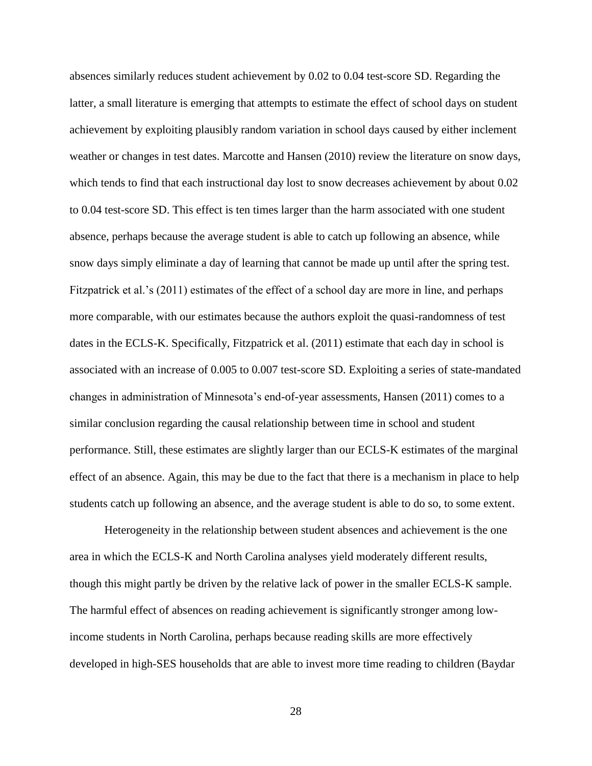absences similarly reduces student achievement by 0.02 to 0.04 test-score SD. Regarding the latter, a small literature is emerging that attempts to estimate the effect of school days on student achievement by exploiting plausibly random variation in school days caused by either inclement weather or changes in test dates. Marcotte and Hansen (2010) review the literature on snow days, which tends to find that each instructional day lost to snow decreases achievement by about 0.02 to 0.04 test-score SD. This effect is ten times larger than the harm associated with one student absence, perhaps because the average student is able to catch up following an absence, while snow days simply eliminate a day of learning that cannot be made up until after the spring test. Fitzpatrick et al.'s (2011) estimates of the effect of a school day are more in line, and perhaps more comparable, with our estimates because the authors exploit the quasi-randomness of test dates in the ECLS-K. Specifically, Fitzpatrick et al. (2011) estimate that each day in school is associated with an increase of 0.005 to 0.007 test-score SD. Exploiting a series of state-mandated changes in administration of Minnesota's end-of-year assessments, Hansen (2011) comes to a similar conclusion regarding the causal relationship between time in school and student performance. Still, these estimates are slightly larger than our ECLS-K estimates of the marginal effect of an absence. Again, this may be due to the fact that there is a mechanism in place to help students catch up following an absence, and the average student is able to do so, to some extent.

Heterogeneity in the relationship between student absences and achievement is the one area in which the ECLS-K and North Carolina analyses yield moderately different results, though this might partly be driven by the relative lack of power in the smaller ECLS-K sample. The harmful effect of absences on reading achievement is significantly stronger among low-income students in North Carolina, perhaps because reading skills are more effectively developed in high-SES households that are able to invest more time reading to children (Baydar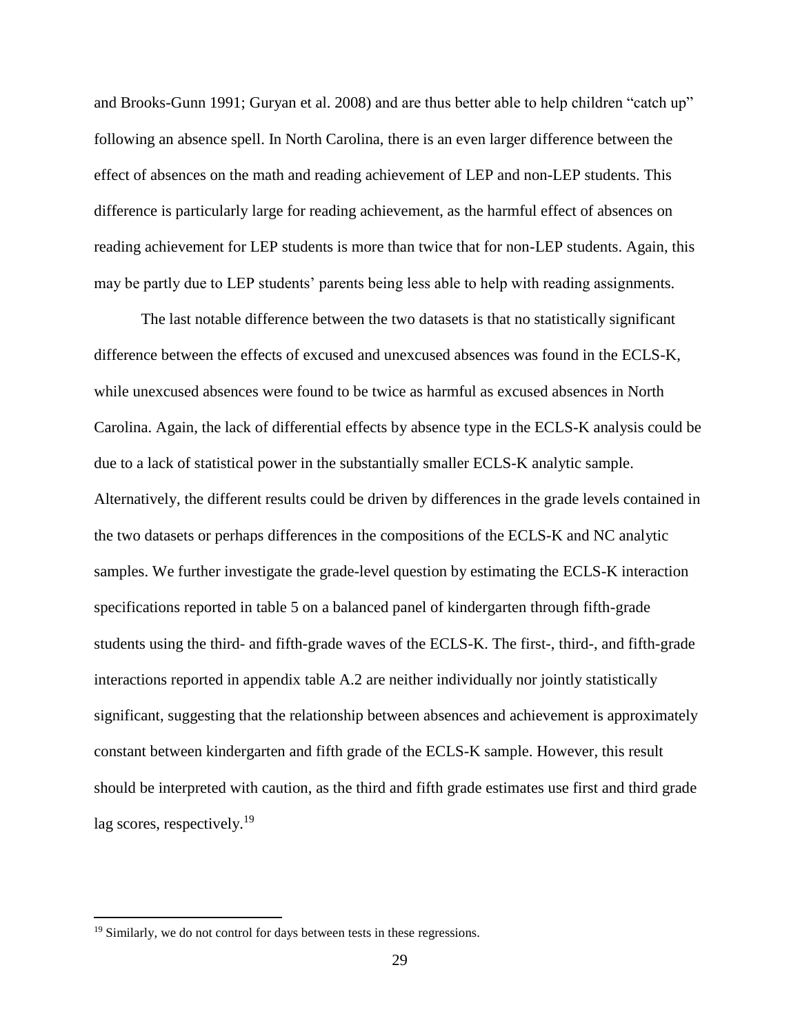and Brooks-Gunn 1991; Guryan et al. 2008) and are thus better able to help children "catch up" following an absence spell. In North Carolina, there is an even larger difference between the effect of absences on the math and reading achievement of LEP and non-LEP students. This difference is particularly large for reading achievement, as the harmful effect of absences on reading achievement for LEP students is more than twice that for non-LEP students. Again, this may be partly due to LEP students' parents being less able to help with reading assignments.

The last notable difference between the two datasets is that no statistically significant difference between the effects of excused and unexcused absences was found in the ECLS-K, while unexcused absences were found to be twice as harmful as excused absences in North Carolina. Again, the lack of differential effects by absence type in the ECLS-K analysis could be due to a lack of statistical power in the substantially smaller ECLS-K analytic sample. Alternatively, the different results could be driven by differences in the grade levels contained in the two datasets or perhaps differences in the compositions of the ECLS-K and NC analytic samples. We further investigate the grade-level question by estimating the ECLS-K interaction specifications reported in table 5 on a balanced panel of kindergarten through fifth-grade students using the third- and fifth-grade waves of the ECLS-K. The first-, third-, and fifth-grade interactions reported in appendix table A.2 are neither individually nor jointly statistically significant, suggesting that the relationship between absences and achievement is approximately constant between kindergarten and fifth grade of the ECLS-K sample. However, this result should be interpreted with caution, as the third and fifth grade estimates use first and third grade lag scores, respectively.[19]

---

[19] Similarly, we do not control for days between tests in these regressions.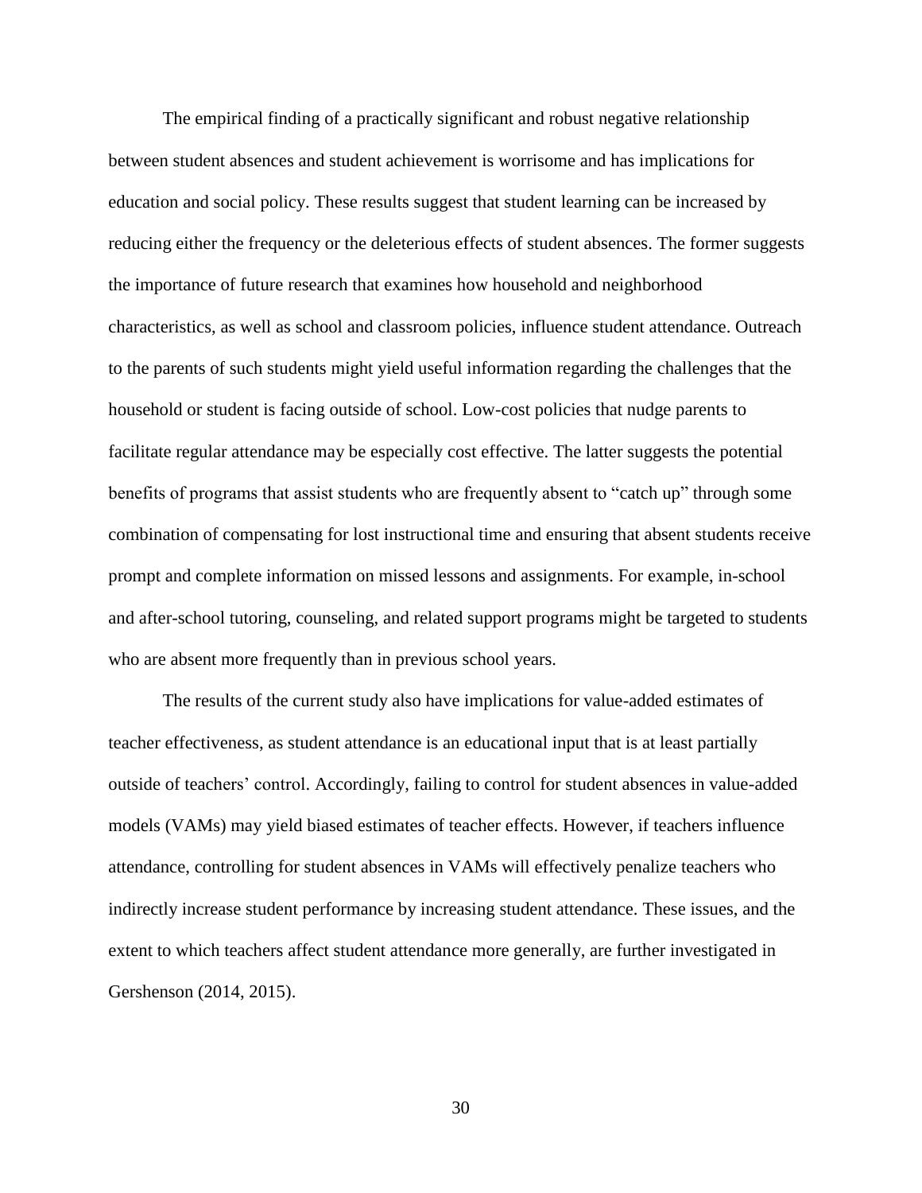The empirical finding of a practically significant and robust negative relationship between student absences and student achievement is worrisome and has implications for education and social policy. These results suggest that student learning can be increased by reducing either the frequency or the deleterious effects of student absences. The former suggests the importance of future research that examines how household and neighborhood characteristics, as well as school and classroom policies, influence student attendance. Outreach to the parents of such students might yield useful information regarding the challenges that the household or student is facing outside of school. Low-cost policies that nudge parents to facilitate regular attendance may be especially cost effective. The latter suggests the potential benefits of programs that assist students who are frequently absent to "catch up" through some combination of compensating for lost instructional time and ensuring that absent students receive prompt and complete information on missed lessons and assignments. For example, in-school and after-school tutoring, counseling, and related support programs might be targeted to students who are absent more frequently than in previous school years.

The results of the current study also have implications for value-added estimates of teacher effectiveness, as student attendance is an educational input that is at least partially outside of teachers' control. Accordingly, failing to control for student absences in value-added models (VAMs) may yield biased estimates of teacher effects. However, if teachers influence attendance, controlling for student absences in VAMs will effectively penalize teachers who indirectly increase student performance by increasing student attendance. These issues, and the extent to which teachers affect student attendance more generally, are further investigated in Gershenson (2014, 2015).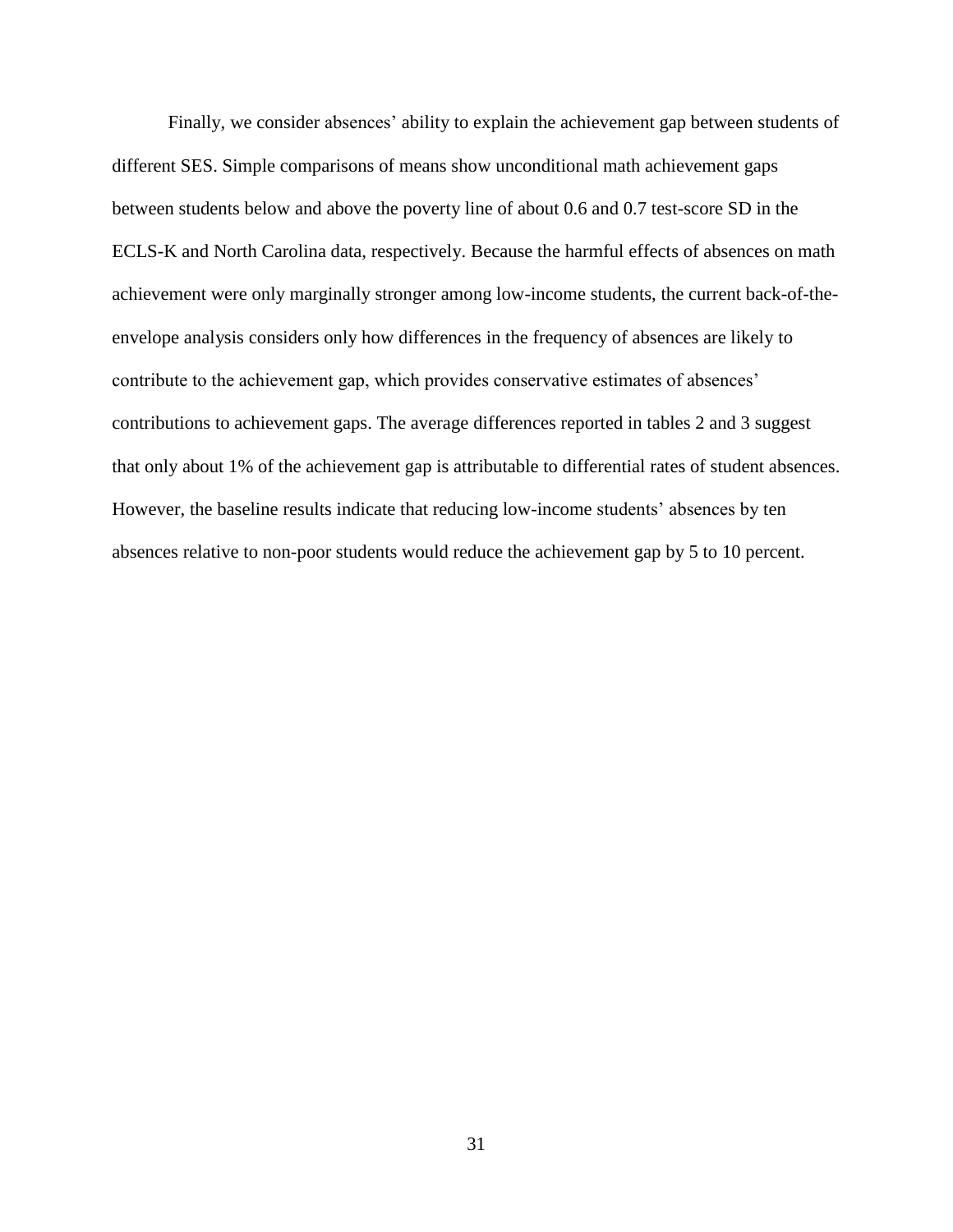Finally, we consider absences' ability to explain the achievement gap between students of different SES. Simple comparisons of means show unconditional math achievement gaps between students below and above the poverty line of about 0.6 and 0.7 test-score SD in the ECLS-K and North Carolina data, respectively. Because the harmful effects of absences on math achievement were only marginally stronger among low-income students, the current back-of-the-envelope analysis considers only how differences in the frequency of absences are likely to contribute to the achievement gap, which provides conservative estimates of absences' contributions to achievement gaps. The average differences reported in tables 2 and 3 suggest that only about 1% of the achievement gap is attributable to differential rates of student absences. However, the baseline results indicate that reducing low-income students' absences by ten absences relative to non-poor students would reduce the achievement gap by 5 to 10 percent.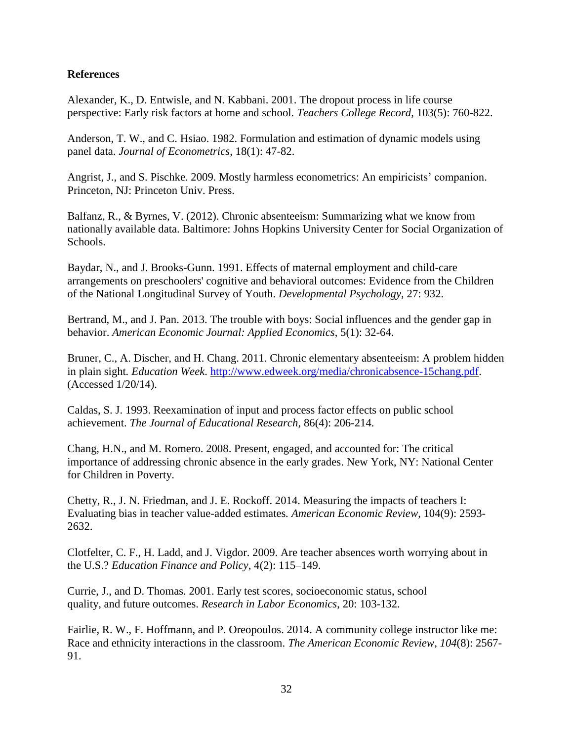**References**

Alexander, K., D. Entwisle, and N. Kabbani. 2001. The dropout process in life course perspective: Early risk factors at home and school. *Teachers College Record*, 103(5): 760-822.

Anderson, T. W., and C. Hsiao. 1982. Formulation and estimation of dynamic models using panel data. *Journal of Econometrics*, 18(1): 47-82.

Angrist, J., and S. Pischke. 2009. Mostly harmless econometrics: An empiricists' companion. Princeton, NJ: Princeton Univ. Press.

Balfanz, R., & Byrnes, V. (2012). Chronic absenteeism: Summarizing what we know from nationally available data. Baltimore: Johns Hopkins University Center for Social Organization of Schools.

Baydar, N., and J. Brooks-Gunn. 1991. Effects of maternal employment and child-care arrangements on preschoolers' cognitive and behavioral outcomes: Evidence from the Children of the National Longitudinal Survey of Youth. *Developmental Psychology*, 27: 932.

Bertrand, M., and J. Pan. 2013. The trouble with boys: Social influences and the gender gap in behavior. *American Economic Journal: Applied Economics*, 5(1): 32-64.

Bruner, C., A. Discher, and H. Chang. 2011. Chronic elementary absenteeism: A problem hidden in plain sight. *Education Week*. http://www.edweek.org/media/chronicabsence-15chang.pdf. (Accessed 1/20/14).

Caldas, S. J. 1993. Reexamination of input and process factor effects on public school achievement. *The Journal of Educational Research*, 86(4): 206-214.

Chang, H.N., and M. Romero. 2008. Present, engaged, and accounted for: The critical importance of addressing chronic absence in the early grades. New York, NY: National Center for Children in Poverty.

Chetty, R., J. N. Friedman, and J. E. Rockoff. 2014. Measuring the impacts of teachers I: Evaluating bias in teacher value-added estimates. *American Economic Review*, 104(9): 2593-2632.

Clotfelter, C. F., H. Ladd, and J. Vigdor. 2009. Are teacher absences worth worrying about in the U.S.? *Education Finance and Policy*, 4(2): 115–149.

Currie, J., and D. Thomas. 2001. Early test scores, socioeconomic status, school quality, and future outcomes. *Research in Labor Economics*, 20: 103-132.

Fairlie, R. W., F. Hoffmann, and P. Oreopoulos. 2014. A community college instructor like me: Race and ethnicity interactions in the classroom. *The American Economic Review*, *104*(8): 2567-91.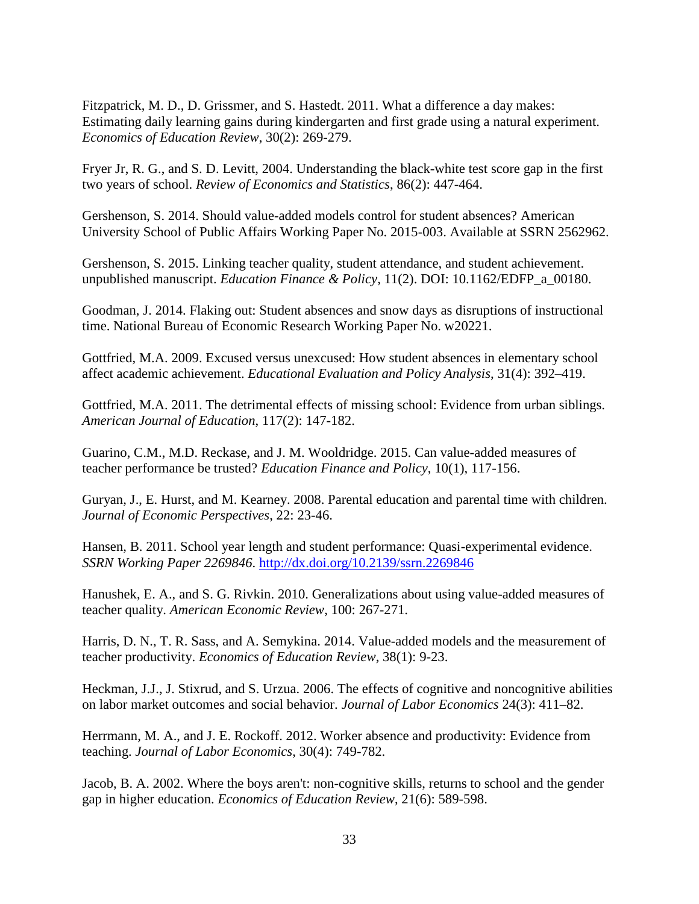Fitzpatrick, M. D., D. Grissmer, and S. Hastedt. 2011. What a difference a day makes: Estimating daily learning gains during kindergarten and first grade using a natural experiment. *Economics of Education Review*, 30(2): 269-279.

Fryer Jr, R. G., and S. D. Levitt, 2004. Understanding the black-white test score gap in the first two years of school. *Review of Economics and Statistics*, 86(2): 447-464.

Gershenson, S. 2014. Should value-added models control for student absences? American University School of Public Affairs Working Paper No. 2015-003. Available at SSRN 2562962.

Gershenson, S. 2015. Linking teacher quality, student attendance, and student achievement. unpublished manuscript. *Education Finance & Policy*, 11(2). DOI: 10.1162/EDFP_a_00180.

Goodman, J. 2014. Flaking out: Student absences and snow days as disruptions of instructional time. National Bureau of Economic Research Working Paper No. w20221.

Gottfried, M.A. 2009. Excused versus unexcused: How student absences in elementary school affect academic achievement. *Educational Evaluation and Policy Analysis*, 31(4): 392–419.

Gottfried, M.A. 2011. The detrimental effects of missing school: Evidence from urban siblings. *American Journal of Education*, 117(2): 147-182.

Guarino, C.M., M.D. Reckase, and J. M. Wooldridge. 2015. Can value-added measures of teacher performance be trusted? *Education Finance and Policy*, 10(1), 117-156.

Guryan, J., E. Hurst, and M. Kearney. 2008. Parental education and parental time with children. *Journal of Economic Perspectives*, 22: 23-46.

Hansen, B. 2011. School year length and student performance: Quasi-experimental evidence. *SSRN Working Paper 2269846*. http://dx.doi.org/10.2139/ssrn.2269846

Hanushek, E. A., and S. G. Rivkin. 2010. Generalizations about using value-added measures of teacher quality. *American Economic Review*, 100: 267-271.

Harris, D. N., T. R. Sass, and A. Semykina. 2014. Value-added models and the measurement of teacher productivity. *Economics of Education Review*, 38(1): 9-23.

Heckman, J.J., J. Stixrud, and S. Urzua. 2006. The effects of cognitive and noncognitive abilities on labor market outcomes and social behavior. *Journal of Labor Economics* 24(3): 411–82.

Herrmann, M. A., and J. E. Rockoff. 2012. Worker absence and productivity: Evidence from teaching. *Journal of Labor Economics*, 30(4): 749-782.

Jacob, B. A. 2002. Where the boys aren't: non-cognitive skills, returns to school and the gender gap in higher education. *Economics of Education Review*, 21(6): 589-598.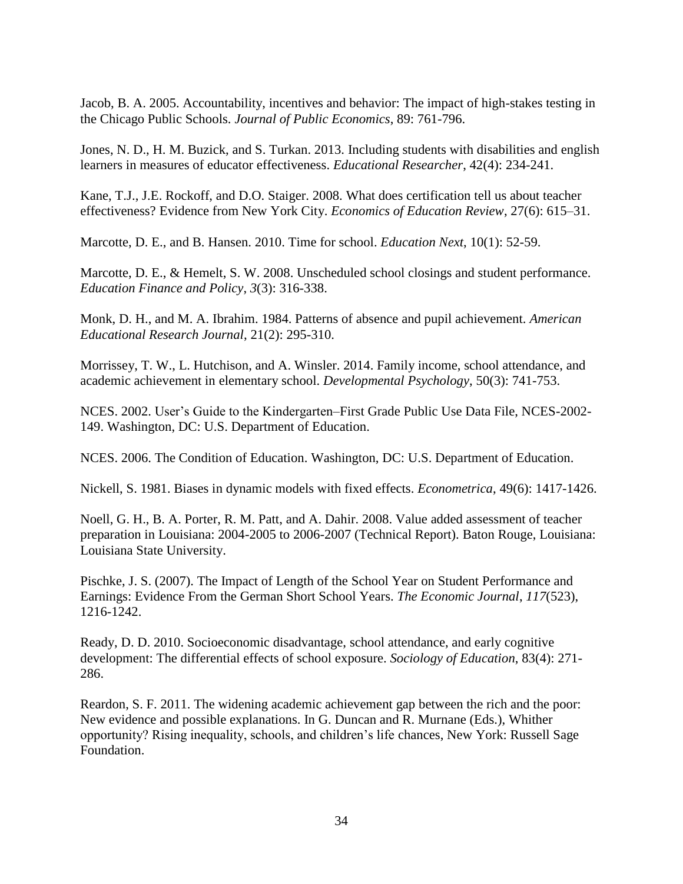Jacob, B. A. 2005. Accountability, incentives and behavior: The impact of high-stakes testing in the Chicago Public Schools. *Journal of Public Economics*, 89: 761-796.

Jones, N. D., H. M. Buzick, and S. Turkan. 2013. Including students with disabilities and english learners in measures of educator effectiveness. *Educational Researcher*, 42(4): 234-241.

Kane, T.J., J.E. Rockoff, and D.O. Staiger. 2008. What does certification tell us about teacher effectiveness? Evidence from New York City. *Economics of Education Review*, 27(6): 615–31.

Marcotte, D. E., and B. Hansen. 2010. Time for school. *Education Next*, 10(1): 52-59.

Marcotte, D. E., & Hemelt, S. W. 2008. Unscheduled school closings and student performance. *Education Finance and Policy*, *3*(3): 316-338.

Monk, D. H., and M. A. Ibrahim. 1984. Patterns of absence and pupil achievement. *American Educational Research Journal*, 21(2): 295-310.

Morrissey, T. W., L. Hutchison, and A. Winsler. 2014. Family income, school attendance, and academic achievement in elementary school. *Developmental Psychology*, 50(3): 741-753.

NCES. 2002. User's Guide to the Kindergarten–First Grade Public Use Data File, NCES-2002-149. Washington, DC: U.S. Department of Education.

NCES. 2006. The Condition of Education. Washington, DC: U.S. Department of Education.

Nickell, S. 1981. Biases in dynamic models with fixed effects. *Econometrica*, 49(6): 1417-1426.

Noell, G. H., B. A. Porter, R. M. Patt, and A. Dahir. 2008. Value added assessment of teacher preparation in Louisiana: 2004-2005 to 2006-2007 (Technical Report). Baton Rouge, Louisiana: Louisiana State University.

Pischke, J. S. (2007). The Impact of Length of the School Year on Student Performance and Earnings: Evidence From the German Short School Years. *The Economic Journal*, *117*(523), 1216-1242.

Ready, D. D. 2010. Socioeconomic disadvantage, school attendance, and early cognitive development: The differential effects of school exposure. *Sociology of Education*, 83(4): 271-286.

Reardon, S. F. 2011. The widening academic achievement gap between the rich and the poor: New evidence and possible explanations. In G. Duncan and R. Murnane (Eds.), Whither opportunity? Rising inequality, schools, and children's life chances, New York: Russell Sage Foundation.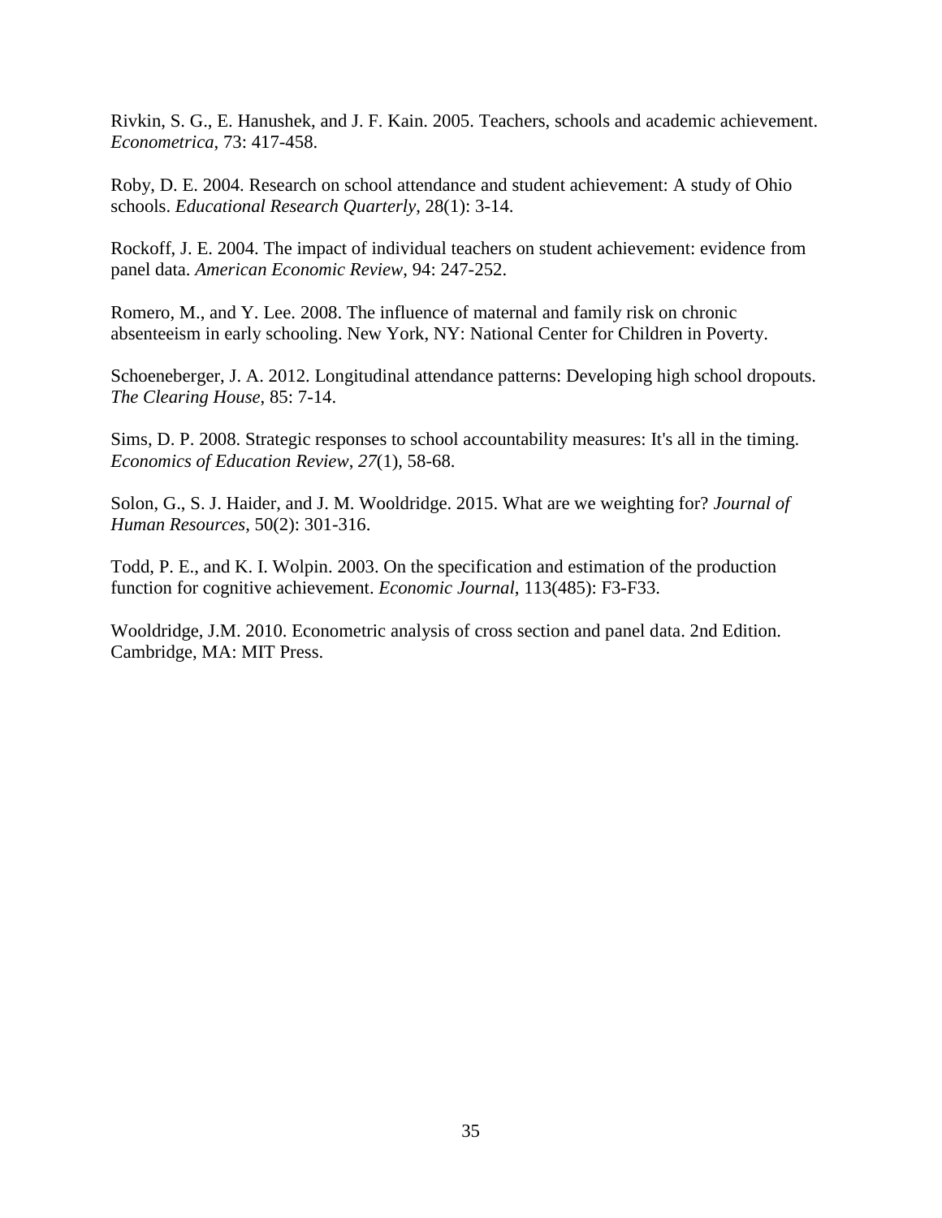Rivkin, S. G., E. Hanushek, and J. F. Kain. 2005. Teachers, schools and academic achievement. *Econometrica*, 73: 417-458.

Roby, D. E. 2004. Research on school attendance and student achievement: A study of Ohio schools. *Educational Research Quarterly*, 28(1): 3-14.

Rockoff, J. E. 2004. The impact of individual teachers on student achievement: evidence from panel data. *American Economic Review*, 94: 247-252.

Romero, M., and Y. Lee. 2008. The influence of maternal and family risk on chronic absenteeism in early schooling. New York, NY: National Center for Children in Poverty.

Schoeneberger, J. A. 2012. Longitudinal attendance patterns: Developing high school dropouts. *The Clearing House*, 85: 7-14.

Sims, D. P. 2008. Strategic responses to school accountability measures: It's all in the timing. *Economics of Education Review*, *27*(1), 58-68.

Solon, G., S. J. Haider, and J. M. Wooldridge. 2015. What are we weighting for? *Journal of Human Resources*, 50(2): 301-316.

Todd, P. E., and K. I. Wolpin. 2003. On the specification and estimation of the production function for cognitive achievement. *Economic Journal*, 113(485): F3-F33.

Wooldridge, J.M. 2010. Econometric analysis of cross section and panel data. 2nd Edition. Cambridge, MA: MIT Press.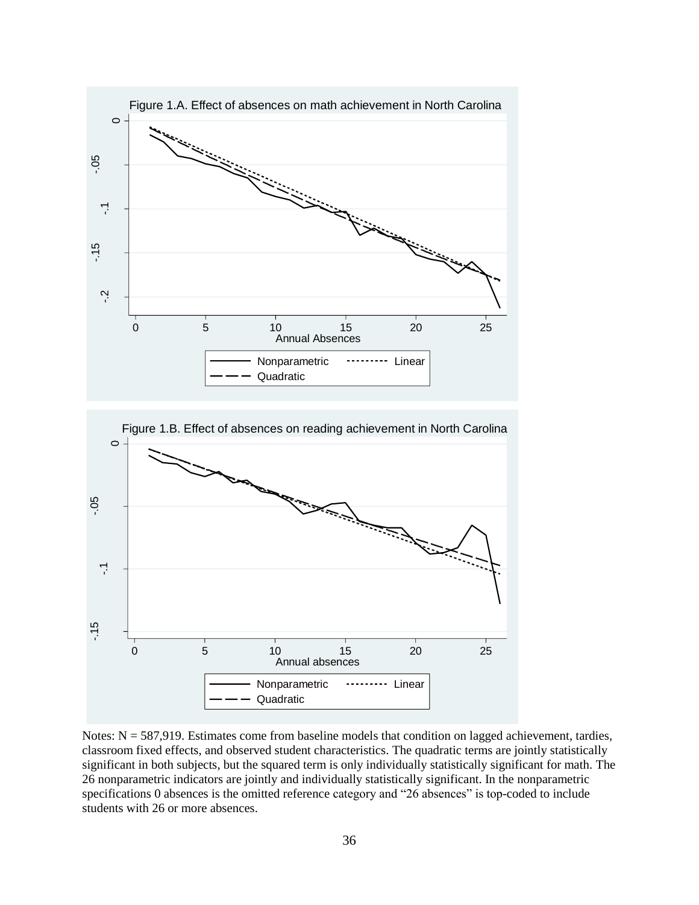Figure 1.A. Effect of absences on math achievement in North Carolina

Figure 1.B. Effect of absences on reading achievement in North Carolina

Notes: N = 587,919. Estimates come from baseline models that condition on lagged achievement, tardies, classroom fixed effects, and observed student characteristics. The quadratic terms are jointly statistically significant in both subjects, but the squared term is only individually statistically significant for math. The 26 nonparametric indicators are jointly and individually statistically significant. In the nonparametric specifications 0 absences is the omitted reference category and "26 absences" is top-coded to include students with 26 or more absences.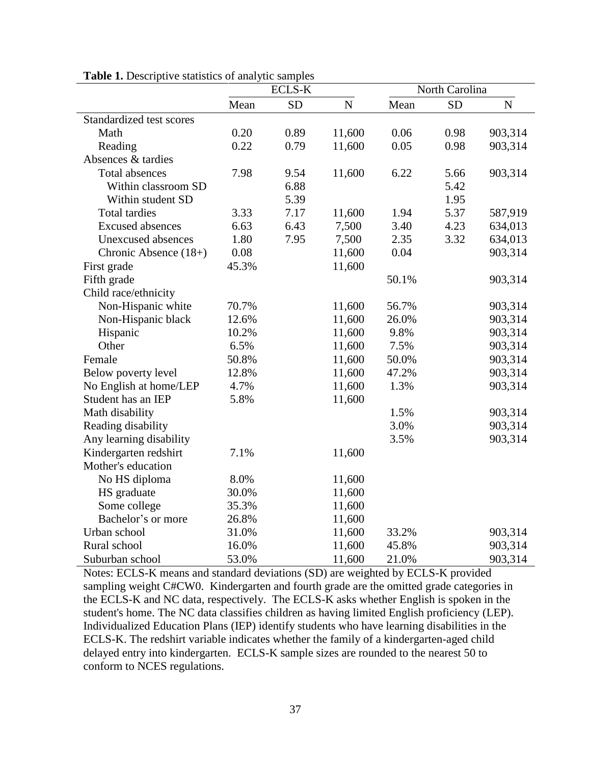**Table 1.** Descriptive statistics of analytic samples

| | ECLS-K | | | North Carolina | | |
|---|---|---|---|---|---|---|
| | Mean | SD | N | Mean | SD | N |
| Standardized test scores | | | | | | |
| Math | 0.20 | 0.89 | 11,600 | 0.06 | 0.98 | 903,314 |
| Reading | 0.22 | 0.79 | 11,600 | 0.05 | 0.98 | 903,314 |
| Absences & tardies | | | | | | |
| Total absences | 7.98 | 9.54 | 11,600 | 6.22 | 5.66 | 903,314 |
| Within classroom SD | | 6.88 | | | 5.42 | |
| Within student SD | | 5.39 | | | 1.95 | |
| Total tardies | 3.33 | 7.17 | 11,600 | 1.94 | 5.37 | 587,919 |
| Excused absences | 6.63 | 6.43 | 7,500 | 3.40 | 4.23 | 634,013 |
| Unexcused absences | 1.80 | 7.95 | 7,500 | 2.35 | 3.32 | 634,013 |
| Chronic Absence (18+) | 0.08 | | 11,600 | 0.04 | | 903,314 |
| First grade | 45.3% | | 11,600 | | | |
| Fifth grade | | | | 50.1% | | 903,314 |
| Child race/ethnicity | | | | | | |
| Non-Hispanic white | 70.7% | | 11,600 | 56.7% | | 903,314 |
| Non-Hispanic black | 12.6% | | 11,600 | 26.0% | | 903,314 |
| Hispanic | 10.2% | | 11,600 | 9.8% | | 903,314 |
| Other | 6.5% | | 11,600 | 7.5% | | 903,314 |
| Female | 50.8% | | 11,600 | 50.0% | | 903,314 |
| Below poverty level | 12.8% | | 11,600 | 47.2% | | 903,314 |
| No English at home/LEP | 4.7% | | 11,600 | 1.3% | | 903,314 |
| Student has an IEP | 5.8% | | 11,600 | | | |
| Math disability | | | | 1.5% | | 903,314 |
| Reading disability | | | | 3.0% | | 903,314 |
| Any learning disability | | | | 3.5% | | 903,314 |
| Kindergarten redshirt | 7.1% | | 11,600 | | | |
| Mother's education | | | | | | |
| No HS diploma | 8.0% | | 11,600 | | | |
| HS graduate | 30.0% | | 11,600 | | | |
| Some college | 35.3% | | 11,600 | | | |
| Bachelor's or more | 26.8% | | 11,600 | | | |
| Urban school | 31.0% | | 11,600 | 33.2% | | 903,314 |
| Rural school | 16.0% | | 11,600 | 45.8% | | 903,314 |
| Suburban school | 53.0% | | 11,600 | 21.0% | | 903,314 |

Notes: ECLS-K means and standard deviations (SD) are weighted by ECLS-K provided sampling weight C#CW0. Kindergarten and fourth grade are the omitted grade categories in the ECLS-K and NC data, respectively. The ECLS-K asks whether English is spoken in the student's home. The NC data classifies children as having limited English proficiency (LEP). Individualized Education Plans (IEP) identify students who have learning disabilities in the ECLS-K. The redshirt variable indicates whether the family of a kindergarten-aged child delayed entry into kindergarten. ECLS-K sample sizes are rounded to the nearest 50 to conform to NCES regulations.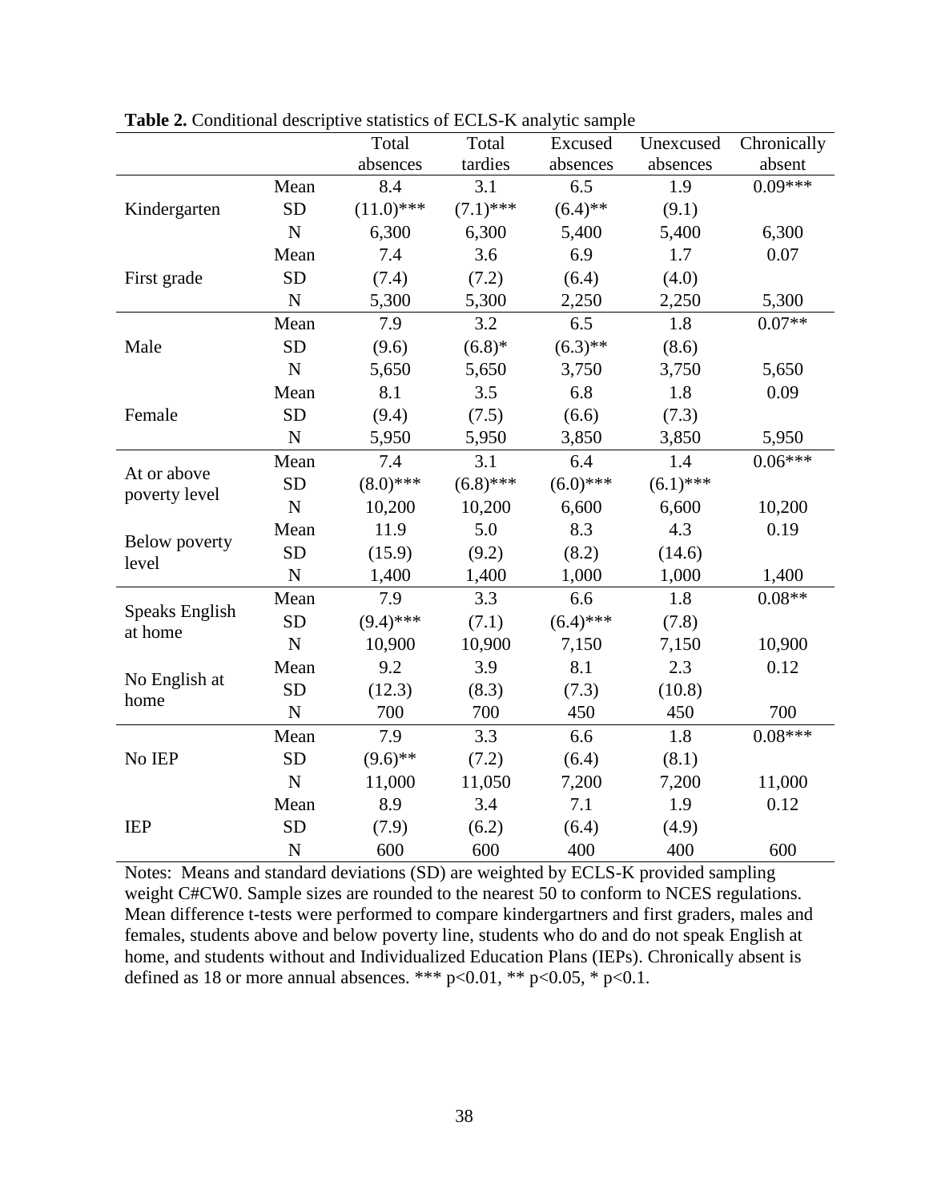**Table 2.** Conditional descriptive statistics of ECLS-K analytic sample

| | | Total absences | Total tardies | Excused absences | Unexcused absences | Chronically absent |
|---|---|---|---|---|---|---|
| Kindergarten | Mean | 8.4 | 3.1 | 6.5 | 1.9 | 0.09*** |
| | SD | (11.0)*** | (7.1)*** | (6.4)** | (9.1) | |
| | N | 6,300 | 6,300 | 5,400 | 5,400 | 6,300 |
| First grade | Mean | 7.4 | 3.6 | 6.9 | 1.7 | 0.07 |
| | SD | (7.4) | (7.2) | (6.4) | (4.0) | |
| | N | 5,300 | 5,300 | 2,250 | 2,250 | 5,300 |
| Male | Mean | 7.9 | 3.2 | 6.5 | 1.8 | 0.07** |
| | SD | (9.6) | (6.8)* | (6.3)** | (8.6) | |
| | N | 5,650 | 5,650 | 3,750 | 3,750 | 5,650 |
| Female | Mean | 8.1 | 3.5 | 6.8 | 1.8 | 0.09 |
| | SD | (9.4) | (7.5) | (6.6) | (7.3) | |
| | N | 5,950 | 5,950 | 3,850 | 3,850 | 5,950 |
| At or above poverty level | Mean | 7.4 | 3.1 | 6.4 | 1.4 | 0.06*** |
| | SD | (8.0)*** | (6.8)*** | (6.0)*** | (6.1)*** | |
| | N | 10,200 | 10,200 | 6,600 | 6,600 | 10,200 |
| Below poverty level | Mean | 11.9 | 5.0 | 8.3 | 4.3 | 0.19 |
| | SD | (15.9) | (9.2) | (8.2) | (14.6) | |
| | N | 1,400 | 1,400 | 1,000 | 1,000 | 1,400 |
| Speaks English at home | Mean | 7.9 | 3.3 | 6.6 | 1.8 | 0.08** |
| | SD | (9.4)*** | (7.1) | (6.4)*** | (7.8) | |
| | N | 10,900 | 10,900 | 7,150 | 7,150 | 10,900 |
| No English at home | Mean | 9.2 | 3.9 | 8.1 | 2.3 | 0.12 |
| | SD | (12.3) | (8.3) | (7.3) | (10.8) | |
| | N | 700 | 700 | 450 | 450 | 700 |
| No IEP | Mean | 7.9 | 3.3 | 6.6 | 1.8 | 0.08*** |
| | SD | (9.6)** | (7.2) | (6.4) | (8.1) | |
| | N | 11,000 | 11,050 | 7,200 | 7,200 | 11,000 |
| IEP | Mean | 8.9 | 3.4 | 7.1 | 1.9 | 0.12 |
| | SD | (7.9) | (6.2) | (6.4) | (4.9) | |
| | N | 600 | 600 | 400 | 400 | 600 |

Notes: Means and standard deviations (SD) are weighted by ECLS-K provided sampling weight C#CW0. Sample sizes are rounded to the nearest 50 to conform to NCES regulations. Mean difference t-tests were performed to compare kindergartners and first graders, males and females, students above and below poverty line, students who do and do not speak English at home, and students without and Individualized Education Plans (IEPs). Chronically absent is defined as 18 or more annual absences. *** $p<0.01$, ** $p<0.05$, * $p<0.1$.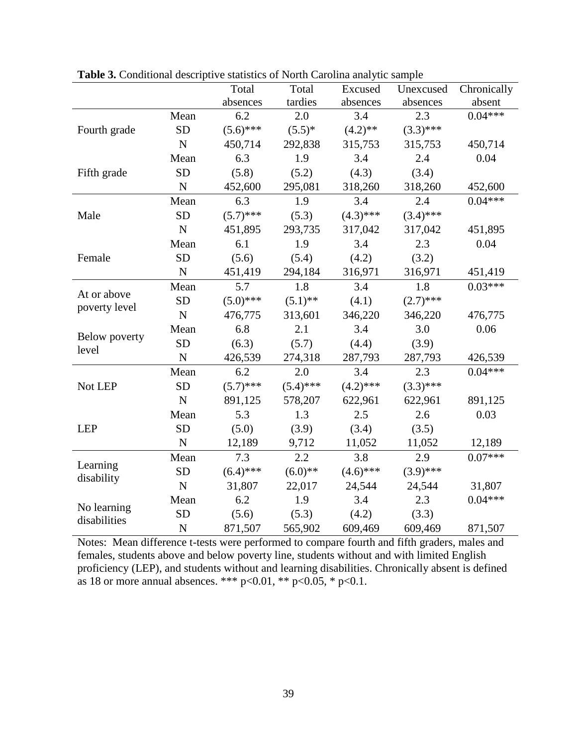**Table 3.** Conditional descriptive statistics of North Carolina analytic sample

| | | Total absences | Total tardies | Excused absences | Unexcused absences | Chronically absent |
|---|---|---|---|---|---|---|
| Fourth grade | Mean | 6.2 | 2.0 | 3.4 | 2.3 | 0.04*** |
| | SD | (5.6)*** | (5.5)* | (4.2)** | (3.3)*** | |
| | N | 450,714 | 292,838 | 315,753 | 315,753 | 450,714 |
| Fifth grade | Mean | 6.3 | 1.9 | 3.4 | 2.4 | 0.04 |
| | SD | (5.8) | (5.2) | (4.3) | (3.4) | |
| | N | 452,600 | 295,081 | 318,260 | 318,260 | 452,600 |
| Male | Mean | 6.3 | 1.9 | 3.4 | 2.4 | 0.04*** |
| | SD | (5.7)*** | (5.3) | (4.3)*** | (3.4)*** | |
| | N | 451,895 | 293,735 | 317,042 | 317,042 | 451,895 |
| Female | Mean | 6.1 | 1.9 | 3.4 | 2.3 | 0.04 |
| | SD | (5.6) | (5.4) | (4.2) | (3.2) | |
| | N | 451,419 | 294,184 | 316,971 | 316,971 | 451,419 |
| At or above poverty level | Mean | 5.7 | 1.8 | 3.4 | 1.8 | 0.03*** |
| | SD | (5.0)*** | (5.1)** | (4.1) | (2.7)*** | |
| | N | 476,775 | 313,601 | 346,220 | 346,220 | 476,775 |
| Below poverty level | Mean | 6.8 | 2.1 | 3.4 | 3.0 | 0.06 |
| | SD | (6.3) | (5.7) | (4.4) | (3.9) | |
| | N | 426,539 | 274,318 | 287,793 | 287,793 | 426,539 |
| Not LEP | Mean | 6.2 | 2.0 | 3.4 | 2.3 | 0.04*** |
| | SD | (5.7)*** | (5.4)*** | (4.2)*** | (3.3)*** | |
| | N | 891,125 | 578,207 | 622,961 | 622,961 | 891,125 |
| LEP | Mean | 5.3 | 1.3 | 2.5 | 2.6 | 0.03 |
| | SD | (5.0) | (3.9) | (3.4) | (3.5) | |
| | N | 12,189 | 9,712 | 11,052 | 11,052 | 12,189 |
| Learning disability | Mean | 7.3 | 2.2 | 3.8 | 2.9 | 0.07*** |
| | SD | (6.4)*** | (6.0)** | (4.6)*** | (3.9)*** | |
| | N | 31,807 | 22,017 | 24,544 | 24,544 | 31,807 |
| No learning disabilities | Mean | 6.2 | 1.9 | 3.4 | 2.3 | 0.04*** |
| | SD | (5.6) | (5.3) | (4.2) | (3.3) | |
| | N | 871,507 | 565,902 | 609,469 | 609,469 | 871,507 |

Notes: Mean difference t-tests were performed to compare fourth and fifth graders, males and females, students above and below poverty line, students without and with limited English proficiency (LEP), and students without and learning disabilities. Chronically absent is defined as 18 or more annual absences. *** $p<0.01$, ** $p<0.05$, * $p<0.1$.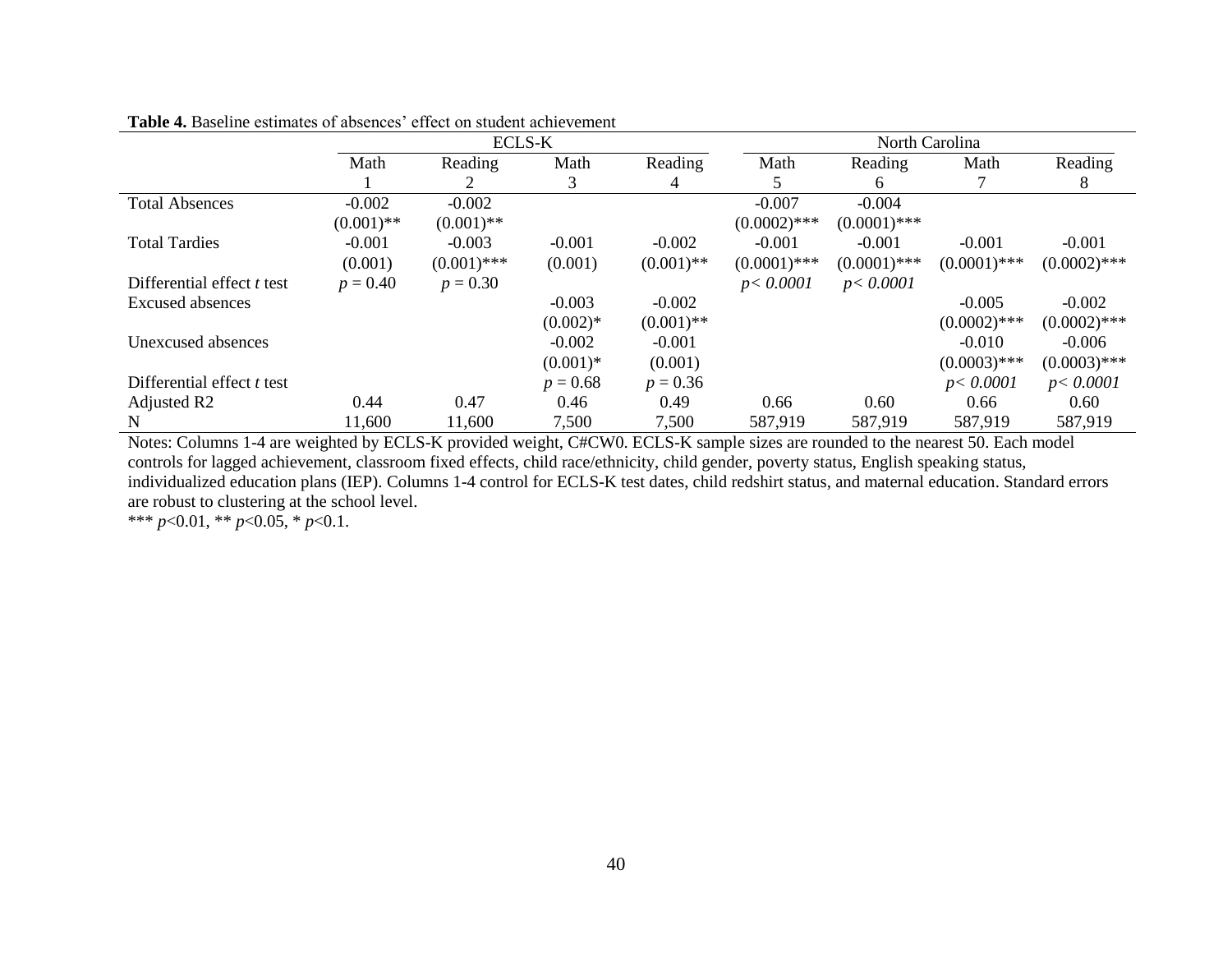**Table 4.** Baseline estimates of absences' effect on student achievement

| | ECLS-K | | | | North Carolina | | | |
|---|---|---|---|---|---|---|---|---|
| | Math | Reading | Math | Reading | Math | Reading | Math | Reading |
| | 1 | 2 | 3 | 4 | 5 | 6 | 7 | 8 |
| Total Absences | -0.002 | -0.002 | | | -0.007 | -0.004 | | |
| | (0.001)** | (0.001)** | | | (0.0002)*** | (0.0001)*** | | |
| Total Tardies | -0.001 | -0.003 | -0.001 | -0.002 | -0.001 | -0.001 | -0.001 | -0.001 |
| | (0.001) | (0.001)*** | (0.001) | (0.001)** | (0.0001)*** | (0.0001)*** | (0.0001)*** | (0.0002)*** |
| Differential effect *t* test | $p = 0.40$ | $p = 0.30$ | | | $p < 0.0001$ | $p < 0.0001$ | | |
| Excused absences | | | -0.003 | -0.002 | | | -0.005 | -0.002 |
| | | | (0.002)* | (0.001)** | | | (0.0002)*** | (0.0002)*** |
| Unexcused absences | | | -0.002 | -0.001 | | | -0.010 | -0.006 |
| | | | (0.001)* | (0.001) | | | (0.0003)*** | (0.0003)*** |
| Differential effect *t* test | | | $p = 0.68$ | $p = 0.36$ | | | $p < 0.0001$ | $p < 0.0001$ |
| Adjusted R2 | 0.44 | 0.47 | 0.46 | 0.49 | 0.66 | 0.60 | 0.66 | 0.60 |
| N | 11,600 | 11,600 | 7,500 | 7,500 | 587,919 | 587,919 | 587,919 | 587,919 |

Notes: Columns 1-4 are weighted by ECLS-K provided weight, C#CW0. ECLS-K sample sizes are rounded to the nearest 50. Each model controls for lagged achievement, classroom fixed effects, child race/ethnicity, child gender, poverty status, English speaking status, individualized education plans (IEP). Columns 1-4 control for ECLS-K test dates, child redshirt status, and maternal education. Standard errors are robust to clustering at the school level.

*** $p<0.01$, ** $p<0.05$, * $p<0.1$.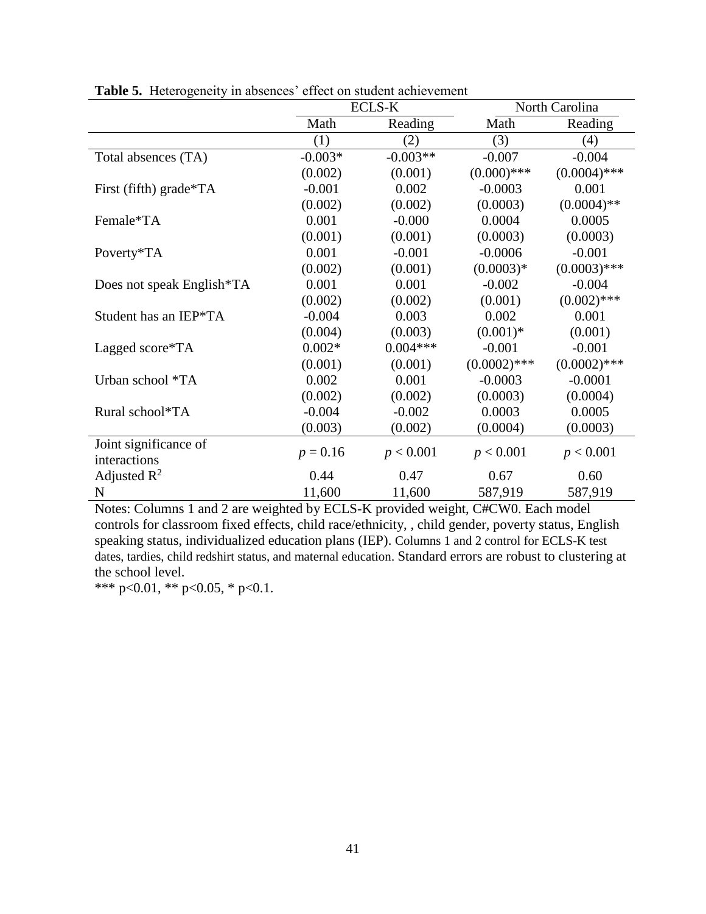**Table 5.** Heterogeneity in absences' effect on student achievement

| | ECLS-K | | North Carolina | |
|---|---|---|---|---|
| | Math | Reading | Math | Reading |
| | (1) | (2) | (3) | (4) |
| Total absences (TA) | -0.003* | -0.003** | -0.007 | -0.004 |
| | (0.002) | (0.001) | (0.000)*** | (0.0004)*** |
| First (fifth) grade*TA | -0.001 | 0.002 | -0.0003 | 0.001 |
| | (0.002) | (0.002) | (0.0003) | (0.0004)** |
| Female*TA | 0.001 | -0.000 | 0.0004 | 0.0005 |
| | (0.001) | (0.001) | (0.0003) | (0.0003) |
| Poverty*TA | 0.001 | -0.001 | -0.0006 | -0.001 |
| | (0.002) | (0.001) | (0.0003)* | (0.0003)*** |
| Does not speak English*TA | 0.001 | 0.001 | -0.002 | -0.004 |
| | (0.002) | (0.002) | (0.001) | (0.002)*** |
| Student has an IEP*TA | -0.004 | 0.003 | 0.002 | 0.001 |
| | (0.004) | (0.003) | (0.001)* | (0.001) |
| Lagged score*TA | 0.002* | 0.004*** | -0.001 | -0.001 |
| | (0.001) | (0.001) | (0.0002)*** | (0.0002)*** |
| Urban school *TA | 0.002 | 0.001 | -0.0003 | -0.0001 |
| | (0.002) | (0.002) | (0.0003) | (0.0004) |
| Rural school*TA | -0.004 | -0.002 | 0.0003 | 0.0005 |
| | (0.003) | (0.002) | (0.0004) | (0.0003) |
| Joint significance of interactions | $p = 0.16$ | $p < 0.001$ | $p < 0.001$ | $p < 0.001$ |
| Adjusted $R^2$ | 0.44 | 0.47 | 0.67 | 0.60 |
| N | 11,600 | 11,600 | 587,919 | 587,919 |

Notes: Columns 1 and 2 are weighted by ECLS-K provided weight, C#CW0. Each model controls for classroom fixed effects, child race/ethnicity, , child gender, poverty status, English speaking status, individualized education plans (IEP). Columns 1 and 2 control for ECLS-K test dates, tardies, child redshirt status, and maternal education. Standard errors are robust to clustering at the school level.

*** p<0.01, ** p<0.05, * p<0.1.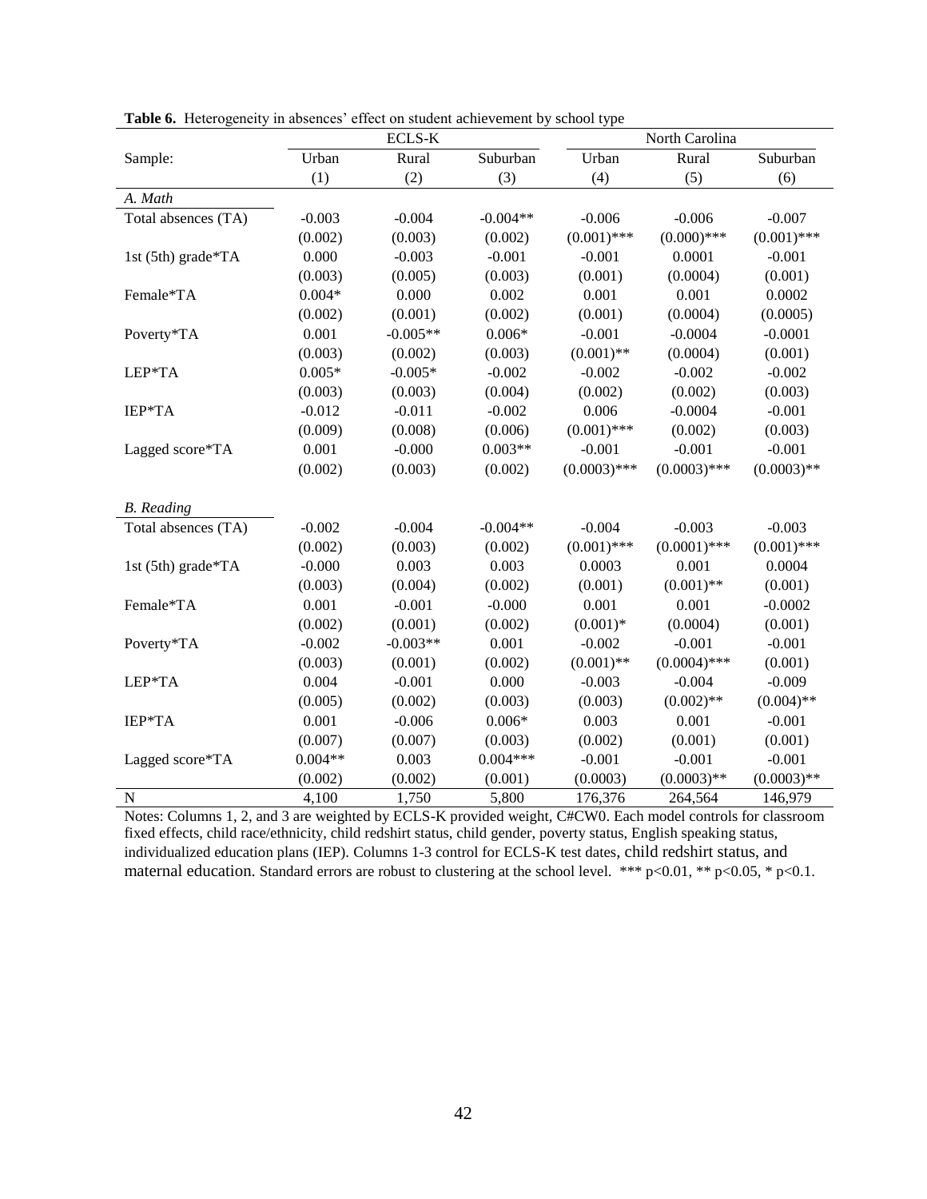**Table 6.** Heterogeneity in absences' effect on student achievement by school type

| | ECLS-K | | | North Carolina | | |
|---|---|---|---|---|---|---|
| Sample: | Urban | Rural | Suburban | Urban | Rural | Suburban |
| | (1) | (2) | (3) | (4) | (5) | (6) |
| *A. Math* | | | | | | |
| Total absences (TA) | -0.003 | -0.004 | -0.004** | -0.006 | -0.006 | -0.007 |
| | (0.002) | (0.003) | (0.002) | (0.001)*** | (0.000)*** | (0.001)*** |
| 1st (5th) grade*TA | 0.000 | -0.003 | -0.001 | -0.001 | 0.0001 | -0.001 |
| | (0.003) | (0.005) | (0.003) | (0.001) | (0.0004) | (0.001) |
| Female*TA | 0.004* | 0.000 | 0.002 | 0.001 | 0.001 | 0.0002 |
| | (0.002) | (0.001) | (0.002) | (0.001) | (0.0004) | (0.0005) |
| Poverty*TA | 0.001 | -0.005** | 0.006* | -0.001 | -0.0004 | -0.0001 |
| | (0.003) | (0.002) | (0.003) | (0.001)** | (0.0004) | (0.001) |
| LEP*TA | 0.005* | -0.005* | -0.002 | -0.002 | -0.002 | -0.002 |
| | (0.003) | (0.003) | (0.004) | (0.002) | (0.002) | (0.003) |
| IEP*TA | -0.012 | -0.011 | -0.002 | 0.006 | -0.0004 | -0.001 |
| | (0.009) | (0.008) | (0.006) | (0.001)*** | (0.002) | (0.003) |
| Lagged score*TA | 0.001 | -0.000 | 0.003** | -0.001 | -0.001 | -0.001 |
| | (0.002) | (0.003) | (0.002) | (0.0003)*** | (0.0003)*** | (0.0003)** |
| *B. Reading* | | | | | | |
| Total absences (TA) | -0.002 | -0.004 | -0.004** | -0.004 | -0.003 | -0.003 |
| | (0.002) | (0.003) | (0.002) | (0.001)*** | (0.0001)*** | (0.001)*** |
| 1st (5th) grade*TA | -0.000 | 0.003 | 0.003 | 0.0003 | 0.001 | 0.0004 |
| | (0.003) | (0.004) | (0.002) | (0.001) | (0.001)** | (0.001) |
| Female*TA | 0.001 | -0.001 | -0.000 | 0.001 | 0.001 | -0.0002 |
| | (0.002) | (0.001) | (0.002) | (0.001)* | (0.0004) | (0.001) |
| Poverty*TA | -0.002 | -0.003** | 0.001 | -0.002 | -0.001 | -0.001 |
| | (0.003) | (0.001) | (0.002) | (0.001)** | (0.0004)*** | (0.001) |
| LEP*TA | 0.004 | -0.001 | 0.000 | -0.003 | -0.004 | -0.009 |
| | (0.005) | (0.002) | (0.003) | (0.003) | (0.002)** | (0.004)** |
| IEP*TA | 0.001 | -0.006 | 0.006* | 0.003 | 0.001 | -0.001 |
| | (0.007) | (0.007) | (0.003) | (0.002) | (0.001) | (0.001) |
| Lagged score*TA | 0.004** | 0.003 | 0.004*** | -0.001 | -0.001 | -0.001 |
| | (0.002) | (0.002) | (0.001) | (0.0003) | (0.0003)** | (0.0003)** |
| N | 4,100 | 1,750 | 5,800 | 176,376 | 264,564 | 146,979 |

Notes: Columns 1, 2, and 3 are weighted by ECLS-K provided weight, C#CW0. Each model controls for classroom fixed effects, child race/ethnicity, child redshirt status, child gender, poverty status, English speaking status, individualized education plans (IEP). Columns 1-3 control for ECLS-K test dates, child redshirt status, and maternal education. Standard errors are robust to clustering at the school level. *** p<0.01, ** p<0.05, * p<0.1.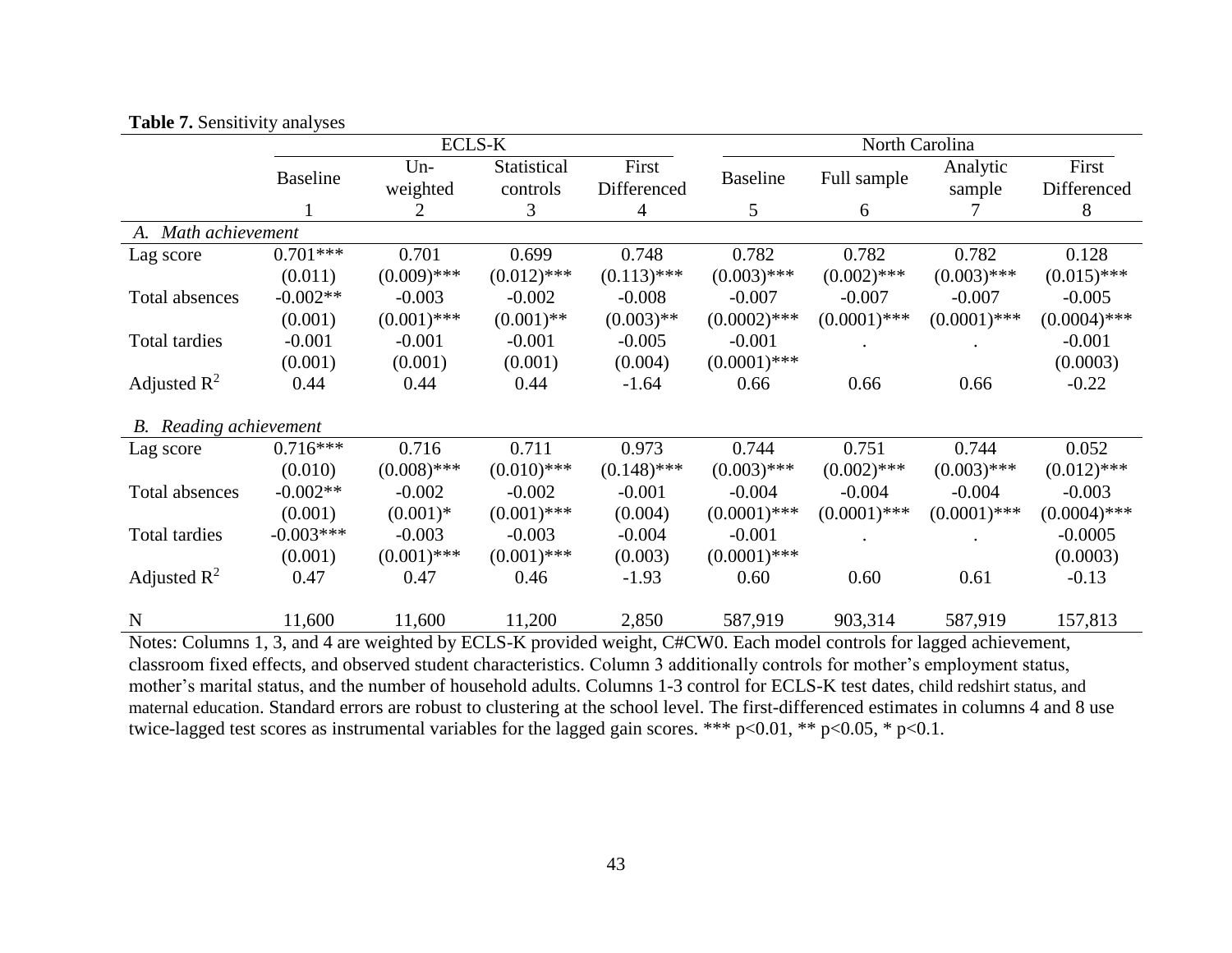**Table 7.** Sensitivity analyses

| | ECLS-K | | | | North Carolina | | | |
|---|---|---|---|---|---|---|---|---|
| | Baseline | Un-weighted | Statistical controls | First Differenced | Baseline | Full sample | Analytic sample | First Differenced |
| | 1 | 2 | 3 | 4 | 5 | 6 | 7 | 8 |
| *A. Math achievement* | | | | | | | | |
| Lag score | 0.701*** | 0.701 | 0.699 | 0.748 | 0.782 | 0.782 | 0.782 | 0.128 |
| | (0.011) | (0.009)*** | (0.012)*** | (0.113)*** | (0.003)*** | (0.002)*** | (0.003)*** | (0.015)*** |
| Total absences | -0.002** | -0.003 | -0.002 | -0.008 | -0.007 | -0.007 | -0.007 | -0.005 |
| | (0.001) | (0.001)*** | (0.001)** | (0.003)** | (0.0002)*** | (0.0001)*** | (0.0001)*** | (0.0004)*** |
| Total tardies | -0.001 | -0.001 | -0.001 | -0.005 | -0.001 | . | . | -0.001 |
| | (0.001) | (0.001) | (0.001) | (0.004) | (0.0001)*** | | | (0.0003) |
| Adjusted $R^2$ | 0.44 | 0.44 | 0.44 | -1.64 | 0.66 | 0.66 | 0.66 | -0.22 |
| *B. Reading achievement* | | | | | | | | |
| Lag score | 0.716*** | 0.716 | 0.711 | 0.973 | 0.744 | 0.751 | 0.744 | 0.052 |
| | (0.010) | (0.008)*** | (0.010)*** | (0.148)*** | (0.003)*** | (0.002)*** | (0.003)*** | (0.012)*** |
| Total absences | -0.002** | -0.002 | -0.002 | -0.001 | -0.004 | -0.004 | -0.004 | -0.003 |
| | (0.001) | (0.001)* | (0.001)*** | (0.004) | (0.0001)*** | (0.0001)*** | (0.0001)*** | (0.0004)*** |
| Total tardies | -0.003*** | -0.003 | -0.003 | -0.004 | -0.001 | . | . | -0.0005 |
| | (0.001) | (0.001)*** | (0.001)*** | (0.003) | (0.0001)*** | | | (0.0003) |
| Adjusted $R^2$ | 0.47 | 0.47 | 0.46 | -1.93 | 0.60 | 0.60 | 0.61 | -0.13 |
| N | 11,600 | 11,600 | 11,200 | 2,850 | 587,919 | 903,314 | 587,919 | 157,813 |

Notes: Columns 1, 3, and 4 are weighted by ECLS-K provided weight, C#CW0. Each model controls for lagged achievement, classroom fixed effects, and observed student characteristics. Column 3 additionally controls for mother's employment status, mother's marital status, and the number of household adults. Columns 1-3 control for ECLS-K test dates, child redshirt status, and maternal education. Standard errors are robust to clustering at the school level. The first-differenced estimates in columns 4 and 8 use twice-lagged test scores as instrumental variables for the lagged gain scores. *** p<0.01, ** p<0.05, * p<0.1.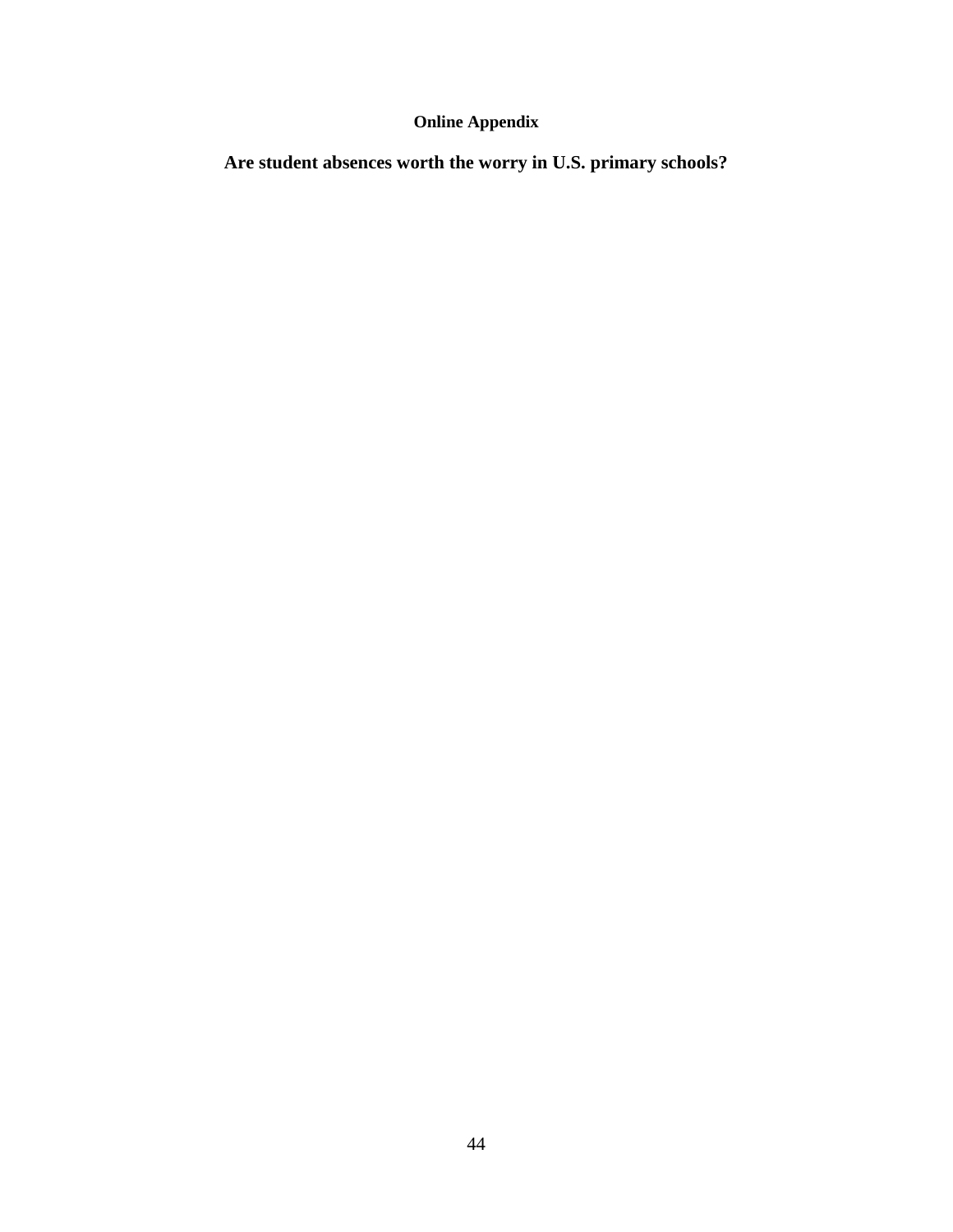**Online Appendix**

# Are student absences worth the worry in U.S. primary schools?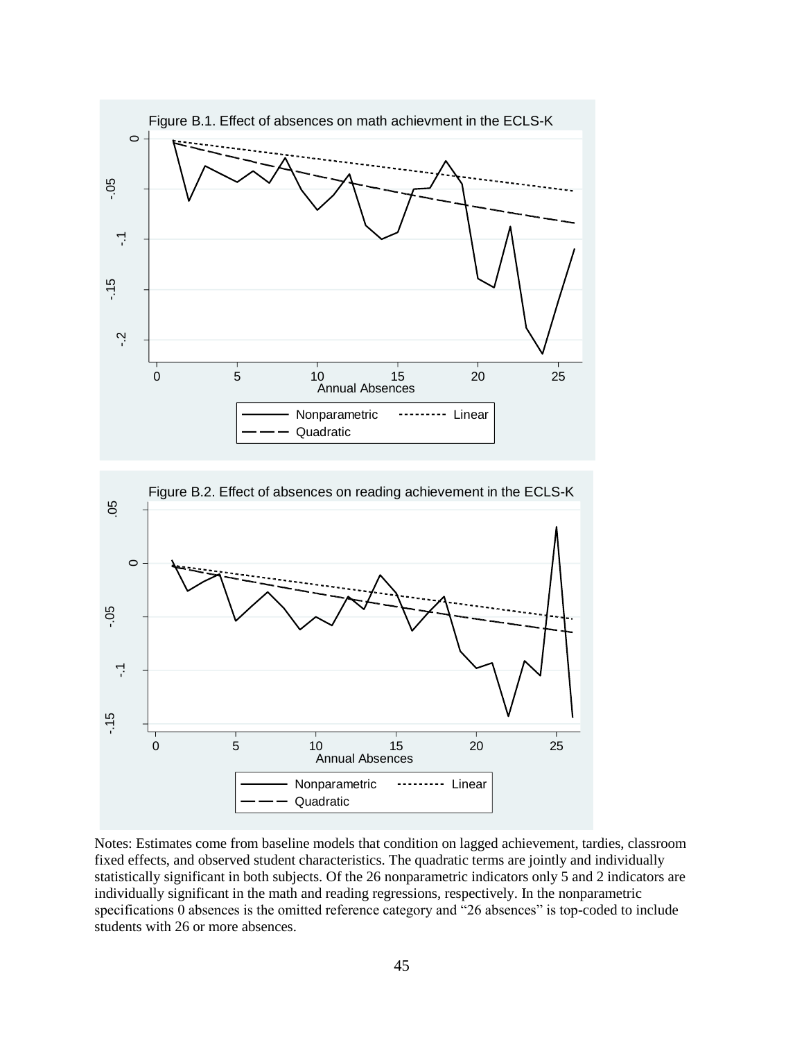Figure B.1. Effect of absences on math achievment in the ECLS-K

Figure B.2. Effect of absences on reading achievement in the ECLS-K

Notes: Estimates come from baseline models that condition on lagged achievement, tardies, classroom fixed effects, and observed student characteristics. The quadratic terms are jointly and individually statistically significant in both subjects. Of the 26 nonparametric indicators only 5 and 2 indicators are individually significant in the math and reading regressions, respectively. In the nonparametric specifications 0 absences is the omitted reference category and "26 absences" is top-coded to include students with 26 or more absences.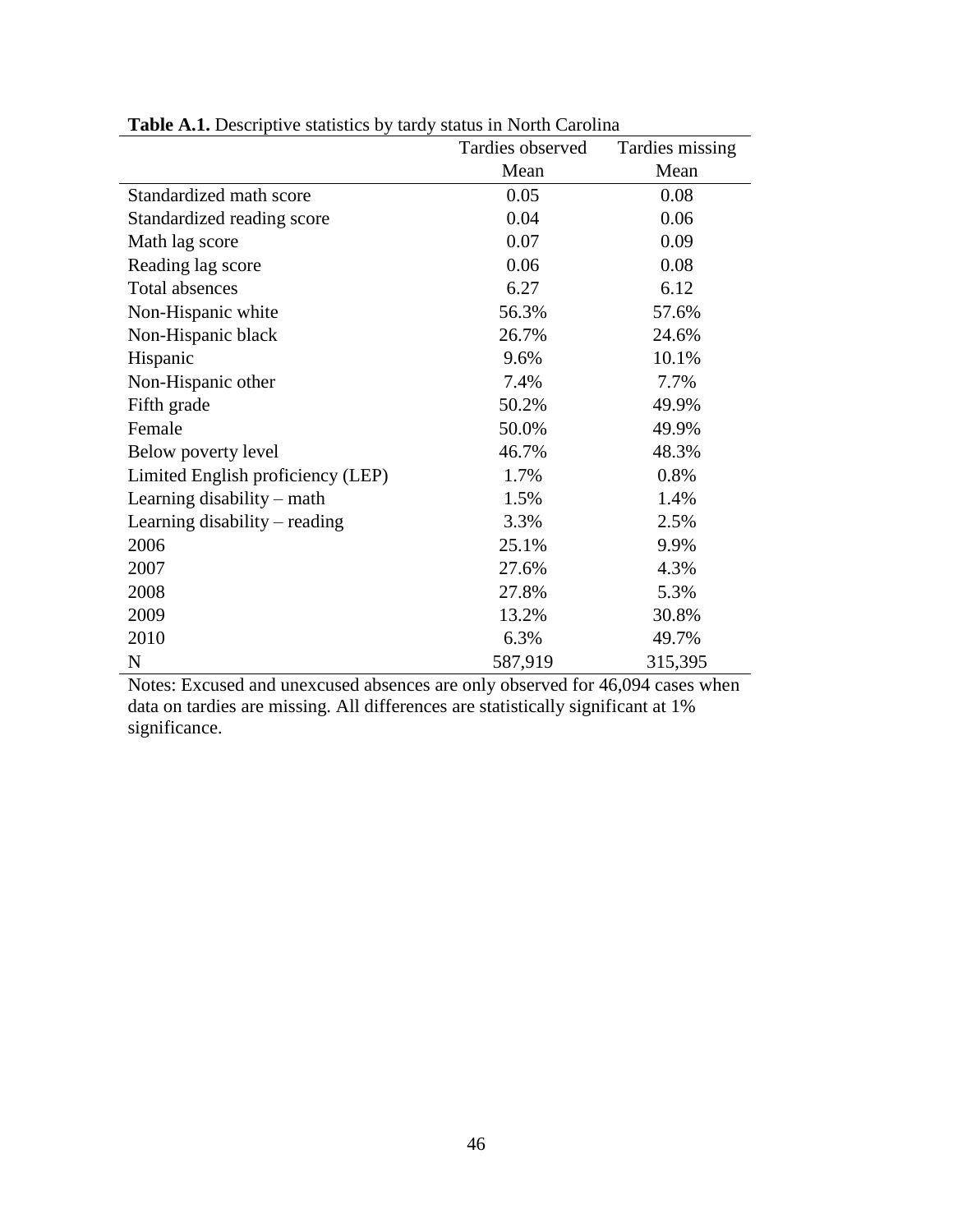**Table A.1.** Descriptive statistics by tardy status in North Carolina

| | Tardies observed | Tardies missing |
|---|---|---|
| | Mean | Mean |
| Standardized math score | 0.05 | 0.08 |
| Standardized reading score | 0.04 | 0.06 |
| Math lag score | 0.07 | 0.09 |
| Reading lag score | 0.06 | 0.08 |
| Total absences | 6.27 | 6.12 |
| Non-Hispanic white | 56.3% | 57.6% |
| Non-Hispanic black | 26.7% | 24.6% |
| Hispanic | 9.6% | 10.1% |
| Non-Hispanic other | 7.4% | 7.7% |
| Fifth grade | 50.2% | 49.9% |
| Female | 50.0% | 49.9% |
| Below poverty level | 46.7% | 48.3% |
| Limited English proficiency (LEP) | 1.7% | 0.8% |
| Learning disability – math | 1.5% | 1.4% |
| Learning disability – reading | 3.3% | 2.5% |
| 2006 | 25.1% | 9.9% |
| 2007 | 27.6% | 4.3% |
| 2008 | 27.8% | 5.3% |
| 2009 | 13.2% | 30.8% |
| 2010 | 6.3% | 49.7% |
| N | 587,919 | 315,395 |

Notes: Excused and unexcused absences are only observed for 46,094 cases when data on tardies are missing. All differences are statistically significant at 1% significance.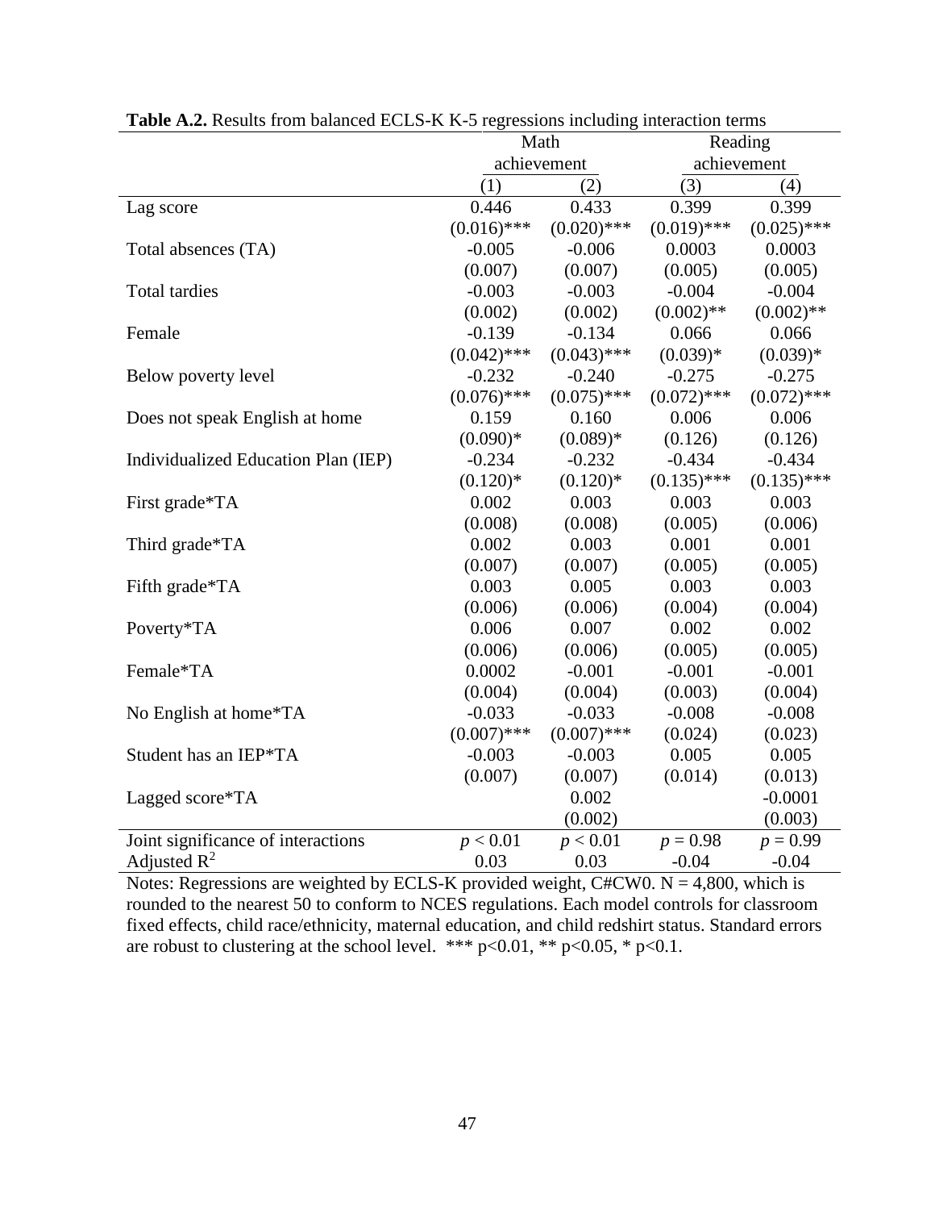**Table A.2.** Results from balanced ECLS-K K-5 regressions including interaction terms

| | Math achievement | | Reading achievement | |
|---|---|---|---|---|
| | (1) | (2) | (3) | (4) |
| Lag score | 0.446 | 0.433 | 0.399 | 0.399 |
| | (0.016)*** | (0.020)*** | (0.019)*** | (0.025)*** |
| Total absences (TA) | -0.005 | -0.006 | 0.0003 | 0.0003 |
| | (0.007) | (0.007) | (0.005) | (0.005) |
| Total tardies | -0.003 | -0.003 | -0.004 | -0.004 |
| | (0.002) | (0.002) | (0.002)** | (0.002)** |
| Female | -0.139 | -0.134 | 0.066 | 0.066 |
| | (0.042)*** | (0.043)*** | (0.039)* | (0.039)* |
| Below poverty level | -0.232 | -0.240 | -0.275 | -0.275 |
| | (0.076)*** | (0.075)*** | (0.072)*** | (0.072)*** |
| Does not speak English at home | 0.159 | 0.160 | 0.006 | 0.006 |
| | (0.090)* | (0.089)* | (0.126) | (0.126) |
| Individualized Education Plan (IEP) | -0.234 | -0.232 | -0.434 | -0.434 |
| | (0.120)* | (0.120)* | (0.135)*** | (0.135)*** |
| First grade*TA | 0.002 | 0.003 | 0.003 | 0.003 |
| | (0.008) | (0.008) | (0.005) | (0.006) |
| Third grade*TA | 0.002 | 0.003 | 0.001 | 0.001 |
| | (0.007) | (0.007) | (0.005) | (0.005) |
| Fifth grade*TA | 0.003 | 0.005 | 0.003 | 0.003 |
| | (0.006) | (0.006) | (0.004) | (0.004) |
| Poverty*TA | 0.006 | 0.007 | 0.002 | 0.002 |
| | (0.006) | (0.006) | (0.005) | (0.005) |
| Female*TA | 0.0002 | -0.001 | -0.001 | -0.001 |
| | (0.004) | (0.004) | (0.003) | (0.004) |
| No English at home*TA | -0.033 | -0.033 | -0.008 | -0.008 |
| | (0.007)*** | (0.007)*** | (0.024) | (0.023) |
| Student has an IEP*TA | -0.003 | -0.003 | 0.005 | 0.005 |
| | (0.007) | (0.007) | (0.014) | (0.013) |
| Lagged score*TA | | 0.002 | | -0.0001 |
| | | (0.002) | | (0.003) |
| Joint significance of interactions | $p < 0.01$ | $p < 0.01$ | $p = 0.98$ | $p = 0.99$ |
| Adjusted $R^2$ | 0.03 | 0.03 | -0.04 | -0.04 |

Notes: Regressions are weighted by ECLS-K provided weight, C#CW0. N = 4,800, which is rounded to the nearest 50 to conform to NCES regulations. Each model controls for classroom fixed effects, child race/ethnicity, maternal education, and child redshirt status. Standard errors are robust to clustering at the school level. *** p<0.01, ** p<0.05, * p<0.1.